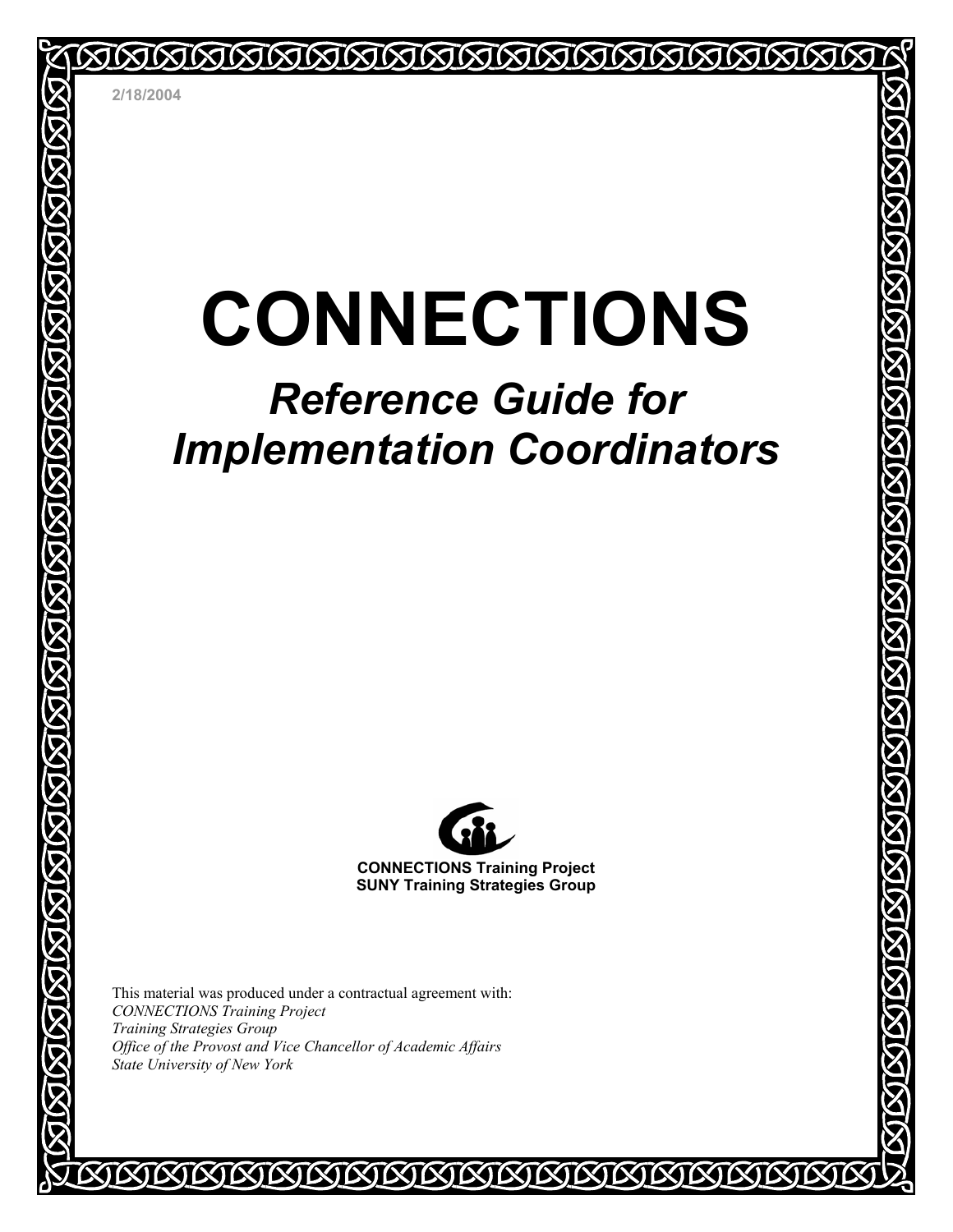2/18/2004

# CONNECTIONS

## *Reference Guide for Implementation Coordinators*

**CONNECTIONS Training Project**
**SUNY Training Strategies Group**

This material was produced under a contractual agreement with:
*CONNECTIONS Training Project*
*Training Strategies Group*
*Office of the Provost and Vice Chancellor of Academic Affairs*
*State University of New York*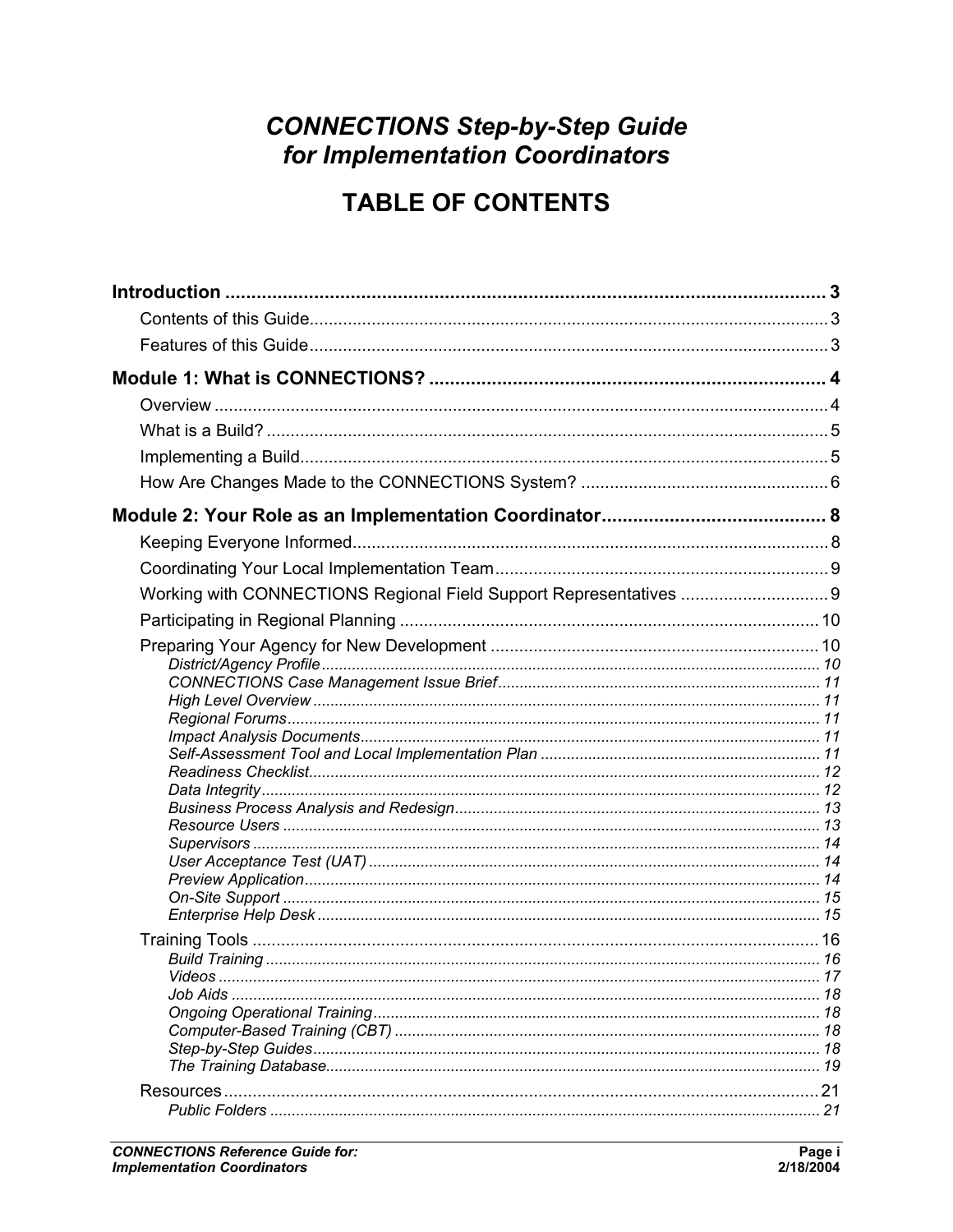# *CONNECTIONS Step-by-Step Guide for Implementation Coordinators*

# TABLE OF CONTENTS

**Introduction** ... 3

- Contents of this Guide ... 3
- Features of this Guide ... 3

**Module 1: What is CONNECTIONS?** ... 4

- Overview ... 4
- What is a Build? ... 5
- Implementing a Build ... 5
- How Are Changes Made to the CONNECTIONS System? ... 6

**Module 2: Your Role as an Implementation Coordinator** ... 8

- Keeping Everyone Informed ... 8
- Coordinating Your Local Implementation Team ... 9
- Working with CONNECTIONS Regional Field Support Representatives ... 9
- Participating in Regional Planning ... 10
- Preparing Your Agency for New Development ... 10
  - *District/Agency Profile* ... 10
  - *CONNECTIONS Case Management Issue Brief* ... 11
  - *High Level Overview* ... 11
  - *Regional Forums* ... 11
  - *Impact Analysis Documents* ... 11
  - *Self-Assessment Tool and Local Implementation Plan* ... 11
  - *Readiness Checklist* ... 12
  - *Data Integrity* ... 12
  - *Business Process Analysis and Redesign* ... 13
  - *Resource Users* ... 13
  - *Supervisors* ... 14
  - *User Acceptance Test (UAT)* ... 14
  - *Preview Application* ... 14
  - *On-Site Support* ... 15
  - *Enterprise Help Desk* ... 15
- Training Tools ... 16
  - *Build Training* ... 16
  - *Videos* ... 17
  - *Job Aids* ... 18
  - *Ongoing Operational Training* ... 18
  - *Computer-Based Training (CBT)* ... 18
  - *Step-by-Step Guides* ... 18
  - *The Training Database* ... 19
- Resources ... 21
  - *Public Folders* ... 21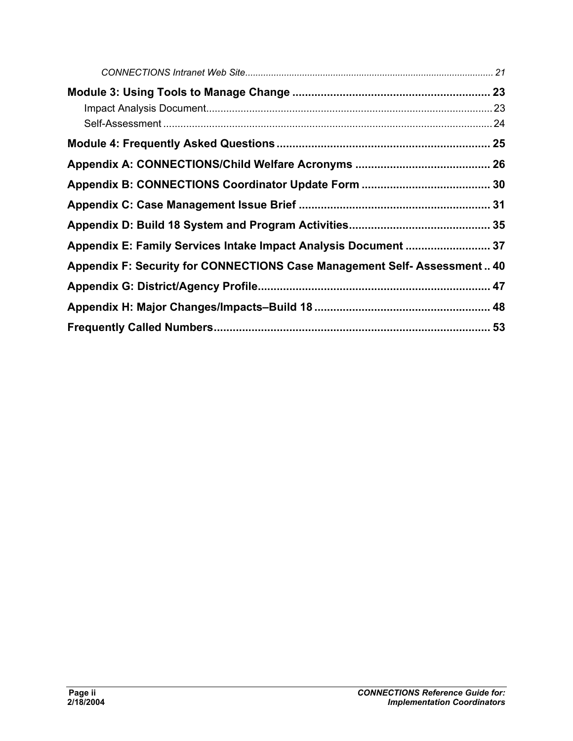*CONNECTIONS Intranet Web Site* ........................................................................ *21*

**Module 3: Using Tools to Manage Change** .............................................................. **23**

Impact Analysis Document................................................................................................ 23

Self-Assessment ................................................................................................................ 24

**Module 4: Frequently Asked Questions** .................................................................... **25**

**Appendix A: CONNECTIONS/Child Welfare Acronyms** ........................................... **26**

**Appendix B: CONNECTIONS Coordinator Update Form** ......................................... **30**

**Appendix C: Case Management Issue Brief** ............................................................. **31**

**Appendix D: Build 18 System and Program Activities** ............................................. **35**

**Appendix E: Family Services Intake Impact Analysis Document** ........................... **37**

**Appendix F: Security for CONNECTIONS Case Management Self- Assessment** .. **40**

**Appendix G: District/Agency Profile** .......................................................................... **47**

**Appendix H: Major Changes/Impacts–Build 18** ........................................................ **48**

**Frequently Called Numbers** ........................................................................................ **53**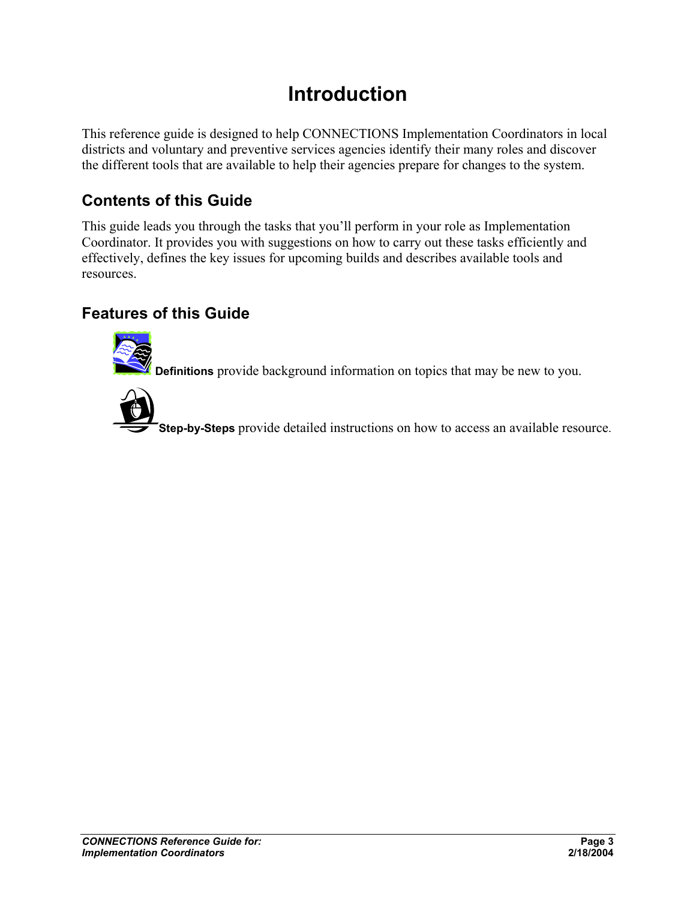# Introduction

This reference guide is designed to help CONNECTIONS Implementation Coordinators in local districts and voluntary and preventive services agencies identify their many roles and discover the different tools that are available to help their agencies prepare for changes to the system.

## Contents of this Guide

This guide leads you through the tasks that you'll perform in your role as Implementation Coordinator. It provides you with suggestions on how to carry out these tasks efficiently and effectively, defines the key issues for upcoming builds and describes available tools and resources.

## Features of this Guide

**Definitions** provide background information on topics that may be new to you.

**Step-by-Steps** provide detailed instructions on how to access an available resource.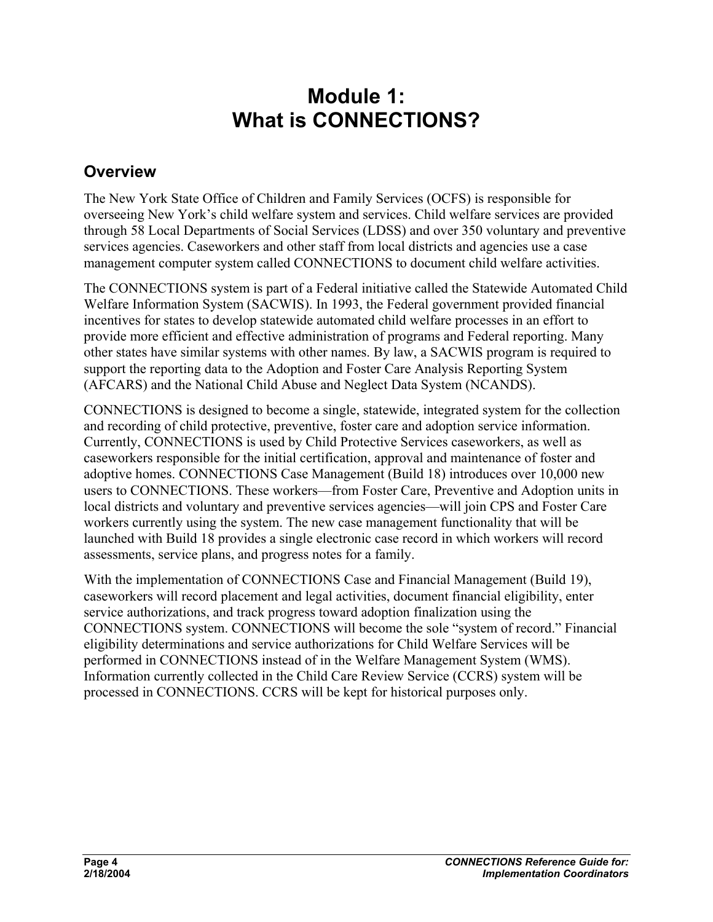# Module 1: What is CONNECTIONS?

## Overview

The New York State Office of Children and Family Services (OCFS) is responsible for overseeing New York's child welfare system and services. Child welfare services are provided through 58 Local Departments of Social Services (LDSS) and over 350 voluntary and preventive services agencies. Caseworkers and other staff from local districts and agencies use a case management computer system called CONNECTIONS to document child welfare activities.

The CONNECTIONS system is part of a Federal initiative called the Statewide Automated Child Welfare Information System (SACWIS). In 1993, the Federal government provided financial incentives for states to develop statewide automated child welfare processes in an effort to provide more efficient and effective administration of programs and Federal reporting. Many other states have similar systems with other names. By law, a SACWIS program is required to support the reporting data to the Adoption and Foster Care Analysis Reporting System (AFCARS) and the National Child Abuse and Neglect Data System (NCANDS).

CONNECTIONS is designed to become a single, statewide, integrated system for the collection and recording of child protective, preventive, foster care and adoption service information. Currently, CONNECTIONS is used by Child Protective Services caseworkers, as well as caseworkers responsible for the initial certification, approval and maintenance of foster and adoptive homes. CONNECTIONS Case Management (Build 18) introduces over 10,000 new users to CONNECTIONS. These workers—from Foster Care, Preventive and Adoption units in local districts and voluntary and preventive services agencies—will join CPS and Foster Care workers currently using the system. The new case management functionality that will be launched with Build 18 provides a single electronic case record in which workers will record assessments, service plans, and progress notes for a family.

With the implementation of CONNECTIONS Case and Financial Management (Build 19), caseworkers will record placement and legal activities, document financial eligibility, enter service authorizations, and track progress toward adoption finalization using the CONNECTIONS system. CONNECTIONS will become the sole "system of record." Financial eligibility determinations and service authorizations for Child Welfare Services will be performed in CONNECTIONS instead of in the Welfare Management System (WMS). Information currently collected in the Child Care Review Service (CCRS) system will be processed in CONNECTIONS. CCRS will be kept for historical purposes only.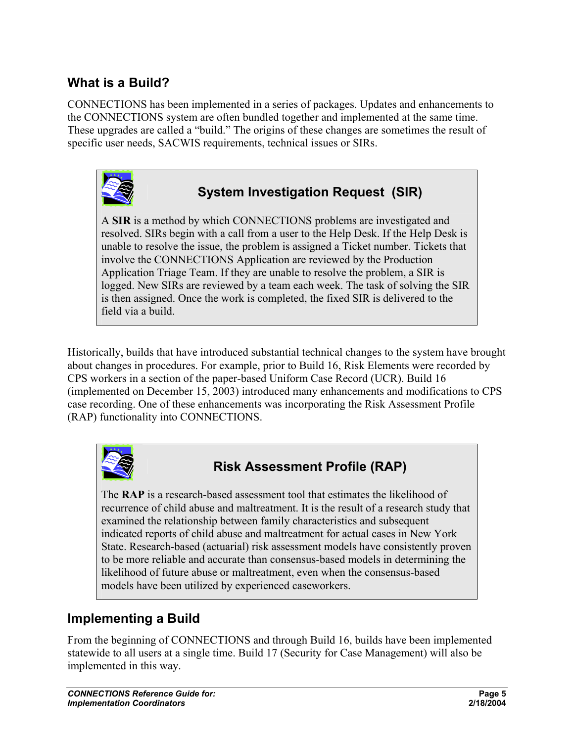## What is a Build?

CONNECTIONS has been implemented in a series of packages. Updates and enhancements to the CONNECTIONS system are often bundled together and implemented at the same time. These upgrades are called a "build." The origins of these changes are sometimes the result of specific user needs, SACWIS requirements, technical issues or SIRs.

### System Investigation Request (SIR)

A **SIR** is a method by which CONNECTIONS problems are investigated and resolved. SIRs begin with a call from a user to the Help Desk. If the Help Desk is unable to resolve the issue, the problem is assigned a Ticket number. Tickets that involve the CONNECTIONS Application are reviewed by the Production Application Triage Team. If they are unable to resolve the problem, a SIR is logged. New SIRs are reviewed by a team each week. The task of solving the SIR is then assigned. Once the work is completed, the fixed SIR is delivered to the field via a build.

Historically, builds that have introduced substantial technical changes to the system have brought about changes in procedures. For example, prior to Build 16, Risk Elements were recorded by CPS workers in a section of the paper-based Uniform Case Record (UCR). Build 16 (implemented on December 15, 2003) introduced many enhancements and modifications to CPS case recording. One of these enhancements was incorporating the Risk Assessment Profile (RAP) functionality into CONNECTIONS.

### Risk Assessment Profile (RAP)

The **RAP** is a research-based assessment tool that estimates the likelihood of recurrence of child abuse and maltreatment. It is the result of a research study that examined the relationship between family characteristics and subsequent indicated reports of child abuse and maltreatment for actual cases in New York State. Research-based (actuarial) risk assessment models have consistently proven to be more reliable and accurate than consensus-based models in determining the likelihood of future abuse or maltreatment, even when the consensus-based models have been utilized by experienced caseworkers.

## Implementing a Build

From the beginning of CONNECTIONS and through Build 16, builds have been implemented statewide to all users at a single time. Build 17 (Security for Case Management) will also be implemented in this way.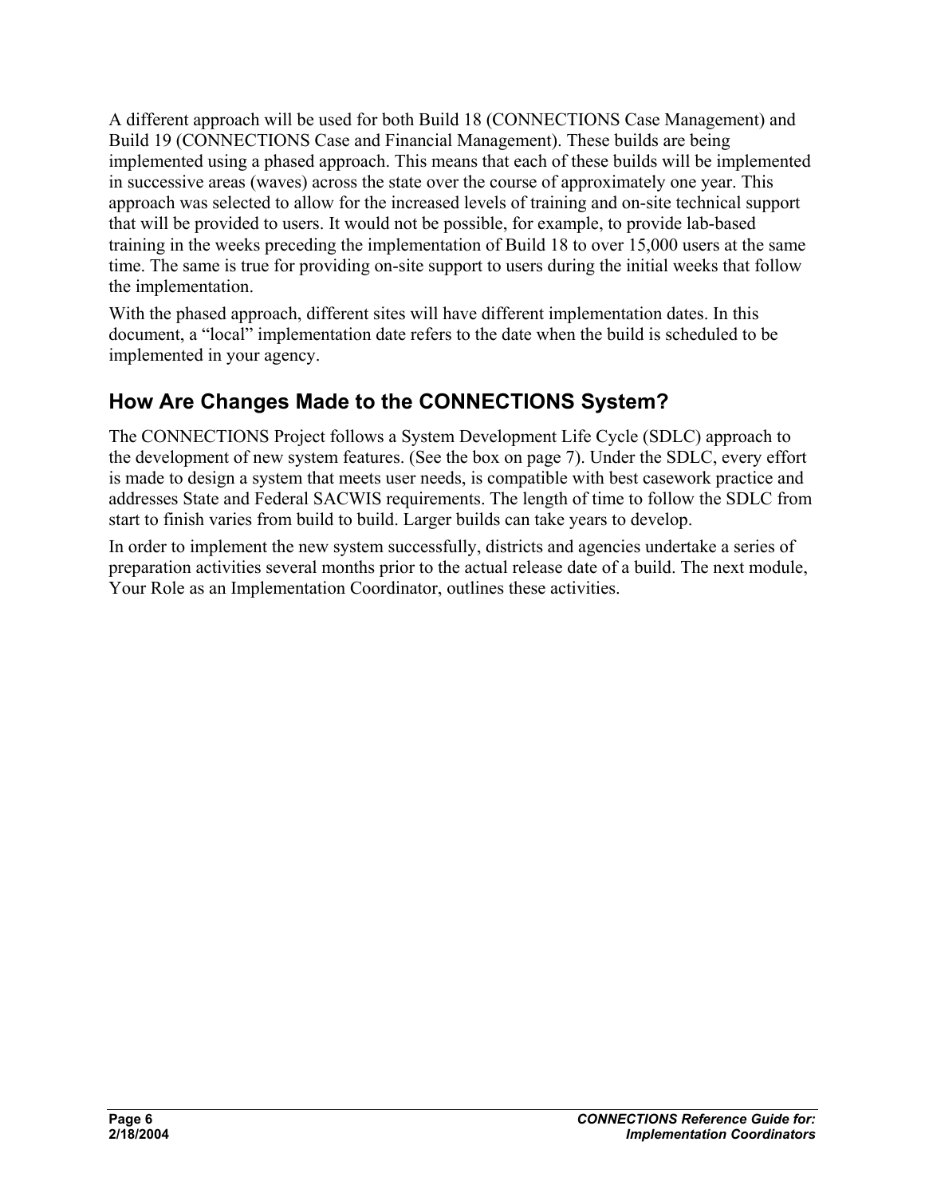A different approach will be used for both Build 18 (CONNECTIONS Case Management) and Build 19 (CONNECTIONS Case and Financial Management). These builds are being implemented using a phased approach. This means that each of these builds will be implemented in successive areas (waves) across the state over the course of approximately one year. This approach was selected to allow for the increased levels of training and on-site technical support that will be provided to users. It would not be possible, for example, to provide lab-based training in the weeks preceding the implementation of Build 18 to over 15,000 users at the same time. The same is true for providing on-site support to users during the initial weeks that follow the implementation.

With the phased approach, different sites will have different implementation dates. In this document, a "local" implementation date refers to the date when the build is scheduled to be implemented in your agency.

## How Are Changes Made to the CONNECTIONS System?

The CONNECTIONS Project follows a System Development Life Cycle (SDLC) approach to the development of new system features. (See the box on page 7). Under the SDLC, every effort is made to design a system that meets user needs, is compatible with best casework practice and addresses State and Federal SACWIS requirements. The length of time to follow the SDLC from start to finish varies from build to build. Larger builds can take years to develop.

In order to implement the new system successfully, districts and agencies undertake a series of preparation activities several months prior to the actual release date of a build. The next module, Your Role as an Implementation Coordinator, outlines these activities.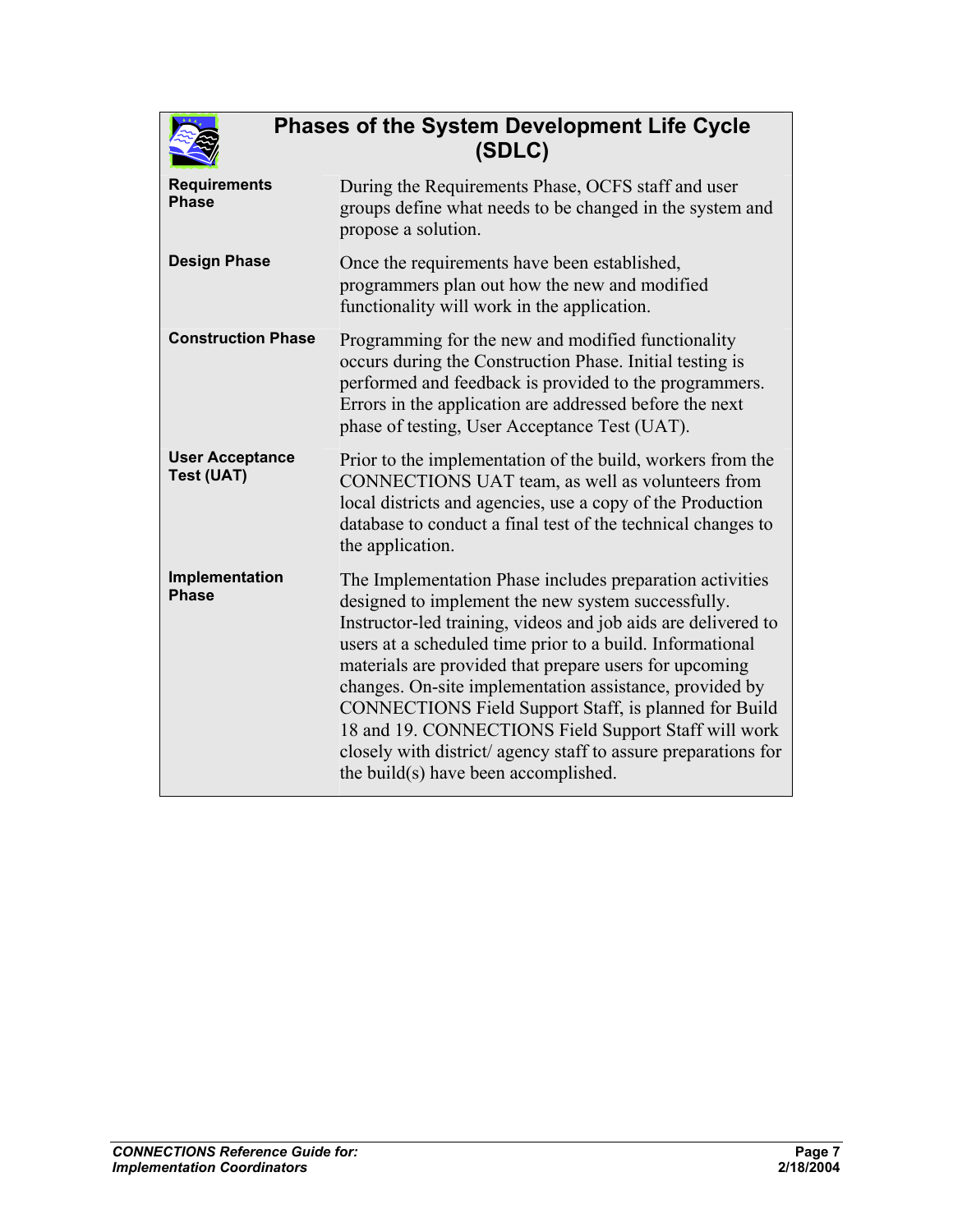## Phases of the System Development Life Cycle (SDLC)

| Phase | Description |
|---|---|
| **Requirements Phase** | During the Requirements Phase, OCFS staff and user groups define what needs to be changed in the system and propose a solution. |
| **Design Phase** | Once the requirements have been established, programmers plan out how the new and modified functionality will work in the application. |
| **Construction Phase** | Programming for the new and modified functionality occurs during the Construction Phase. Initial testing is performed and feedback is provided to the programmers. Errors in the application are addressed before the next phase of testing, User Acceptance Test (UAT). |
| **User Acceptance Test (UAT)** | Prior to the implementation of the build, workers from the CONNECTIONS UAT team, as well as volunteers from local districts and agencies, use a copy of the Production database to conduct a final test of the technical changes to the application. |
| **Implementation Phase** | The Implementation Phase includes preparation activities designed to implement the new system successfully. Instructor-led training, videos and job aids are delivered to users at a scheduled time prior to a build. Informational materials are provided that prepare users for upcoming changes. On-site implementation assistance, provided by CONNECTIONS Field Support Staff, is planned for Build 18 and 19. CONNECTIONS Field Support Staff will work closely with district/ agency staff to assure preparations for the build(s) have been accomplished. |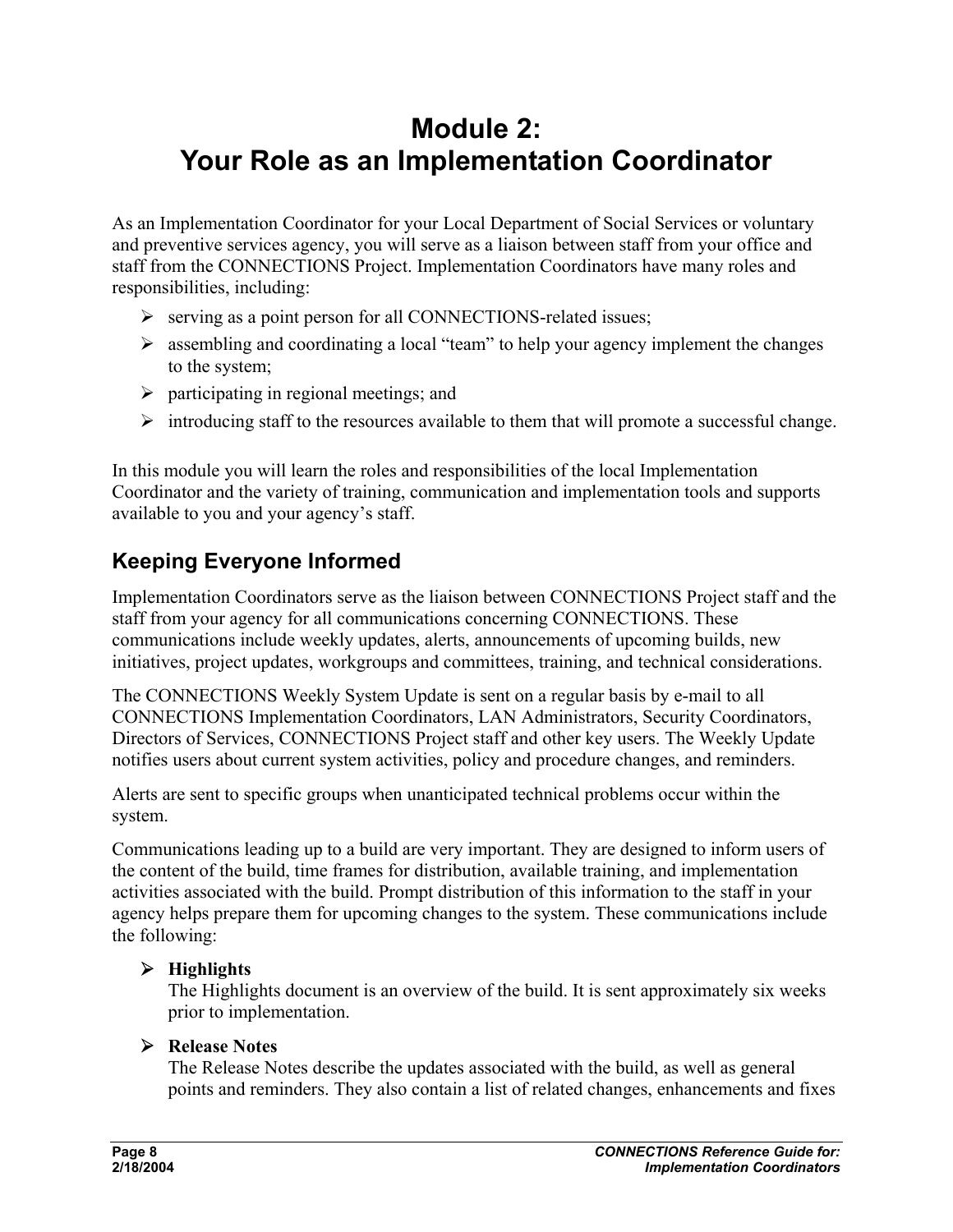# Module 2: Your Role as an Implementation Coordinator

As an Implementation Coordinator for your Local Department of Social Services or voluntary and preventive services agency, you will serve as a liaison between staff from your office and staff from the CONNECTIONS Project. Implementation Coordinators have many roles and responsibilities, including:

- serving as a point person for all CONNECTIONS-related issues;
- assembling and coordinating a local "team" to help your agency implement the changes to the system;
- participating in regional meetings; and
- introducing staff to the resources available to them that will promote a successful change.

In this module you will learn the roles and responsibilities of the local Implementation Coordinator and the variety of training, communication and implementation tools and supports available to you and your agency's staff.

## Keeping Everyone Informed

Implementation Coordinators serve as the liaison between CONNECTIONS Project staff and the staff from your agency for all communications concerning CONNECTIONS. These communications include weekly updates, alerts, announcements of upcoming builds, new initiatives, project updates, workgroups and committees, training, and technical considerations.

The CONNECTIONS Weekly System Update is sent on a regular basis by e-mail to all CONNECTIONS Implementation Coordinators, LAN Administrators, Security Coordinators, Directors of Services, CONNECTIONS Project staff and other key users. The Weekly Update notifies users about current system activities, policy and procedure changes, and reminders.

Alerts are sent to specific groups when unanticipated technical problems occur within the system.

Communications leading up to a build are very important. They are designed to inform users of the content of the build, time frames for distribution, available training, and implementation activities associated with the build. Prompt distribution of this information to the staff in your agency helps prepare them for upcoming changes to the system. These communications include the following:

- **Highlights**
  The Highlights document is an overview of the build. It is sent approximately six weeks prior to implementation.
- **Release Notes**
  The Release Notes describe the updates associated with the build, as well as general points and reminders. They also contain a list of related changes, enhancements and fixes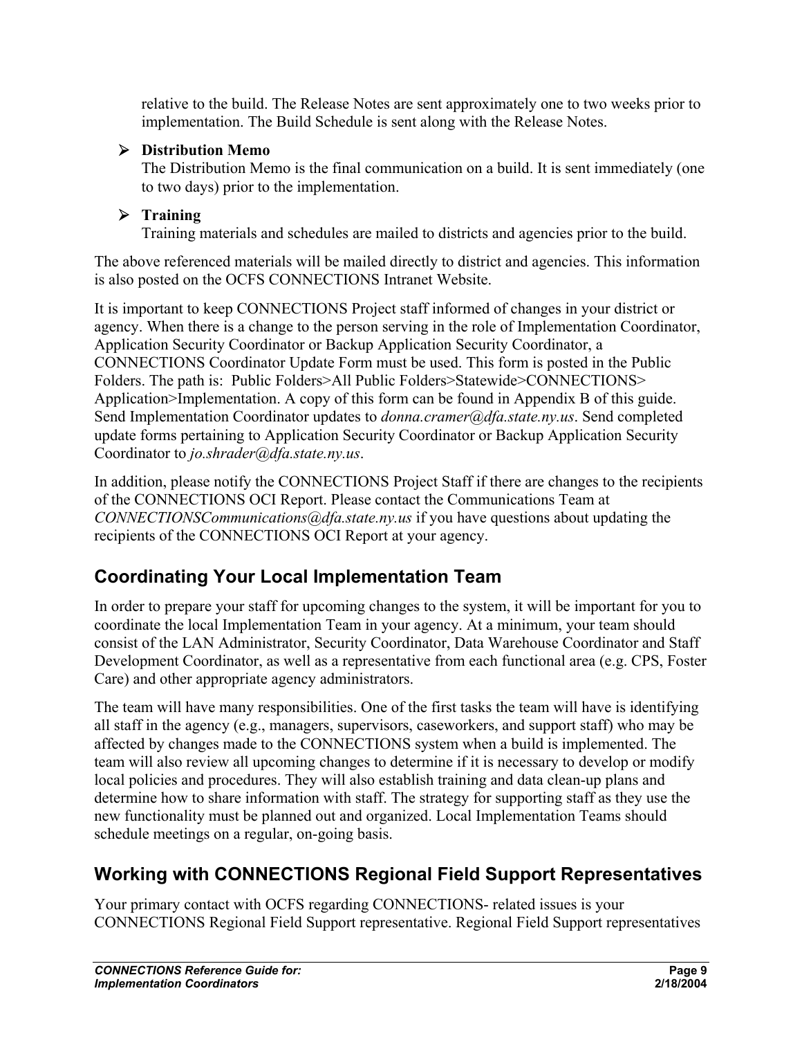relative to the build. The Release Notes are sent approximately one to two weeks prior to implementation. The Build Schedule is sent along with the Release Notes.

- **Distribution Memo**
  The Distribution Memo is the final communication on a build. It is sent immediately (one to two days) prior to the implementation.

- **Training**
  Training materials and schedules are mailed to districts and agencies prior to the build.

The above referenced materials will be mailed directly to district and agencies. This information is also posted on the OCFS CONNECTIONS Intranet Website.

It is important to keep CONNECTIONS Project staff informed of changes in your district or agency. When there is a change to the person serving in the role of Implementation Coordinator, Application Security Coordinator or Backup Application Security Coordinator, a CONNECTIONS Coordinator Update Form must be used. This form is posted in the Public Folders. The path is: Public Folders>All Public Folders>Statewide>CONNECTIONS> Application>Implementation. A copy of this form can be found in Appendix B of this guide. Send Implementation Coordinator updates to *donna.cramer@dfa.state.ny.us*. Send completed update forms pertaining to Application Security Coordinator or Backup Application Security Coordinator to *jo.shrader@dfa.state.ny.us*.

In addition, please notify the CONNECTIONS Project Staff if there are changes to the recipients of the CONNECTIONS OCI Report. Please contact the Communications Team at *CONNECTIONSCommunications@dfa.state.ny.us* if you have questions about updating the recipients of the CONNECTIONS OCI Report at your agency.

## Coordinating Your Local Implementation Team

In order to prepare your staff for upcoming changes to the system, it will be important for you to coordinate the local Implementation Team in your agency. At a minimum, your team should consist of the LAN Administrator, Security Coordinator, Data Warehouse Coordinator and Staff Development Coordinator, as well as a representative from each functional area (e.g. CPS, Foster Care) and other appropriate agency administrators.

The team will have many responsibilities. One of the first tasks the team will have is identifying all staff in the agency (e.g., managers, supervisors, caseworkers, and support staff) who may be affected by changes made to the CONNECTIONS system when a build is implemented. The team will also review all upcoming changes to determine if it is necessary to develop or modify local policies and procedures. They will also establish training and data clean-up plans and determine how to share information with staff. The strategy for supporting staff as they use the new functionality must be planned out and organized. Local Implementation Teams should schedule meetings on a regular, on-going basis.

## Working with CONNECTIONS Regional Field Support Representatives

Your primary contact with OCFS regarding CONNECTIONS- related issues is your CONNECTIONS Regional Field Support representative. Regional Field Support representatives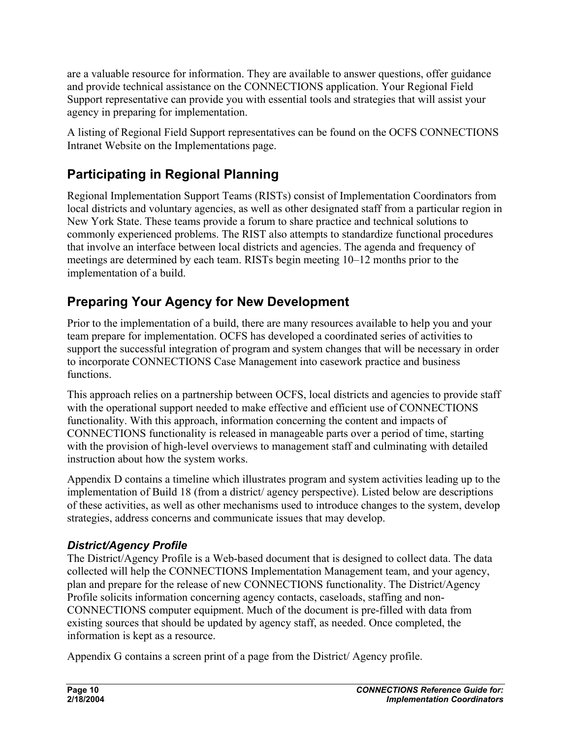are a valuable resource for information. They are available to answer questions, offer guidance and provide technical assistance on the CONNECTIONS application. Your Regional Field Support representative can provide you with essential tools and strategies that will assist your agency in preparing for implementation.

A listing of Regional Field Support representatives can be found on the OCFS CONNECTIONS Intranet Website on the Implementations page.

## Participating in Regional Planning

Regional Implementation Support Teams (RISTs) consist of Implementation Coordinators from local districts and voluntary agencies, as well as other designated staff from a particular region in New York State. These teams provide a forum to share practice and technical solutions to commonly experienced problems. The RIST also attempts to standardize functional procedures that involve an interface between local districts and agencies. The agenda and frequency of meetings are determined by each team. RISTs begin meeting 10–12 months prior to the implementation of a build.

## Preparing Your Agency for New Development

Prior to the implementation of a build, there are many resources available to help you and your team prepare for implementation. OCFS has developed a coordinated series of activities to support the successful integration of program and system changes that will be necessary in order to incorporate CONNECTIONS Case Management into casework practice and business functions.

This approach relies on a partnership between OCFS, local districts and agencies to provide staff with the operational support needed to make effective and efficient use of CONNECTIONS functionality. With this approach, information concerning the content and impacts of CONNECTIONS functionality is released in manageable parts over a period of time, starting with the provision of high-level overviews to management staff and culminating with detailed instruction about how the system works.

Appendix D contains a timeline which illustrates program and system activities leading up to the implementation of Build 18 (from a district/ agency perspective). Listed below are descriptions of these activities, as well as other mechanisms used to introduce changes to the system, develop strategies, address concerns and communicate issues that may develop.

### *District/Agency Profile*

The District/Agency Profile is a Web-based document that is designed to collect data. The data collected will help the CONNECTIONS Implementation Management team, and your agency, plan and prepare for the release of new CONNECTIONS functionality. The District/Agency Profile solicits information concerning agency contacts, caseloads, staffing and non-CONNECTIONS computer equipment. Much of the document is pre-filled with data from existing sources that should be updated by agency staff, as needed. Once completed, the information is kept as a resource.

Appendix G contains a screen print of a page from the District/ Agency profile.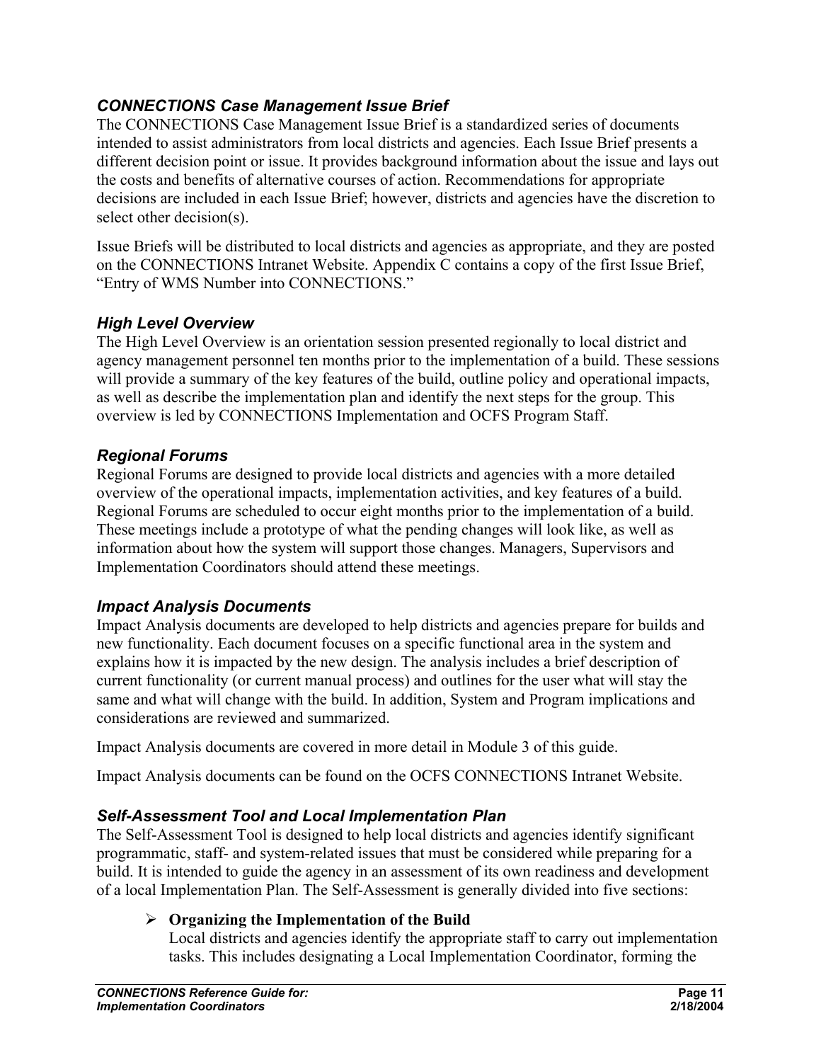### *CONNECTIONS Case Management Issue Brief*

The CONNECTIONS Case Management Issue Brief is a standardized series of documents intended to assist administrators from local districts and agencies. Each Issue Brief presents a different decision point or issue. It provides background information about the issue and lays out the costs and benefits of alternative courses of action. Recommendations for appropriate decisions are included in each Issue Brief; however, districts and agencies have the discretion to select other decision(s).

Issue Briefs will be distributed to local districts and agencies as appropriate, and they are posted on the CONNECTIONS Intranet Website. Appendix C contains a copy of the first Issue Brief, "Entry of WMS Number into CONNECTIONS."

### *High Level Overview*

The High Level Overview is an orientation session presented regionally to local district and agency management personnel ten months prior to the implementation of a build. These sessions will provide a summary of the key features of the build, outline policy and operational impacts, as well as describe the implementation plan and identify the next steps for the group. This overview is led by CONNECTIONS Implementation and OCFS Program Staff.

### *Regional Forums*

Regional Forums are designed to provide local districts and agencies with a more detailed overview of the operational impacts, implementation activities, and key features of a build. Regional Forums are scheduled to occur eight months prior to the implementation of a build. These meetings include a prototype of what the pending changes will look like, as well as information about how the system will support those changes. Managers, Supervisors and Implementation Coordinators should attend these meetings.

### *Impact Analysis Documents*

Impact Analysis documents are developed to help districts and agencies prepare for builds and new functionality. Each document focuses on a specific functional area in the system and explains how it is impacted by the new design. The analysis includes a brief description of current functionality (or current manual process) and outlines for the user what will stay the same and what will change with the build. In addition, System and Program implications and considerations are reviewed and summarized.

Impact Analysis documents are covered in more detail in Module 3 of this guide.

Impact Analysis documents can be found on the OCFS CONNECTIONS Intranet Website.

### *Self-Assessment Tool and Local Implementation Plan*

The Self-Assessment Tool is designed to help local districts and agencies identify significant programmatic, staff- and system-related issues that must be considered while preparing for a build. It is intended to guide the agency in an assessment of its own readiness and development of a local Implementation Plan. The Self-Assessment is generally divided into five sections:

- **Organizing the Implementation of the Build**
  Local districts and agencies identify the appropriate staff to carry out implementation tasks. This includes designating a Local Implementation Coordinator, forming the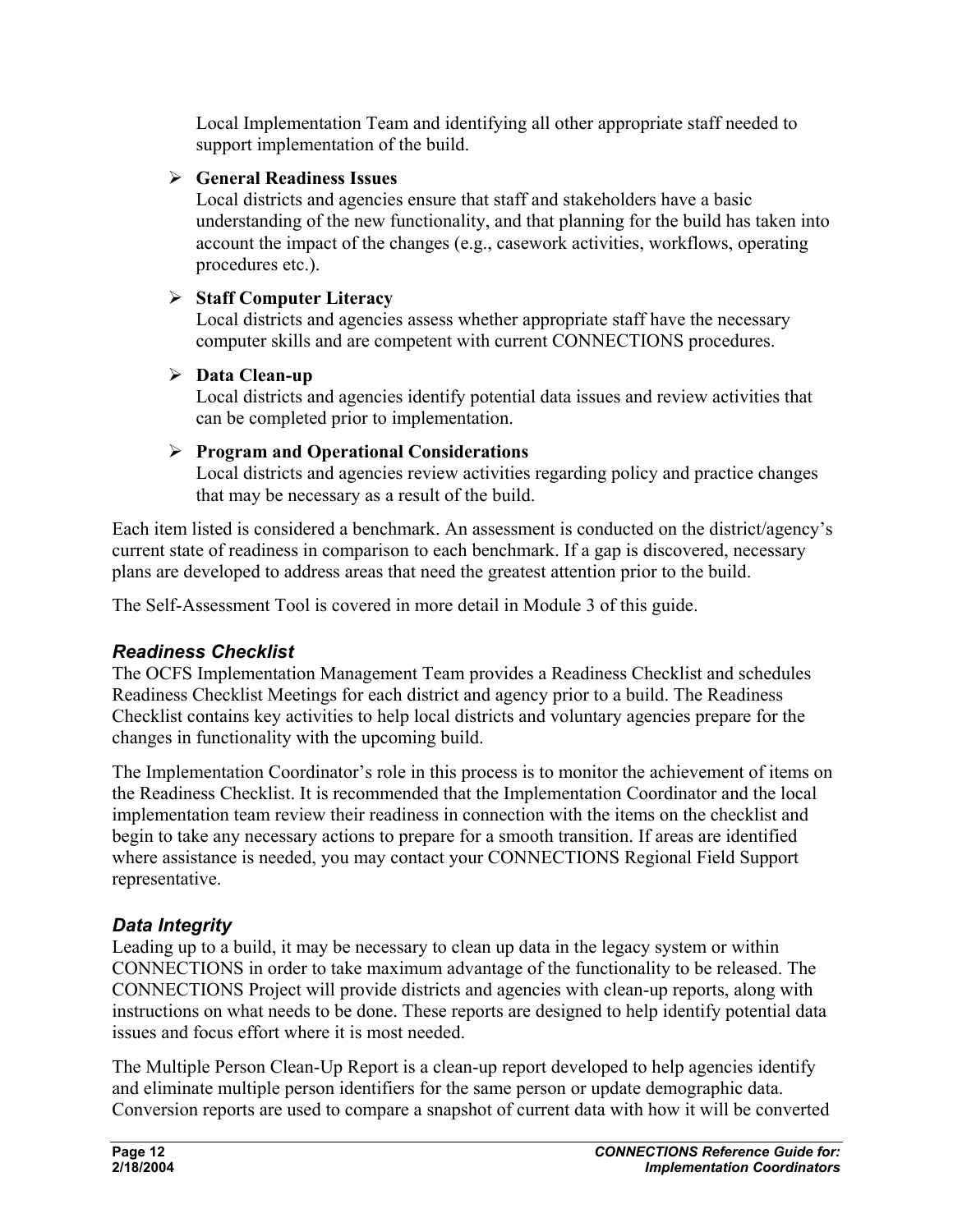Local Implementation Team and identifying all other appropriate staff needed to support implementation of the build.

- **General Readiness Issues**
  Local districts and agencies ensure that staff and stakeholders have a basic understanding of the new functionality, and that planning for the build has taken into account the impact of the changes (e.g., casework activities, workflows, operating procedures etc.).

- **Staff Computer Literacy**
  Local districts and agencies assess whether appropriate staff have the necessary computer skills and are competent with current CONNECTIONS procedures.

- **Data Clean-up**
  Local districts and agencies identify potential data issues and review activities that can be completed prior to implementation.

- **Program and Operational Considerations**
  Local districts and agencies review activities regarding policy and practice changes that may be necessary as a result of the build.

Each item listed is considered a benchmark. An assessment is conducted on the district/agency's current state of readiness in comparison to each benchmark. If a gap is discovered, necessary plans are developed to address areas that need the greatest attention prior to the build.

The Self-Assessment Tool is covered in more detail in Module 3 of this guide.

### *Readiness Checklist*

The OCFS Implementation Management Team provides a Readiness Checklist and schedules Readiness Checklist Meetings for each district and agency prior to a build. The Readiness Checklist contains key activities to help local districts and voluntary agencies prepare for the changes in functionality with the upcoming build.

The Implementation Coordinator's role in this process is to monitor the achievement of items on the Readiness Checklist. It is recommended that the Implementation Coordinator and the local implementation team review their readiness in connection with the items on the checklist and begin to take any necessary actions to prepare for a smooth transition. If areas are identified where assistance is needed, you may contact your CONNECTIONS Regional Field Support representative.

### *Data Integrity*

Leading up to a build, it may be necessary to clean up data in the legacy system or within CONNECTIONS in order to take maximum advantage of the functionality to be released. The CONNECTIONS Project will provide districts and agencies with clean-up reports, along with instructions on what needs to be done. These reports are designed to help identify potential data issues and focus effort where it is most needed.

The Multiple Person Clean-Up Report is a clean-up report developed to help agencies identify and eliminate multiple person identifiers for the same person or update demographic data. Conversion reports are used to compare a snapshot of current data with how it will be converted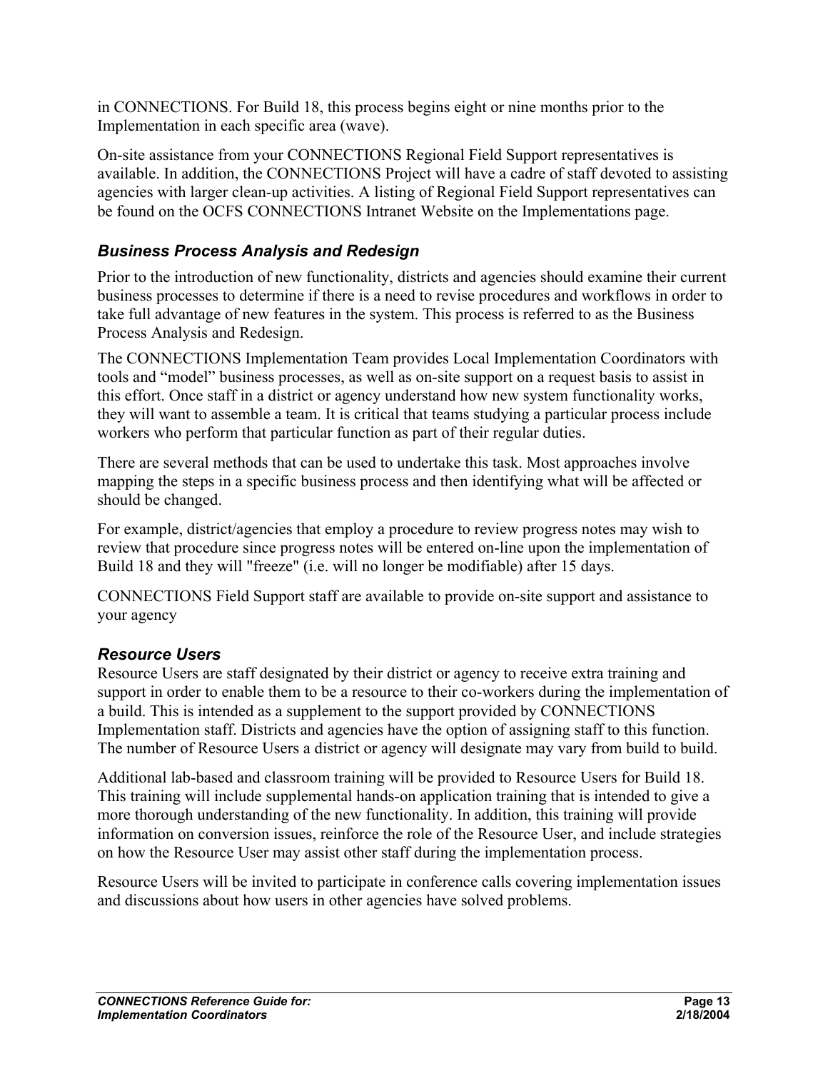in CONNECTIONS. For Build 18, this process begins eight or nine months prior to the Implementation in each specific area (wave).

On-site assistance from your CONNECTIONS Regional Field Support representatives is available. In addition, the CONNECTIONS Project will have a cadre of staff devoted to assisting agencies with larger clean-up activities. A listing of Regional Field Support representatives can be found on the OCFS CONNECTIONS Intranet Website on the Implementations page.

### *Business Process Analysis and Redesign*

Prior to the introduction of new functionality, districts and agencies should examine their current business processes to determine if there is a need to revise procedures and workflows in order to take full advantage of new features in the system. This process is referred to as the Business Process Analysis and Redesign.

The CONNECTIONS Implementation Team provides Local Implementation Coordinators with tools and "model" business processes, as well as on-site support on a request basis to assist in this effort. Once staff in a district or agency understand how new system functionality works, they will want to assemble a team. It is critical that teams studying a particular process include workers who perform that particular function as part of their regular duties.

There are several methods that can be used to undertake this task. Most approaches involve mapping the steps in a specific business process and then identifying what will be affected or should be changed.

For example, district/agencies that employ a procedure to review progress notes may wish to review that procedure since progress notes will be entered on-line upon the implementation of Build 18 and they will "freeze" (i.e. will no longer be modifiable) after 15 days.

CONNECTIONS Field Support staff are available to provide on-site support and assistance to your agency

### *Resource Users*

Resource Users are staff designated by their district or agency to receive extra training and support in order to enable them to be a resource to their co-workers during the implementation of a build. This is intended as a supplement to the support provided by CONNECTIONS Implementation staff. Districts and agencies have the option of assigning staff to this function. The number of Resource Users a district or agency will designate may vary from build to build.

Additional lab-based and classroom training will be provided to Resource Users for Build 18. This training will include supplemental hands-on application training that is intended to give a more thorough understanding of the new functionality. In addition, this training will provide information on conversion issues, reinforce the role of the Resource User, and include strategies on how the Resource User may assist other staff during the implementation process.

Resource Users will be invited to participate in conference calls covering implementation issues and discussions about how users in other agencies have solved problems.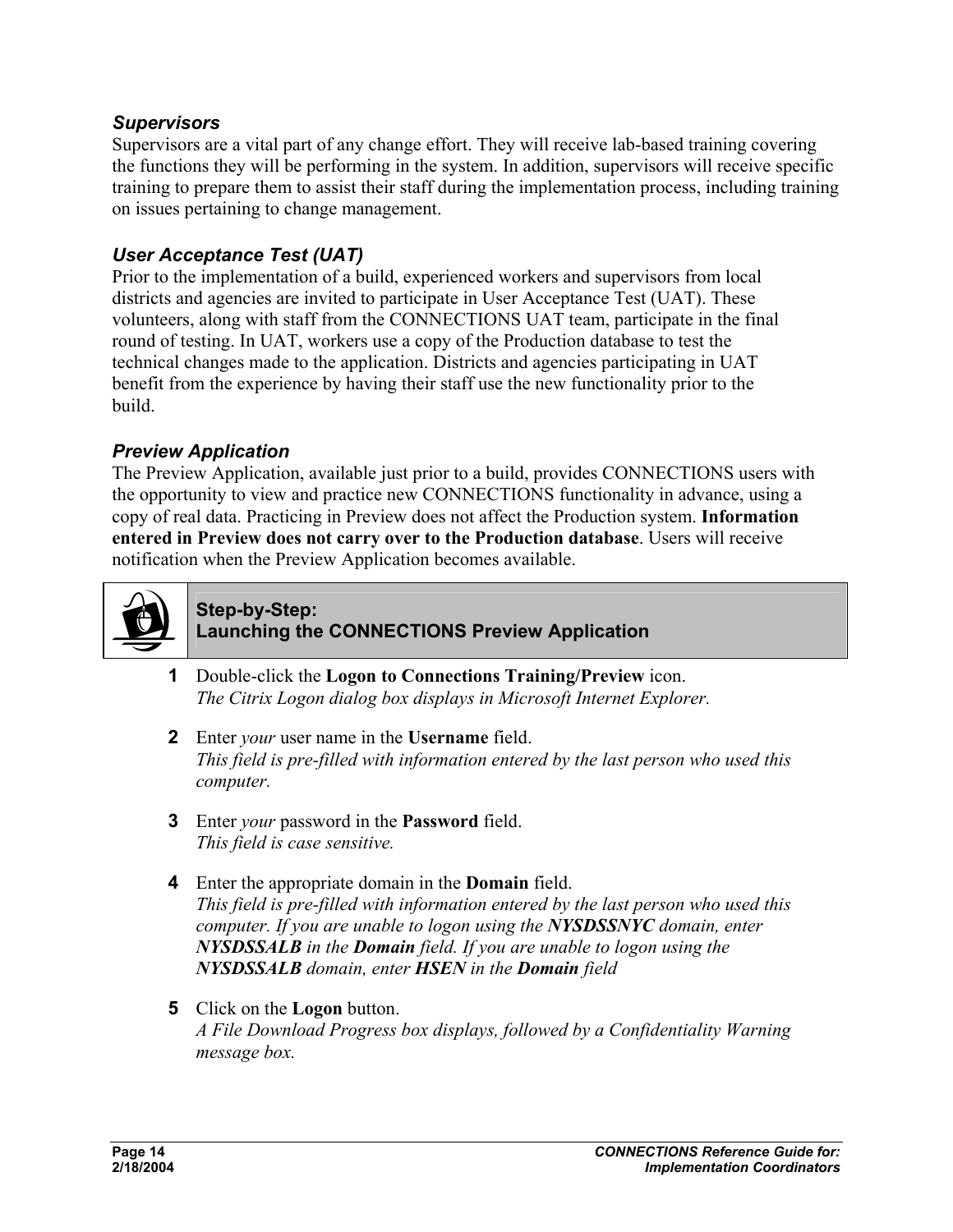### *Supervisors*

Supervisors are a vital part of any change effort. They will receive lab-based training covering the functions they will be performing in the system. In addition, supervisors will receive specific training to prepare them to assist their staff during the implementation process, including training on issues pertaining to change management.

### *User Acceptance Test (UAT)*

Prior to the implementation of a build, experienced workers and supervisors from local districts and agencies are invited to participate in User Acceptance Test (UAT). These volunteers, along with staff from the CONNECTIONS UAT team, participate in the final round of testing. In UAT, workers use a copy of the Production database to test the technical changes made to the application. Districts and agencies participating in UAT benefit from the experience by having their staff use the new functionality prior to the build.

### *Preview Application*

The Preview Application, available just prior to a build, provides CONNECTIONS users with the opportunity to view and practice new CONNECTIONS functionality in advance, using a copy of real data. Practicing in Preview does not affect the Production system. **Information entered in Preview does not carry over to the Production database**. Users will receive notification when the Preview Application becomes available.

**Step-by-Step:**
**Launching the CONNECTIONS Preview Application**

**1** Double-click the **Logon to Connections Training/Preview** icon.
*The Citrix Logon dialog box displays in Microsoft Internet Explorer.*

**2** Enter *your* user name in the **Username** field.
*This field is pre-filled with information entered by the last person who used this computer.*

**3** Enter *your* password in the **Password** field.
*This field is case sensitive.*

**4** Enter the appropriate domain in the **Domain** field.
*This field is pre-filled with information entered by the last person who used this computer. If you are unable to logon using the **NYSDSSNYC** domain, enter **NYSDSSALB** in the **Domain** field. If you are unable to logon using the **NYSDSSALB** domain, enter **HSEN** in the **Domain** field*

**5** Click on the **Logon** button.
*A File Download Progress box displays, followed by a Confidentiality Warning message box.*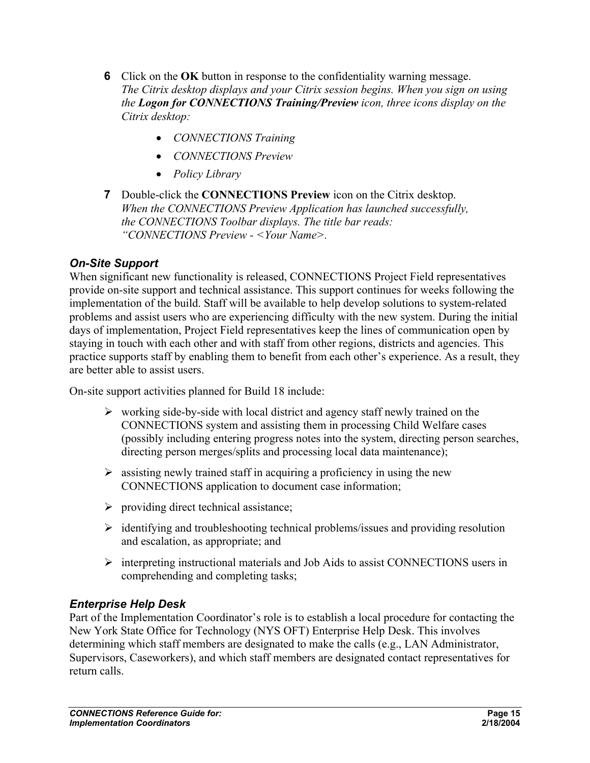**6** Click on the **OK** button in response to the confidentiality warning message.
*The Citrix desktop displays and your Citrix session begins. When you sign on using the* ***Logon for CONNECTIONS Training/Preview*** *icon, three icons display on the Citrix desktop:*

- *CONNECTIONS Training*
- *CONNECTIONS Preview*
- *Policy Library*

**7** Double-click the **CONNECTIONS Preview** icon on the Citrix desktop.
*When the CONNECTIONS Preview Application has launched successfully, the CONNECTIONS Toolbar displays. The title bar reads: "CONNECTIONS Preview - <Your Name>.*

### *On-Site Support*

When significant new functionality is released, CONNECTIONS Project Field representatives provide on-site support and technical assistance. This support continues for weeks following the implementation of the build. Staff will be available to help develop solutions to system-related problems and assist users who are experiencing difficulty with the new system. During the initial days of implementation, Project Field representatives keep the lines of communication open by staying in touch with each other and with staff from other regions, districts and agencies. This practice supports staff by enabling them to benefit from each other's experience. As a result, they are better able to assist users.

On-site support activities planned for Build 18 include:

- working side-by-side with local district and agency staff newly trained on the CONNECTIONS system and assisting them in processing Child Welfare cases (possibly including entering progress notes into the system, directing person searches, directing person merges/splits and processing local data maintenance);
- assisting newly trained staff in acquiring a proficiency in using the new CONNECTIONS application to document case information;
- providing direct technical assistance;
- identifying and troubleshooting technical problems/issues and providing resolution and escalation, as appropriate; and
- interpreting instructional materials and Job Aids to assist CONNECTIONS users in comprehending and completing tasks;

### *Enterprise Help Desk*

Part of the Implementation Coordinator's role is to establish a local procedure for contacting the New York State Office for Technology (NYS OFT) Enterprise Help Desk. This involves determining which staff members are designated to make the calls (e.g., LAN Administrator, Supervisors, Caseworkers), and which staff members are designated contact representatives for return calls.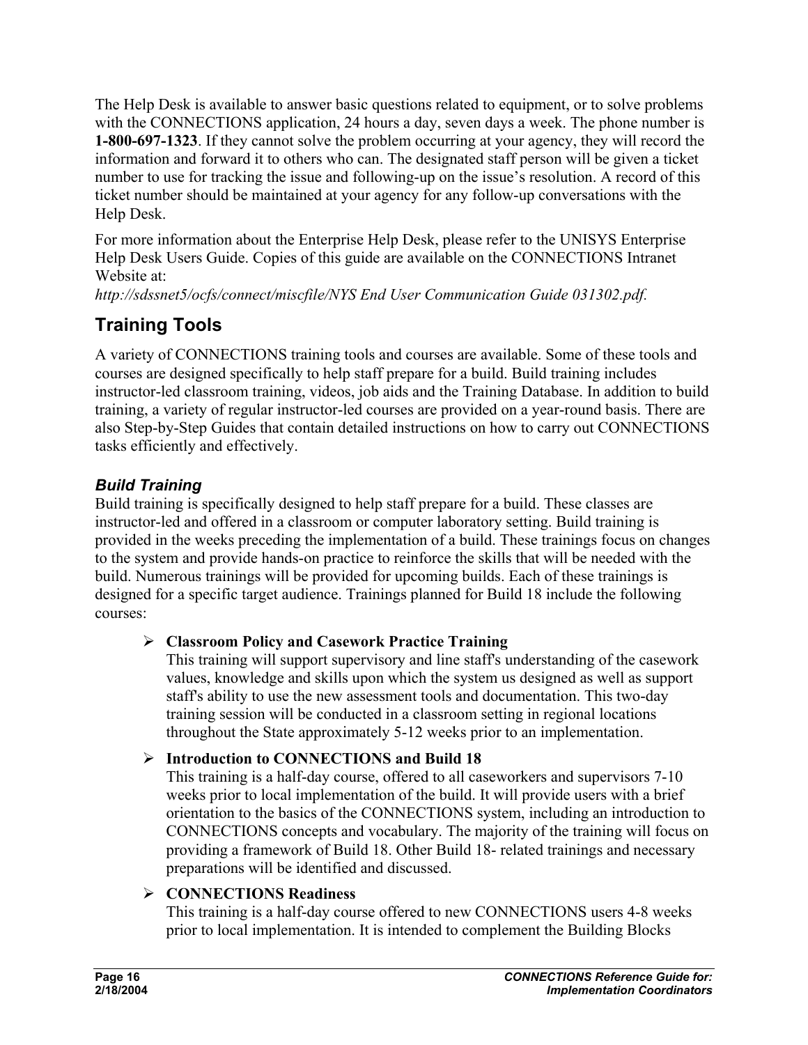The Help Desk is available to answer basic questions related to equipment, or to solve problems with the CONNECTIONS application, 24 hours a day, seven days a week. The phone number is **1-800-697-1323**. If they cannot solve the problem occurring at your agency, they will record the information and forward it to others who can. The designated staff person will be given a ticket number to use for tracking the issue and following-up on the issue's resolution. A record of this ticket number should be maintained at your agency for any follow-up conversations with the Help Desk.

For more information about the Enterprise Help Desk, please refer to the UNISYS Enterprise Help Desk Users Guide. Copies of this guide are available on the CONNECTIONS Intranet Website at:
*http://sdssnet5/ocfs/connect/miscfile/NYS End User Communication Guide 031302.pdf.*

## Training Tools

A variety of CONNECTIONS training tools and courses are available. Some of these tools and courses are designed specifically to help staff prepare for a build. Build training includes instructor-led classroom training, videos, job aids and the Training Database. In addition to build training, a variety of regular instructor-led courses are provided on a year-round basis. There are also Step-by-Step Guides that contain detailed instructions on how to carry out CONNECTIONS tasks efficiently and effectively.

### *Build Training*

Build training is specifically designed to help staff prepare for a build. These classes are instructor-led and offered in a classroom or computer laboratory setting. Build training is provided in the weeks preceding the implementation of a build. These trainings focus on changes to the system and provide hands-on practice to reinforce the skills that will be needed with the build. Numerous trainings will be provided for upcoming builds. Each of these trainings is designed for a specific target audience. Trainings planned for Build 18 include the following courses:

- **Classroom Policy and Casework Practice Training**
  This training will support supervisory and line staff's understanding of the casework values, knowledge and skills upon which the system us designed as well as support staff's ability to use the new assessment tools and documentation. This two-day training session will be conducted in a classroom setting in regional locations throughout the State approximately 5-12 weeks prior to an implementation.

- **Introduction to CONNECTIONS and Build 18**
  This training is a half-day course, offered to all caseworkers and supervisors 7-10 weeks prior to local implementation of the build. It will provide users with a brief orientation to the basics of the CONNECTIONS system, including an introduction to CONNECTIONS concepts and vocabulary. The majority of the training will focus on providing a framework of Build 18. Other Build 18- related trainings and necessary preparations will be identified and discussed.

- **CONNECTIONS Readiness**
  This training is a half-day course offered to new CONNECTIONS users 4-8 weeks prior to local implementation. It is intended to complement the Building Blocks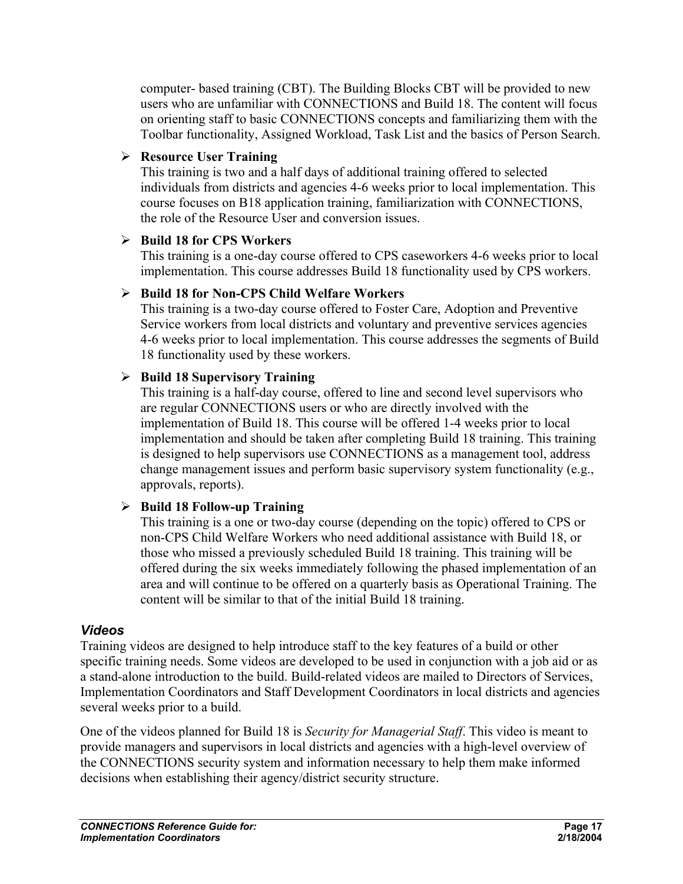computer- based training (CBT). The Building Blocks CBT will be provided to new users who are unfamiliar with CONNECTIONS and Build 18. The content will focus on orienting staff to basic CONNECTIONS concepts and familiarizing them with the Toolbar functionality, Assigned Workload, Task List and the basics of Person Search.

- **Resource User Training**
  This training is two and a half days of additional training offered to selected individuals from districts and agencies 4-6 weeks prior to local implementation. This course focuses on B18 application training, familiarization with CONNECTIONS, the role of the Resource User and conversion issues.

- **Build 18 for CPS Workers**
  This training is a one-day course offered to CPS caseworkers 4-6 weeks prior to local implementation. This course addresses Build 18 functionality used by CPS workers.

- **Build 18 for Non-CPS Child Welfare Workers**
  This training is a two-day course offered to Foster Care, Adoption and Preventive Service workers from local districts and voluntary and preventive services agencies 4-6 weeks prior to local implementation. This course addresses the segments of Build 18 functionality used by these workers.

- **Build 18 Supervisory Training**
  This training is a half-day course, offered to line and second level supervisors who are regular CONNECTIONS users or who are directly involved with the implementation of Build 18. This course will be offered 1-4 weeks prior to local implementation and should be taken after completing Build 18 training. This training is designed to help supervisors use CONNECTIONS as a management tool, address change management issues and perform basic supervisory system functionality (e.g., approvals, reports).

- **Build 18 Follow-up Training**
  This training is a one or two-day course (depending on the topic) offered to CPS or non-CPS Child Welfare Workers who need additional assistance with Build 18, or those who missed a previously scheduled Build 18 training. This training will be offered during the six weeks immediately following the phased implementation of an area and will continue to be offered on a quarterly basis as Operational Training. The content will be similar to that of the initial Build 18 training.

### *Videos*

Training videos are designed to help introduce staff to the key features of a build or other specific training needs. Some videos are developed to be used in conjunction with a job aid or as a stand-alone introduction to the build. Build-related videos are mailed to Directors of Services, Implementation Coordinators and Staff Development Coordinators in local districts and agencies several weeks prior to a build.

One of the videos planned for Build 18 is *Security for Managerial Staff*. This video is meant to provide managers and supervisors in local districts and agencies with a high-level overview of the CONNECTIONS security system and information necessary to help them make informed decisions when establishing their agency/district security structure.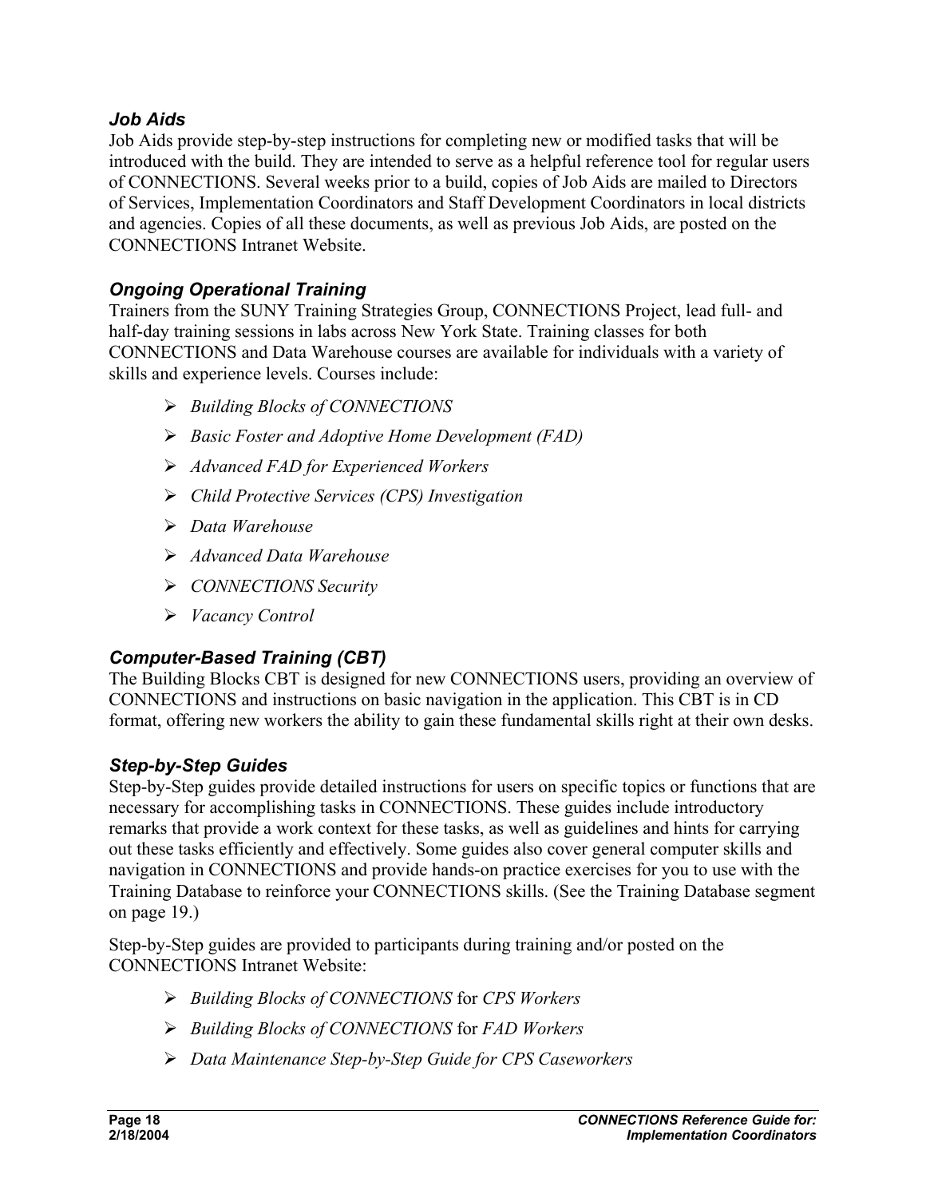### *Job Aids*

Job Aids provide step-by-step instructions for completing new or modified tasks that will be introduced with the build. They are intended to serve as a helpful reference tool for regular users of CONNECTIONS. Several weeks prior to a build, copies of Job Aids are mailed to Directors of Services, Implementation Coordinators and Staff Development Coordinators in local districts and agencies. Copies of all these documents, as well as previous Job Aids, are posted on the CONNECTIONS Intranet Website.

### *Ongoing Operational Training*

Trainers from the SUNY Training Strategies Group, CONNECTIONS Project, lead full- and half-day training sessions in labs across New York State. Training classes for both CONNECTIONS and Data Warehouse courses are available for individuals with a variety of skills and experience levels. Courses include:

- *Building Blocks of CONNECTIONS*
- *Basic Foster and Adoptive Home Development (FAD)*
- *Advanced FAD for Experienced Workers*
- *Child Protective Services (CPS) Investigation*
- *Data Warehouse*
- *Advanced Data Warehouse*
- *CONNECTIONS Security*
- *Vacancy Control*

### *Computer-Based Training (CBT)*

The Building Blocks CBT is designed for new CONNECTIONS users, providing an overview of CONNECTIONS and instructions on basic navigation in the application. This CBT is in CD format, offering new workers the ability to gain these fundamental skills right at their own desks.

### *Step-by-Step Guides*

Step-by-Step guides provide detailed instructions for users on specific topics or functions that are necessary for accomplishing tasks in CONNECTIONS. These guides include introductory remarks that provide a work context for these tasks, as well as guidelines and hints for carrying out these tasks efficiently and effectively. Some guides also cover general computer skills and navigation in CONNECTIONS and provide hands-on practice exercises for you to use with the Training Database to reinforce your CONNECTIONS skills. (See the Training Database segment on page 19.)

Step-by-Step guides are provided to participants during training and/or posted on the CONNECTIONS Intranet Website:

- *Building Blocks of CONNECTIONS* for *CPS Workers*
- *Building Blocks of CONNECTIONS* for *FAD Workers*
- *Data Maintenance Step-by-Step Guide for CPS Caseworkers*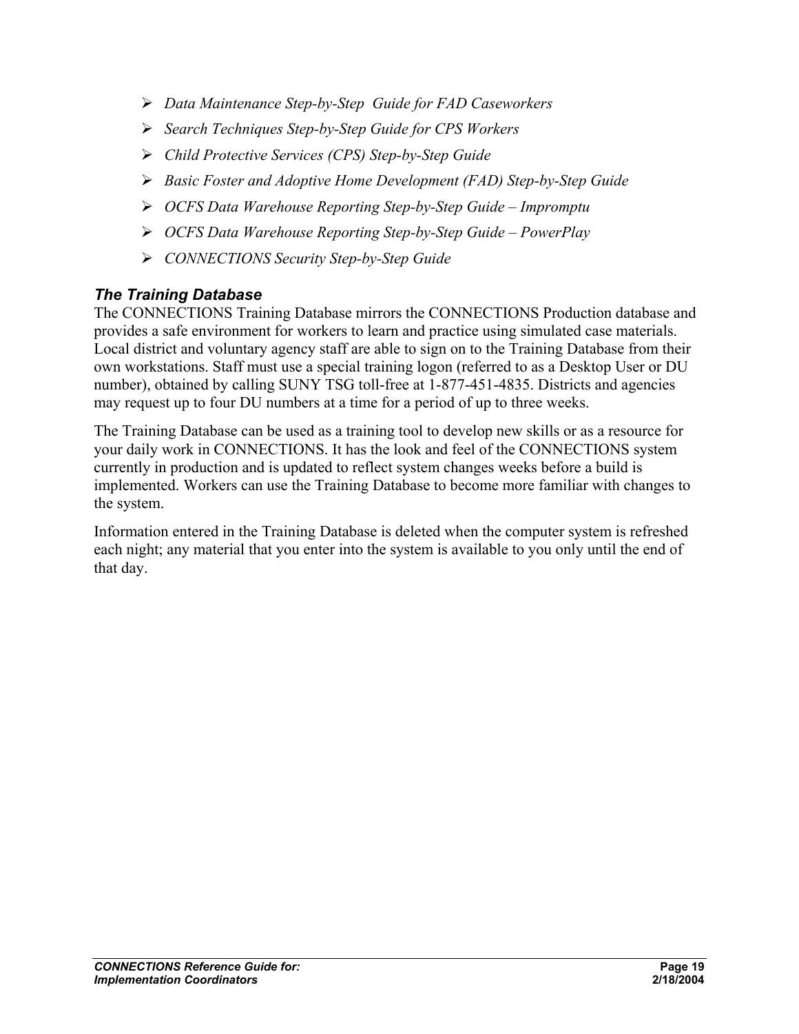- *Data Maintenance Step-by-Step Guide for FAD Caseworkers*
- *Search Techniques Step-by-Step Guide for CPS Workers*
- *Child Protective Services (CPS) Step-by-Step Guide*
- *Basic Foster and Adoptive Home Development (FAD) Step-by-Step Guide*
- *OCFS Data Warehouse Reporting Step-by-Step Guide – Impromptu*
- *OCFS Data Warehouse Reporting Step-by-Step Guide – PowerPlay*
- *CONNECTIONS Security Step-by-Step Guide*

### *The Training Database*

The CONNECTIONS Training Database mirrors the CONNECTIONS Production database and provides a safe environment for workers to learn and practice using simulated case materials. Local district and voluntary agency staff are able to sign on to the Training Database from their own workstations. Staff must use a special training logon (referred to as a Desktop User or DU number), obtained by calling SUNY TSG toll-free at 1-877-451-4835. Districts and agencies may request up to four DU numbers at a time for a period of up to three weeks.

The Training Database can be used as a training tool to develop new skills or as a resource for your daily work in CONNECTIONS. It has the look and feel of the CONNECTIONS system currently in production and is updated to reflect system changes weeks before a build is implemented. Workers can use the Training Database to become more familiar with changes to the system.

Information entered in the Training Database is deleted when the computer system is refreshed each night; any material that you enter into the system is available to you only until the end of that day.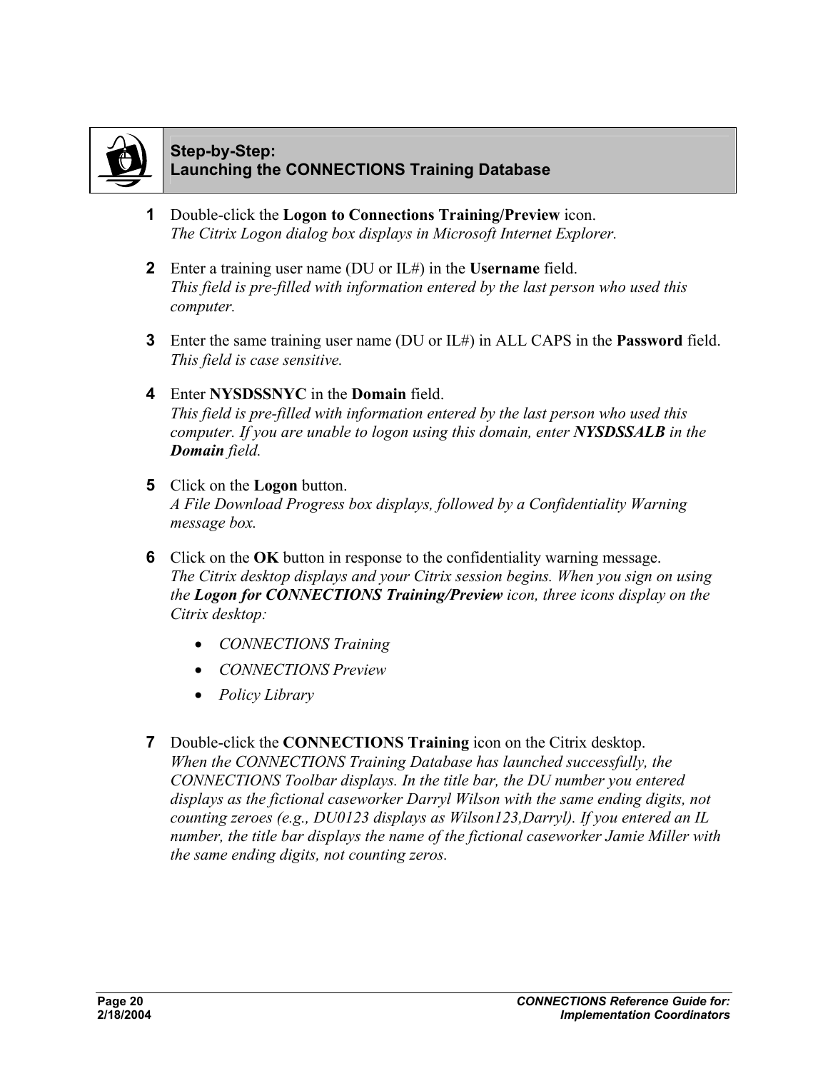### Step-by-Step: Launching the CONNECTIONS Training Database

**1** Double-click the **Logon to Connections Training/Preview** icon.
*The Citrix Logon dialog box displays in Microsoft Internet Explorer.*

**2** Enter a training user name (DU or IL#) in the **Username** field.
*This field is pre-filled with information entered by the last person who used this computer.*

**3** Enter the same training user name (DU or IL#) in ALL CAPS in the **Password** field.
*This field is case sensitive.*

**4** Enter **NYSDSSNYC** in the **Domain** field.
*This field is pre-filled with information entered by the last person who used this computer. If you are unable to logon using this domain, enter* ***NYSDSSALB*** *in the* ***Domain*** *field.*

**5** Click on the **Logon** button.
*A File Download Progress box displays, followed by a Confidentiality Warning message box.*

**6** Click on the **OK** button in response to the confidentiality warning message.
*The Citrix desktop displays and your Citrix session begins. When you sign on using the* ***Logon for CONNECTIONS Training/Preview*** *icon, three icons display on the Citrix desktop:*

- *CONNECTIONS Training*
- *CONNECTIONS Preview*
- *Policy Library*

**7** Double-click the **CONNECTIONS Training** icon on the Citrix desktop.
*When the CONNECTIONS Training Database has launched successfully, the CONNECTIONS Toolbar displays. In the title bar, the DU number you entered displays as the fictional caseworker Darryl Wilson with the same ending digits, not counting zeroes (e.g., DU0123 displays as Wilson123,Darryl). If you entered an IL number, the title bar displays the name of the fictional caseworker Jamie Miller with the same ending digits, not counting zeros.*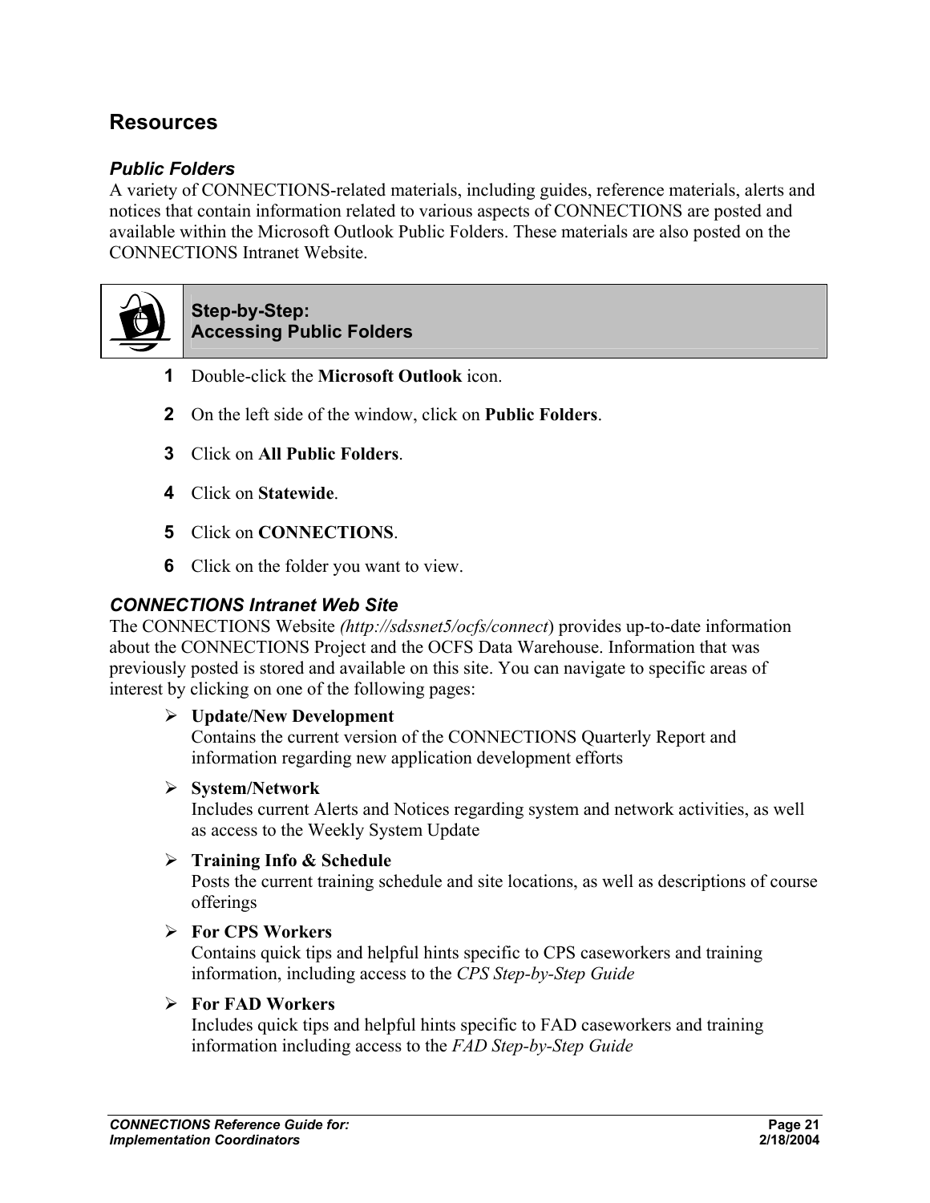## Resources

### *Public Folders*

A variety of CONNECTIONS-related materials, including guides, reference materials, alerts and notices that contain information related to various aspects of CONNECTIONS are posted and available within the Microsoft Outlook Public Folders. These materials are also posted on the CONNECTIONS Intranet Website.

**Step-by-Step:**
**Accessing Public Folders**

1. Double-click the **Microsoft Outlook** icon.
2. On the left side of the window, click on **Public Folders**.
3. Click on **All Public Folders**.
4. Click on **Statewide**.
5. Click on **CONNECTIONS**.
6. Click on the folder you want to view.

### *CONNECTIONS Intranet Web Site*

The CONNECTIONS Website *(http://sdssnet5/ocfs/connect)* provides up-to-date information about the CONNECTIONS Project and the OCFS Data Warehouse. Information that was previously posted is stored and available on this site. You can navigate to specific areas of interest by clicking on one of the following pages:

- **Update/New Development**
  Contains the current version of the CONNECTIONS Quarterly Report and information regarding new application development efforts
- **System/Network**
  Includes current Alerts and Notices regarding system and network activities, as well as access to the Weekly System Update
- **Training Info & Schedule**
  Posts the current training schedule and site locations, as well as descriptions of course offerings
- **For CPS Workers**
  Contains quick tips and helpful hints specific to CPS caseworkers and training information, including access to the *CPS Step-by-Step Guide*
- **For FAD Workers**
  Includes quick tips and helpful hints specific to FAD caseworkers and training information including access to the *FAD Step-by-Step Guide*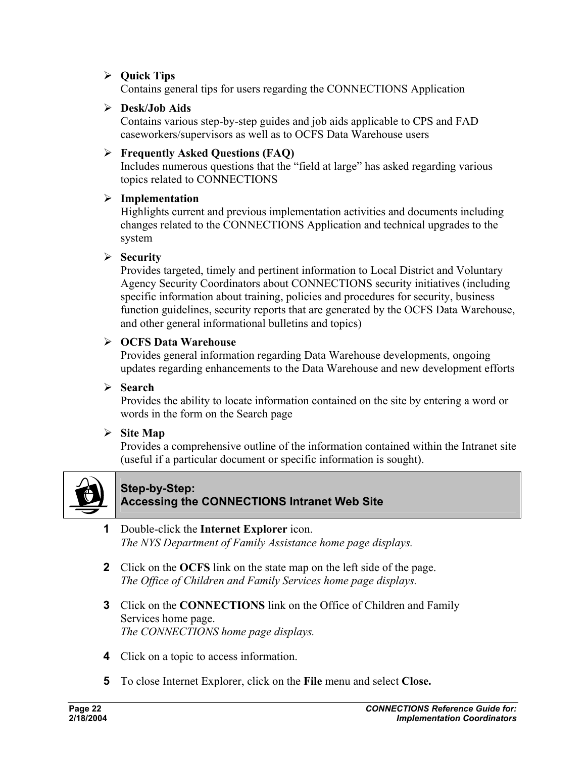- **Quick Tips**
  Contains general tips for users regarding the CONNECTIONS Application

- **Desk/Job Aids**
  Contains various step-by-step guides and job aids applicable to CPS and FAD caseworkers/supervisors as well as to OCFS Data Warehouse users

- **Frequently Asked Questions (FAQ)**
  Includes numerous questions that the "field at large" has asked regarding various topics related to CONNECTIONS

- **Implementation**
  Highlights current and previous implementation activities and documents including changes related to the CONNECTIONS Application and technical upgrades to the system

- **Security**
  Provides targeted, timely and pertinent information to Local District and Voluntary Agency Security Coordinators about CONNECTIONS security initiatives (including specific information about training, policies and procedures for security, business function guidelines, security reports that are generated by the OCFS Data Warehouse, and other general informational bulletins and topics)

- **OCFS Data Warehouse**
  Provides general information regarding Data Warehouse developments, ongoing updates regarding enhancements to the Data Warehouse and new development efforts

- **Search**
  Provides the ability to locate information contained on the site by entering a word or words in the form on the Search page

- **Site Map**
  Provides a comprehensive outline of the information contained within the Intranet site (useful if a particular document or specific information is sought).

### Step-by-Step: Accessing the CONNECTIONS Intranet Web Site

1. Double-click the **Internet Explorer** icon.
   *The NYS Department of Family Assistance home page displays.*

2. Click on the **OCFS** link on the state map on the left side of the page.
   *The Office of Children and Family Services home page displays.*

3. Click on the **CONNECTIONS** link on the Office of Children and Family Services home page.
   *The CONNECTIONS home page displays.*

4. Click on a topic to access information.

5. To close Internet Explorer, click on the **File** menu and select **Close.**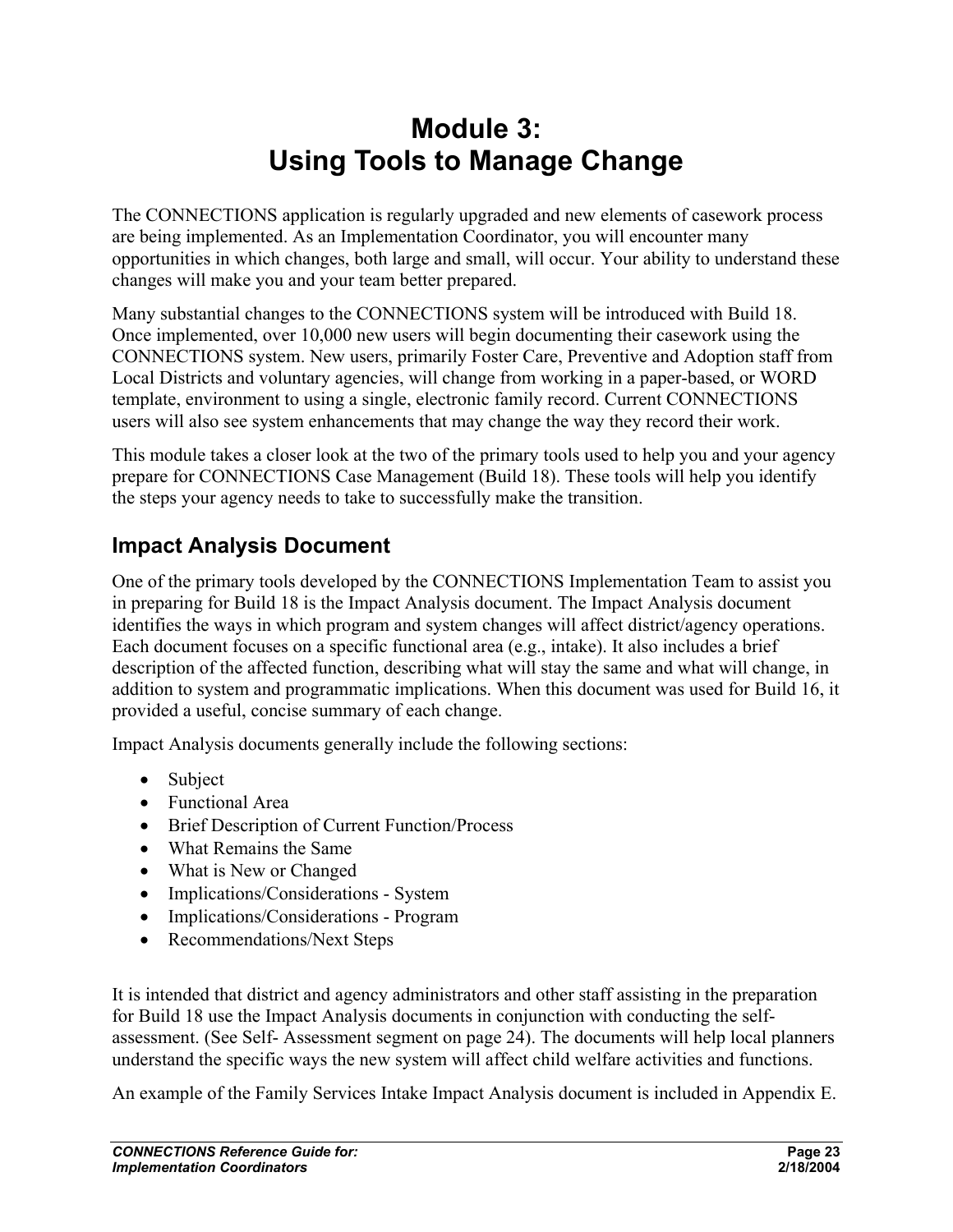# Module 3:
# Using Tools to Manage Change

The CONNECTIONS application is regularly upgraded and new elements of casework process are being implemented. As an Implementation Coordinator, you will encounter many opportunities in which changes, both large and small, will occur. Your ability to understand these changes will make you and your team better prepared.

Many substantial changes to the CONNECTIONS system will be introduced with Build 18. Once implemented, over 10,000 new users will begin documenting their casework using the CONNECTIONS system. New users, primarily Foster Care, Preventive and Adoption staff from Local Districts and voluntary agencies, will change from working in a paper-based, or WORD template, environment to using a single, electronic family record. Current CONNECTIONS users will also see system enhancements that may change the way they record their work.

This module takes a closer look at the two of the primary tools used to help you and your agency prepare for CONNECTIONS Case Management (Build 18). These tools will help you identify the steps your agency needs to take to successfully make the transition.

## Impact Analysis Document

One of the primary tools developed by the CONNECTIONS Implementation Team to assist you in preparing for Build 18 is the Impact Analysis document. The Impact Analysis document identifies the ways in which program and system changes will affect district/agency operations. Each document focuses on a specific functional area (e.g., intake). It also includes a brief description of the affected function, describing what will stay the same and what will change, in addition to system and programmatic implications. When this document was used for Build 16, it provided a useful, concise summary of each change.

Impact Analysis documents generally include the following sections:

- Subject
- Functional Area
- Brief Description of Current Function/Process
- What Remains the Same
- What is New or Changed
- Implications/Considerations - System
- Implications/Considerations - Program
- Recommendations/Next Steps

It is intended that district and agency administrators and other staff assisting in the preparation for Build 18 use the Impact Analysis documents in conjunction with conducting the self-assessment. (See Self- Assessment segment on page 24). The documents will help local planners understand the specific ways the new system will affect child welfare activities and functions.

An example of the Family Services Intake Impact Analysis document is included in Appendix E.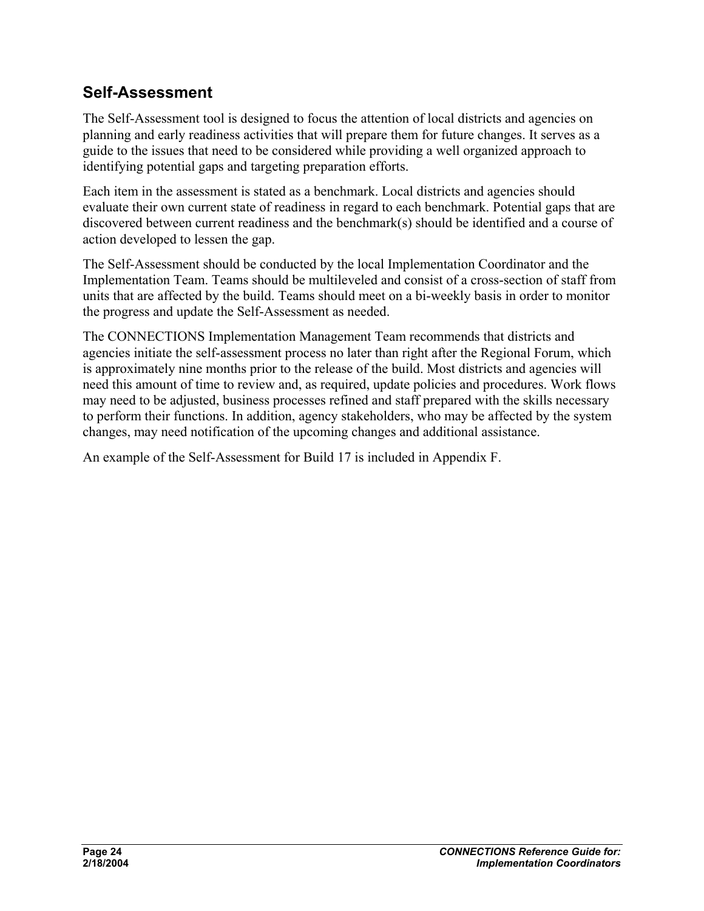## Self-Assessment

The Self-Assessment tool is designed to focus the attention of local districts and agencies on planning and early readiness activities that will prepare them for future changes. It serves as a guide to the issues that need to be considered while providing a well organized approach to identifying potential gaps and targeting preparation efforts.

Each item in the assessment is stated as a benchmark. Local districts and agencies should evaluate their own current state of readiness in regard to each benchmark. Potential gaps that are discovered between current readiness and the benchmark(s) should be identified and a course of action developed to lessen the gap.

The Self-Assessment should be conducted by the local Implementation Coordinator and the Implementation Team. Teams should be multileveled and consist of a cross-section of staff from units that are affected by the build. Teams should meet on a bi-weekly basis in order to monitor the progress and update the Self-Assessment as needed.

The CONNECTIONS Implementation Management Team recommends that districts and agencies initiate the self-assessment process no later than right after the Regional Forum, which is approximately nine months prior to the release of the build. Most districts and agencies will need this amount of time to review and, as required, update policies and procedures. Work flows may need to be adjusted, business processes refined and staff prepared with the skills necessary to perform their functions. In addition, agency stakeholders, who may be affected by the system changes, may need notification of the upcoming changes and additional assistance.

An example of the Self-Assessment for Build 17 is included in Appendix F.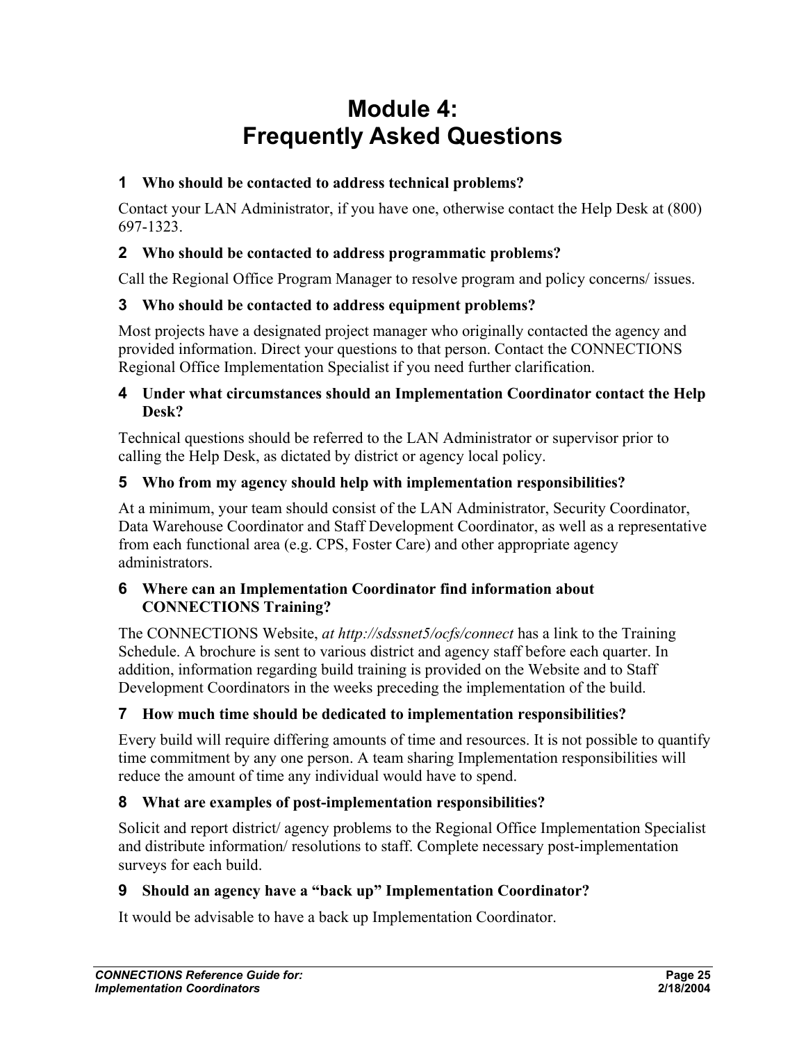# Module 4:
# Frequently Asked Questions

### 1 Who should be contacted to address technical problems?

Contact your LAN Administrator, if you have one, otherwise contact the Help Desk at (800) 697-1323.

### 2 Who should be contacted to address programmatic problems?

Call the Regional Office Program Manager to resolve program and policy concerns/ issues.

### 3 Who should be contacted to address equipment problems?

Most projects have a designated project manager who originally contacted the agency and provided information. Direct your questions to that person. Contact the CONNECTIONS Regional Office Implementation Specialist if you need further clarification.

### 4 Under what circumstances should an Implementation Coordinator contact the Help Desk?

Technical questions should be referred to the LAN Administrator or supervisor prior to calling the Help Desk, as dictated by district or agency local policy.

### 5 Who from my agency should help with implementation responsibilities?

At a minimum, your team should consist of the LAN Administrator, Security Coordinator, Data Warehouse Coordinator and Staff Development Coordinator, as well as a representative from each functional area (e.g. CPS, Foster Care) and other appropriate agency administrators.

### 6 Where can an Implementation Coordinator find information about CONNECTIONS Training?

The CONNECTIONS Website, *at http://sdssnet5/ocfs/connect* has a link to the Training Schedule. A brochure is sent to various district and agency staff before each quarter. In addition, information regarding build training is provided on the Website and to Staff Development Coordinators in the weeks preceding the implementation of the build.

### 7 How much time should be dedicated to implementation responsibilities?

Every build will require differing amounts of time and resources. It is not possible to quantify time commitment by any one person. A team sharing Implementation responsibilities will reduce the amount of time any individual would have to spend.

### 8 What are examples of post-implementation responsibilities?

Solicit and report district/ agency problems to the Regional Office Implementation Specialist and distribute information/ resolutions to staff. Complete necessary post-implementation surveys for each build.

### 9 Should an agency have a "back up" Implementation Coordinator?

It would be advisable to have a back up Implementation Coordinator.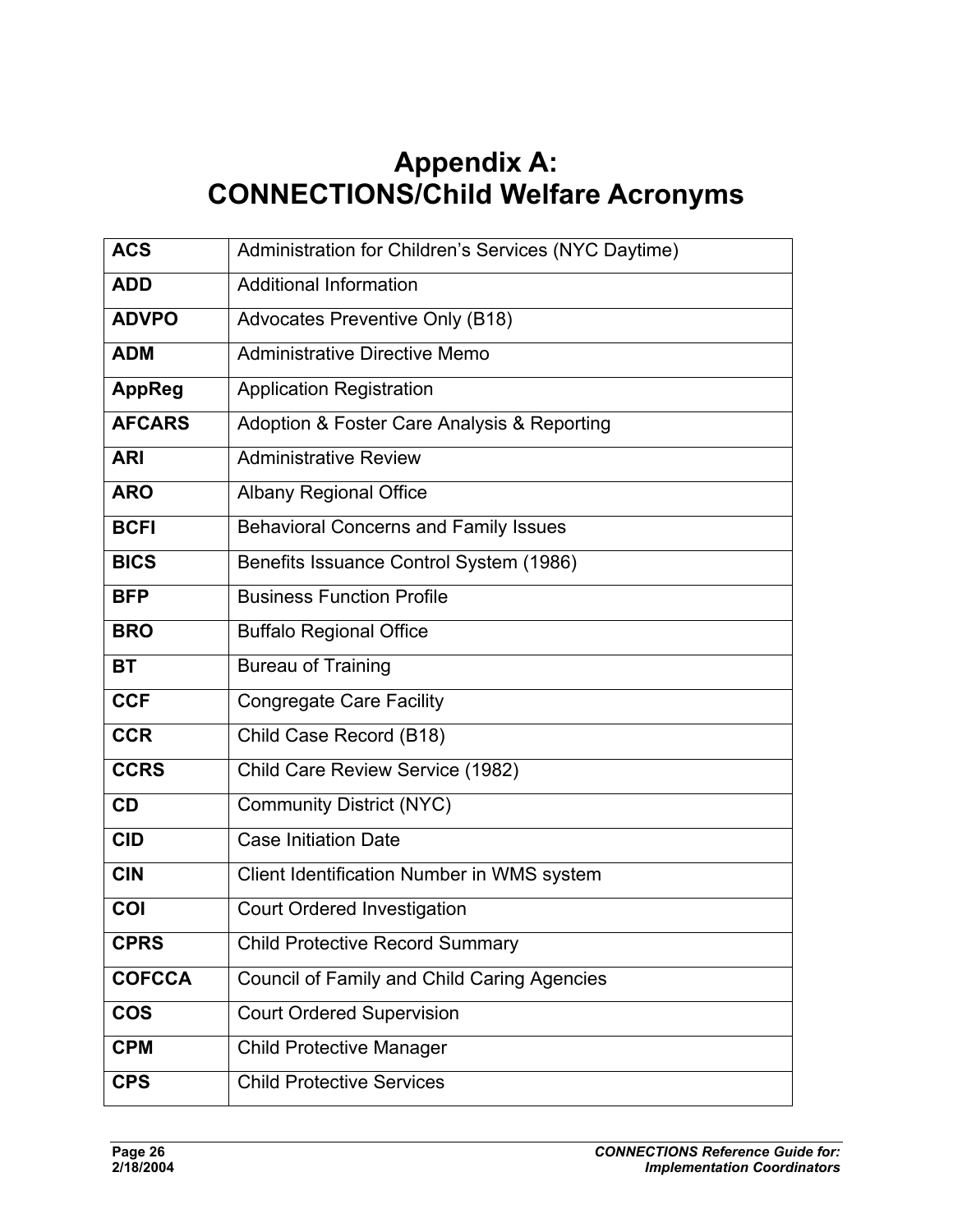# Appendix A: CONNECTIONS/Child Welfare Acronyms

| | |
|---|---|
| **ACS** | Administration for Children's Services (NYC Daytime) |
| **ADD** | Additional Information |
| **ADVPO** | Advocates Preventive Only (B18) |
| **ADM** | Administrative Directive Memo |
| **AppReg** | Application Registration |
| **AFCARS** | Adoption & Foster Care Analysis & Reporting |
| **ARI** | Administrative Review |
| **ARO** | Albany Regional Office |
| **BCFI** | Behavioral Concerns and Family Issues |
| **BICS** | Benefits Issuance Control System (1986) |
| **BFP** | Business Function Profile |
| **BRO** | Buffalo Regional Office |
| **BT** | Bureau of Training |
| **CCF** | Congregate Care Facility |
| **CCR** | Child Case Record (B18) |
| **CCRS** | Child Care Review Service (1982) |
| **CD** | Community District (NYC) |
| **CID** | Case Initiation Date |
| **CIN** | Client Identification Number in WMS system |
| **COI** | Court Ordered Investigation |
| **CPRS** | Child Protective Record Summary |
| **COFCCA** | Council of Family and Child Caring Agencies |
| **COS** | Court Ordered Supervision |
| **CPM** | Child Protective Manager |
| **CPS** | Child Protective Services |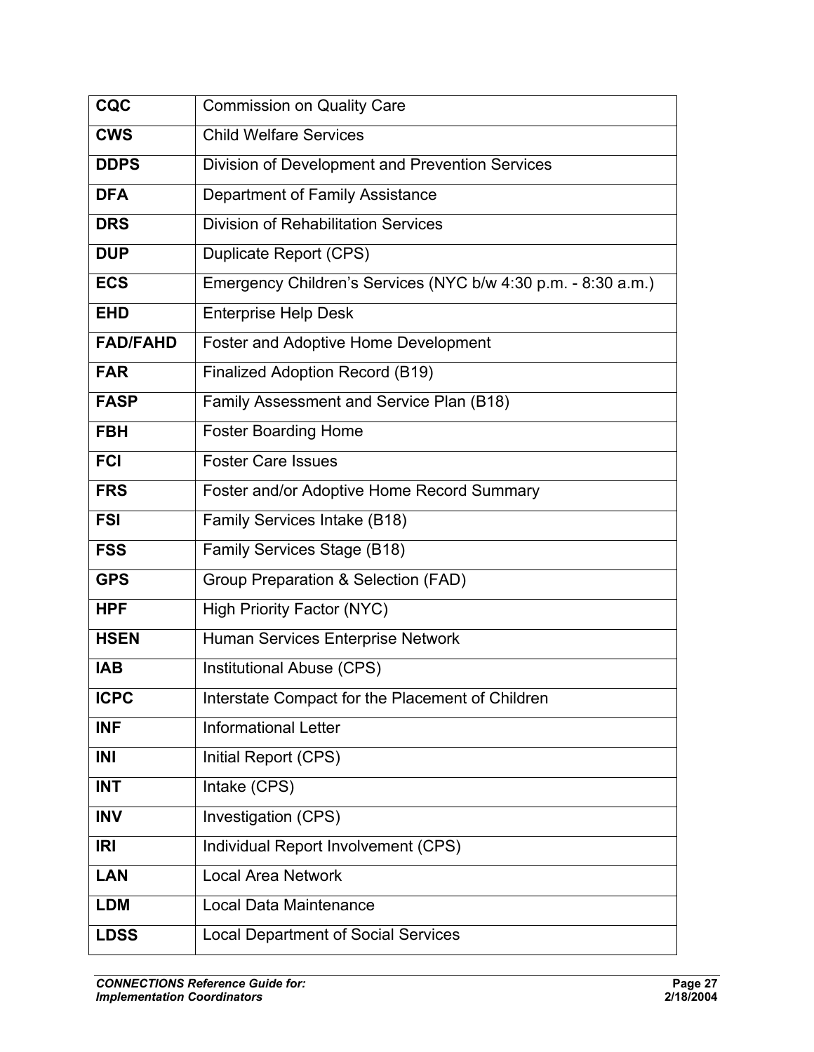| **CQC** | Commission on Quality Care |
|---|---|
| **CWS** | Child Welfare Services |
| **DDPS** | Division of Development and Prevention Services |
| **DFA** | Department of Family Assistance |
| **DRS** | Division of Rehabilitation Services |
| **DUP** | Duplicate Report (CPS) |
| **ECS** | Emergency Children's Services (NYC b/w 4:30 p.m. - 8:30 a.m.) |
| **EHD** | Enterprise Help Desk |
| **FAD/FAHD** | Foster and Adoptive Home Development |
| **FAR** | Finalized Adoption Record (B19) |
| **FASP** | Family Assessment and Service Plan (B18) |
| **FBH** | Foster Boarding Home |
| **FCI** | Foster Care Issues |
| **FRS** | Foster and/or Adoptive Home Record Summary |
| **FSI** | Family Services Intake (B18) |
| **FSS** | Family Services Stage (B18) |
| **GPS** | Group Preparation & Selection (FAD) |
| **HPF** | High Priority Factor (NYC) |
| **HSEN** | Human Services Enterprise Network |
| **IAB** | Institutional Abuse (CPS) |
| **ICPC** | Interstate Compact for the Placement of Children |
| **INF** | Informational Letter |
| **INI** | Initial Report (CPS) |
| **INT** | Intake (CPS) |
| **INV** | Investigation (CPS) |
| **IRI** | Individual Report Involvement (CPS) |
| **LAN** | Local Area Network |
| **LDM** | Local Data Maintenance |
| **LDSS** | Local Department of Social Services |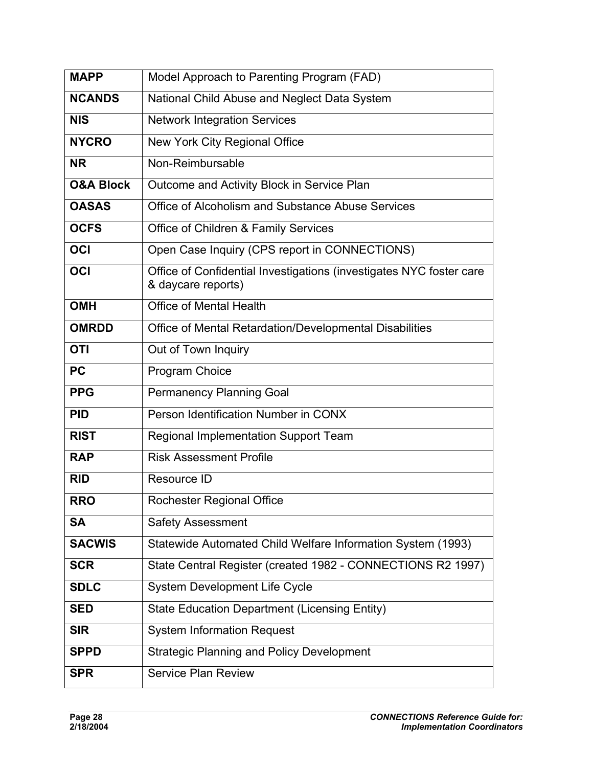| | |
|---|---|
| **MAPP** | Model Approach to Parenting Program (FAD) |
| **NCANDS** | National Child Abuse and Neglect Data System |
| **NIS** | Network Integration Services |
| **NYCRO** | New York City Regional Office |
| **NR** | Non-Reimbursable |
| **O&A Block** | Outcome and Activity Block in Service Plan |
| **OASAS** | Office of Alcoholism and Substance Abuse Services |
| **OCFS** | Office of Children & Family Services |
| **OCI** | Open Case Inquiry (CPS report in CONNECTIONS) |
| **OCI** | Office of Confidential Investigations (investigates NYC foster care & daycare reports) |
| **OMH** | Office of Mental Health |
| **OMRDD** | Office of Mental Retardation/Developmental Disabilities |
| **OTI** | Out of Town Inquiry |
| **PC** | Program Choice |
| **PPG** | Permanency Planning Goal |
| **PID** | Person Identification Number in CONX |
| **RIST** | Regional Implementation Support Team |
| **RAP** | Risk Assessment Profile |
| **RID** | Resource ID |
| **RRO** | Rochester Regional Office |
| **SA** | Safety Assessment |
| **SACWIS** | Statewide Automated Child Welfare Information System (1993) |
| **SCR** | State Central Register (created 1982 - CONNECTIONS R2 1997) |
| **SDLC** | System Development Life Cycle |
| **SED** | State Education Department (Licensing Entity) |
| **SIR** | System Information Request |
| **SPPD** | Strategic Planning and Policy Development |
| **SPR** | Service Plan Review |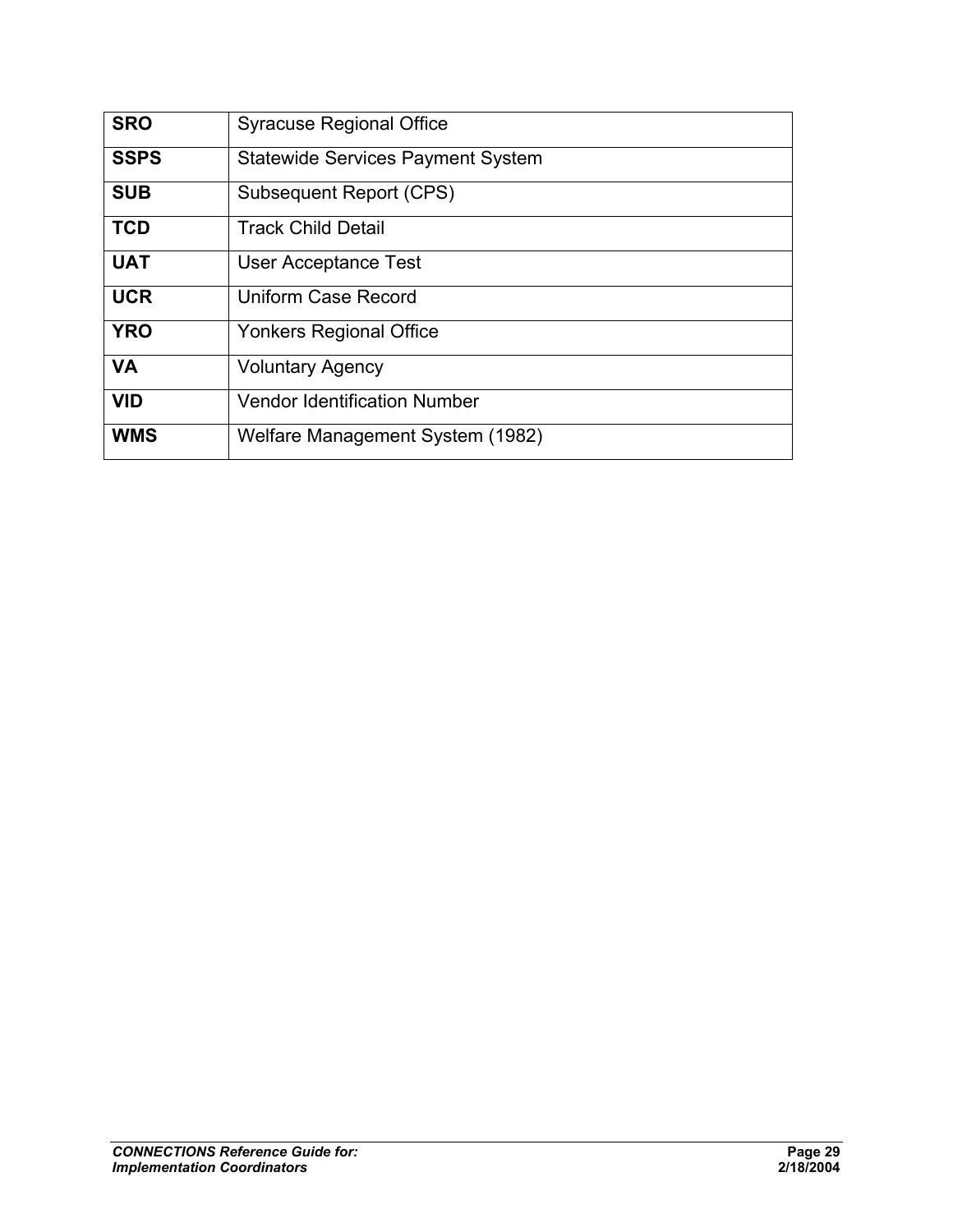| **SRO** | Syracuse Regional Office |
|---|---|
| **SSPS** | Statewide Services Payment System |
| **SUB** | Subsequent Report (CPS) |
| **TCD** | Track Child Detail |
| **UAT** | User Acceptance Test |
| **UCR** | Uniform Case Record |
| **YRO** | Yonkers Regional Office |
| **VA** | Voluntary Agency |
| **VID** | Vendor Identification Number |
| **WMS** | Welfare Management System (1982) |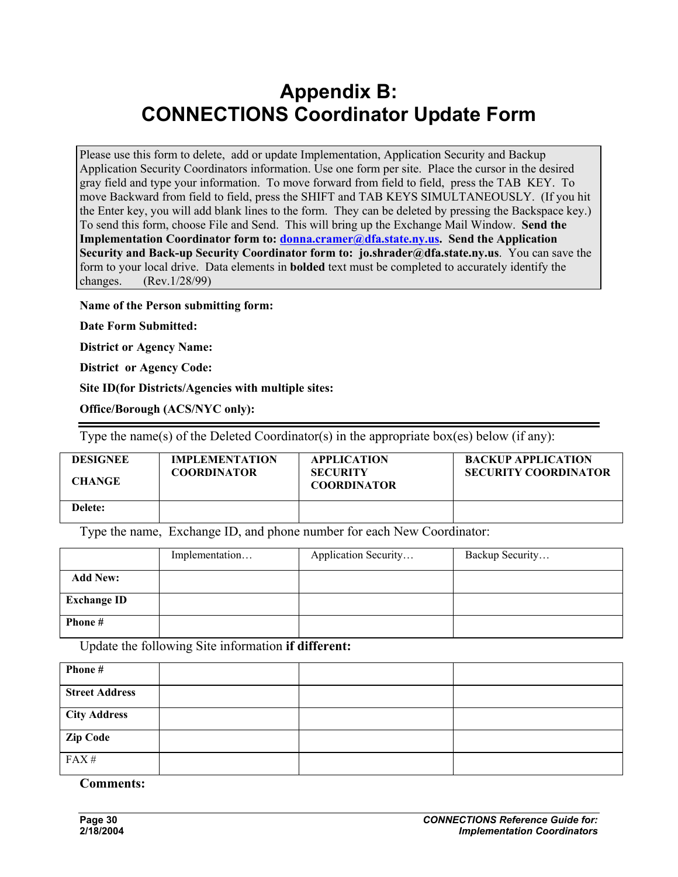# Appendix B:
# CONNECTIONS Coordinator Update Form

Please use this form to delete, add or update Implementation, Application Security and Backup Application Security Coordinators information. Use one form per site. Place the cursor in the desired gray field and type your information. To move forward from field to field, press the TAB KEY. To move Backward from field to field, press the SHIFT and TAB KEYS SIMULTANEOUSLY. (If you hit the Enter key, you will add blank lines to the form. They can be deleted by pressing the Backspace key.) To send this form, choose File and Send. This will bring up the Exchange Mail Window. **Send the Implementation Coordinator form to: donna.cramer@dfa.state.ny.us. Send the Application Security and Back-up Security Coordinator form to: jo.shrader@dfa.state.ny.us**. You can save the form to your local drive. Data elements in **bolded** text must be completed to accurately identify the changes. (Rev.1/28/99)

**Name of the Person submitting form:**

**Date Form Submitted:**

**District or Agency Name:**

**District or Agency Code:**

**Site ID(for Districts/Agencies with multiple sites:**

**Office/Borough (ACS/NYC only):**

---

Type the name(s) of the Deleted Coordinator(s) in the appropriate box(es) below (if any):

| **DESIGNEE CHANGE** | **IMPLEMENTATION COORDINATOR** | **APPLICATION SECURITY COORDINATOR** | **BACKUP APPLICATION SECURITY COORDINATOR** |
|---|---|---|---|
| **Delete:** | | | |

Type the name, Exchange ID, and phone number for each New Coordinator:

| | Implementation… | Application Security… | Backup Security… |
|---|---|---|---|
| **Add New:** | | | |
| **Exchange ID** | | | |
| **Phone #** | | | |

Update the following Site information **if different:**

| | | | |
|---|---|---|---|
| **Phone #** | | | |
| **Street Address** | | | |
| **City Address** | | | |
| **Zip Code** | | | |
| FAX # | | | |

**Comments:**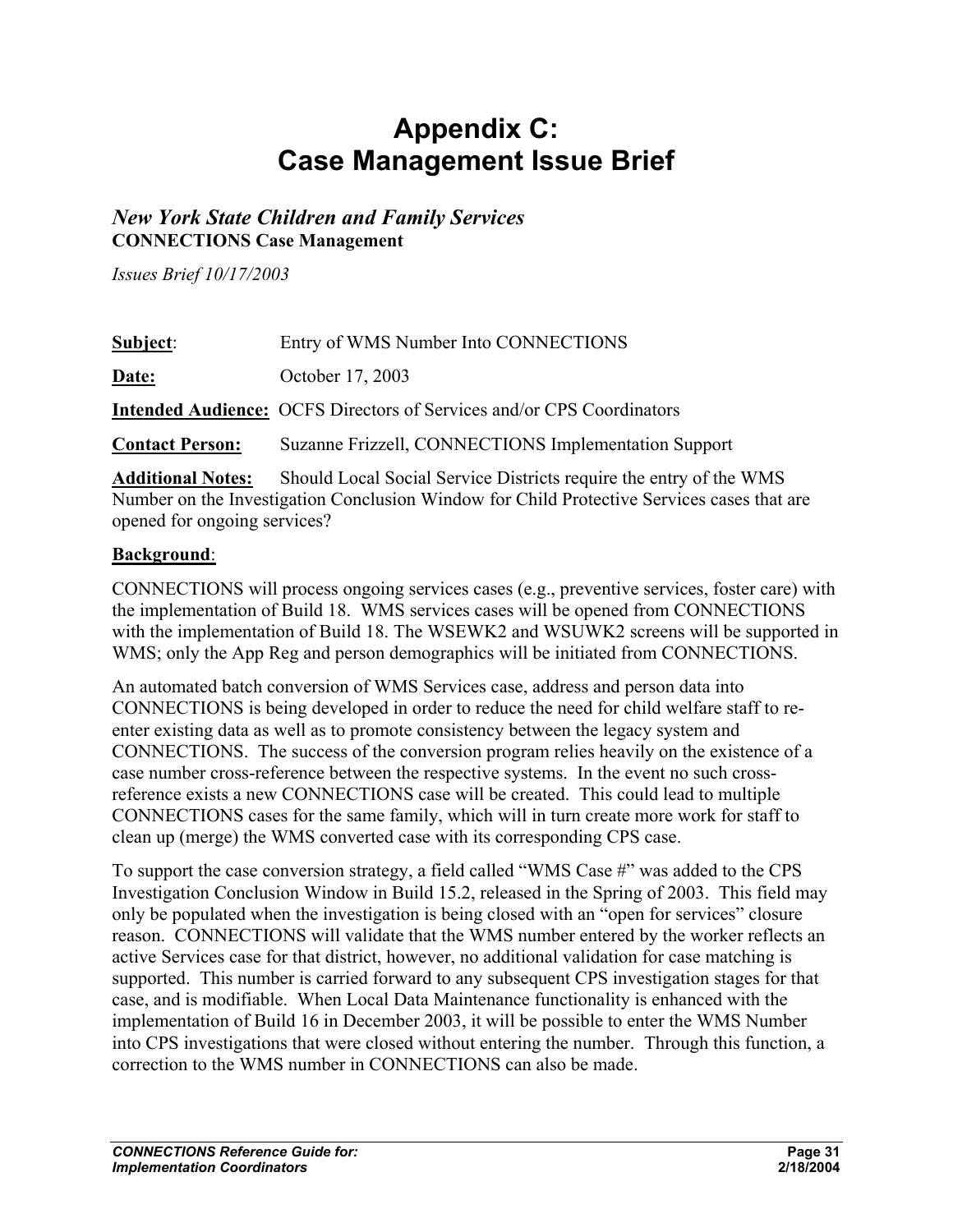# Appendix C: Case Management Issue Brief

## *New York State Children and Family Services*

**CONNECTIONS Case Management**

*Issues Brief 10/17/2003*

**Subject**: Entry of WMS Number Into CONNECTIONS

**Date:** October 17, 2003

**Intended Audience:** OCFS Directors of Services and/or CPS Coordinators

**Contact Person:** Suzanne Frizzell, CONNECTIONS Implementation Support

**Additional Notes:** Should Local Social Service Districts require the entry of the WMS Number on the Investigation Conclusion Window for Child Protective Services cases that are opened for ongoing services?

**Background**:

CONNECTIONS will process ongoing services cases (e.g., preventive services, foster care) with the implementation of Build 18. WMS services cases will be opened from CONNECTIONS with the implementation of Build 18. The WSEWK2 and WSUWK2 screens will be supported in WMS; only the App Reg and person demographics will be initiated from CONNECTIONS.

An automated batch conversion of WMS Services case, address and person data into CONNECTIONS is being developed in order to reduce the need for child welfare staff to re-enter existing data as well as to promote consistency between the legacy system and CONNECTIONS. The success of the conversion program relies heavily on the existence of a case number cross-reference between the respective systems. In the event no such cross-reference exists a new CONNECTIONS case will be created. This could lead to multiple CONNECTIONS cases for the same family, which will in turn create more work for staff to clean up (merge) the WMS converted case with its corresponding CPS case.

To support the case conversion strategy, a field called "WMS Case #" was added to the CPS Investigation Conclusion Window in Build 15.2, released in the Spring of 2003. This field may only be populated when the investigation is being closed with an "open for services" closure reason. CONNECTIONS will validate that the WMS number entered by the worker reflects an active Services case for that district, however, no additional validation for case matching is supported. This number is carried forward to any subsequent CPS investigation stages for that case, and is modifiable. When Local Data Maintenance functionality is enhanced with the implementation of Build 16 in December 2003, it will be possible to enter the WMS Number into CPS investigations that were closed without entering the number. Through this function, a correction to the WMS number in CONNECTIONS can also be made.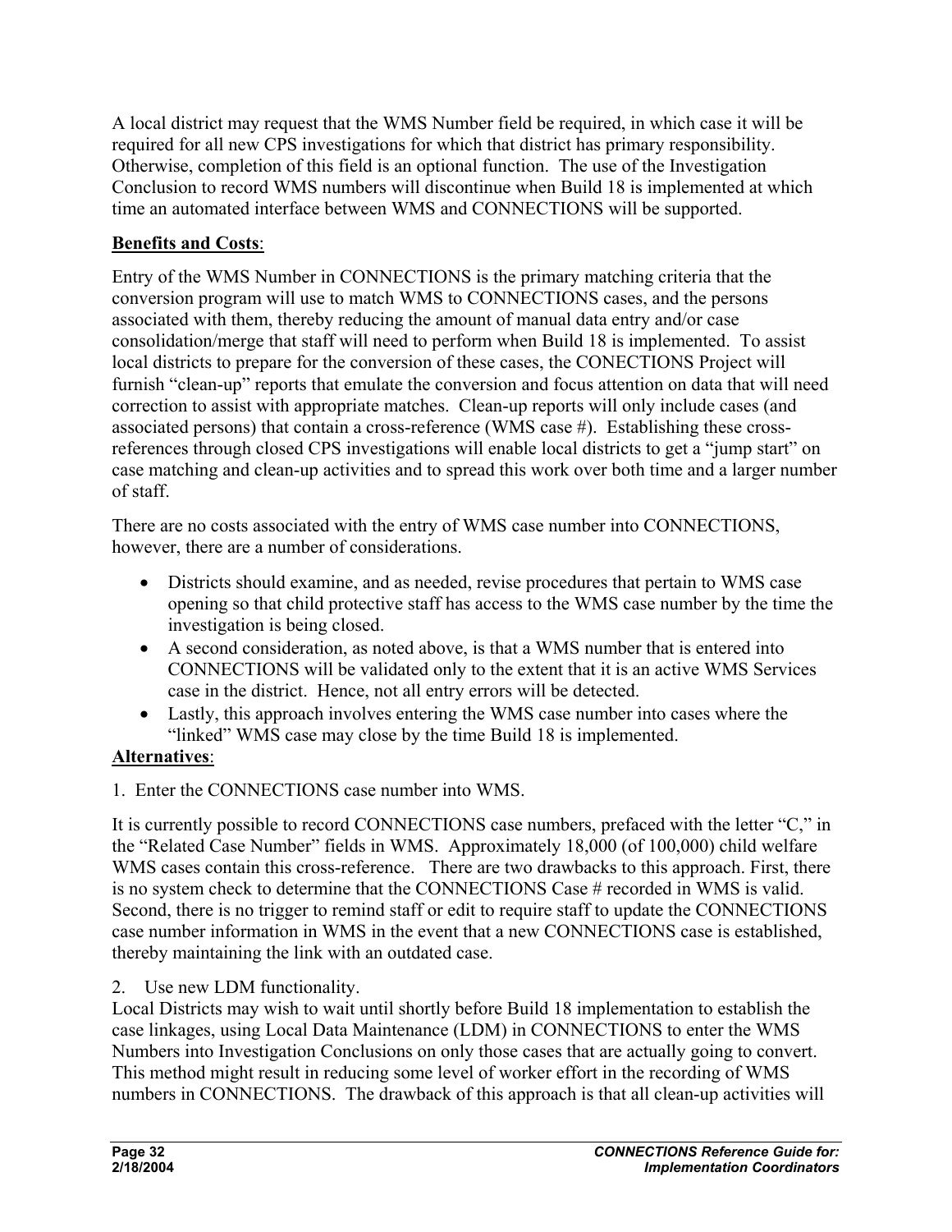A local district may request that the WMS Number field be required, in which case it will be required for all new CPS investigations for which that district has primary responsibility. Otherwise, completion of this field is an optional function. The use of the Investigation Conclusion to record WMS numbers will discontinue when Build 18 is implemented at which time an automated interface between WMS and CONNECTIONS will be supported.

**Benefits and Costs**:

Entry of the WMS Number in CONNECTIONS is the primary matching criteria that the conversion program will use to match WMS to CONNECTIONS cases, and the persons associated with them, thereby reducing the amount of manual data entry and/or case consolidation/merge that staff will need to perform when Build 18 is implemented. To assist local districts to prepare for the conversion of these cases, the CONECTIONS Project will furnish "clean-up" reports that emulate the conversion and focus attention on data that will need correction to assist with appropriate matches. Clean-up reports will only include cases (and associated persons) that contain a cross-reference (WMS case #). Establishing these cross-references through closed CPS investigations will enable local districts to get a "jump start" on case matching and clean-up activities and to spread this work over both time and a larger number of staff.

There are no costs associated with the entry of WMS case number into CONNECTIONS, however, there are a number of considerations.

- Districts should examine, and as needed, revise procedures that pertain to WMS case opening so that child protective staff has access to the WMS case number by the time the investigation is being closed.
- A second consideration, as noted above, is that a WMS number that is entered into CONNECTIONS will be validated only to the extent that it is an active WMS Services case in the district. Hence, not all entry errors will be detected.
- Lastly, this approach involves entering the WMS case number into cases where the "linked" WMS case may close by the time Build 18 is implemented.

**Alternatives**:

1. Enter the CONNECTIONS case number into WMS.

It is currently possible to record CONNECTIONS case numbers, prefaced with the letter "C," in the "Related Case Number" fields in WMS. Approximately 18,000 (of 100,000) child welfare WMS cases contain this cross-reference. There are two drawbacks to this approach. First, there is no system check to determine that the CONNECTIONS Case # recorded in WMS is valid. Second, there is no trigger to remind staff or edit to require staff to update the CONNECTIONS case number information in WMS in the event that a new CONNECTIONS case is established, thereby maintaining the link with an outdated case.

2. Use new LDM functionality.

Local Districts may wish to wait until shortly before Build 18 implementation to establish the case linkages, using Local Data Maintenance (LDM) in CONNECTIONS to enter the WMS Numbers into Investigation Conclusions on only those cases that are actually going to convert. This method might result in reducing some level of worker effort in the recording of WMS numbers in CONNECTIONS. The drawback of this approach is that all clean-up activities will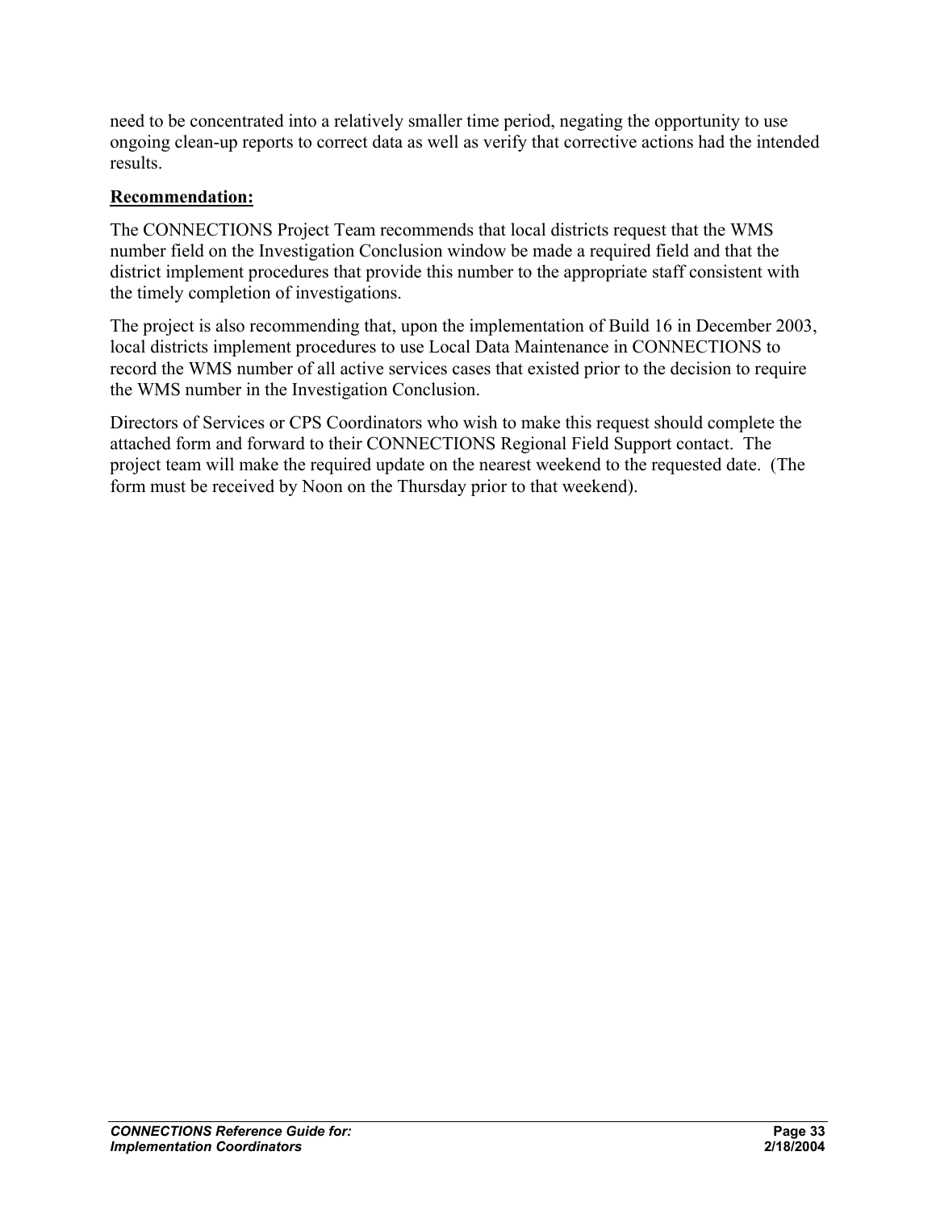need to be concentrated into a relatively smaller time period, negating the opportunity to use ongoing clean-up reports to correct data as well as verify that corrective actions had the intended results.

**Recommendation:**

The CONNECTIONS Project Team recommends that local districts request that the WMS number field on the Investigation Conclusion window be made a required field and that the district implement procedures that provide this number to the appropriate staff consistent with the timely completion of investigations.

The project is also recommending that, upon the implementation of Build 16 in December 2003, local districts implement procedures to use Local Data Maintenance in CONNECTIONS to record the WMS number of all active services cases that existed prior to the decision to require the WMS number in the Investigation Conclusion.

Directors of Services or CPS Coordinators who wish to make this request should complete the attached form and forward to their CONNECTIONS Regional Field Support contact. The project team will make the required update on the nearest weekend to the requested date. (The form must be received by Noon on the Thursday prior to that weekend).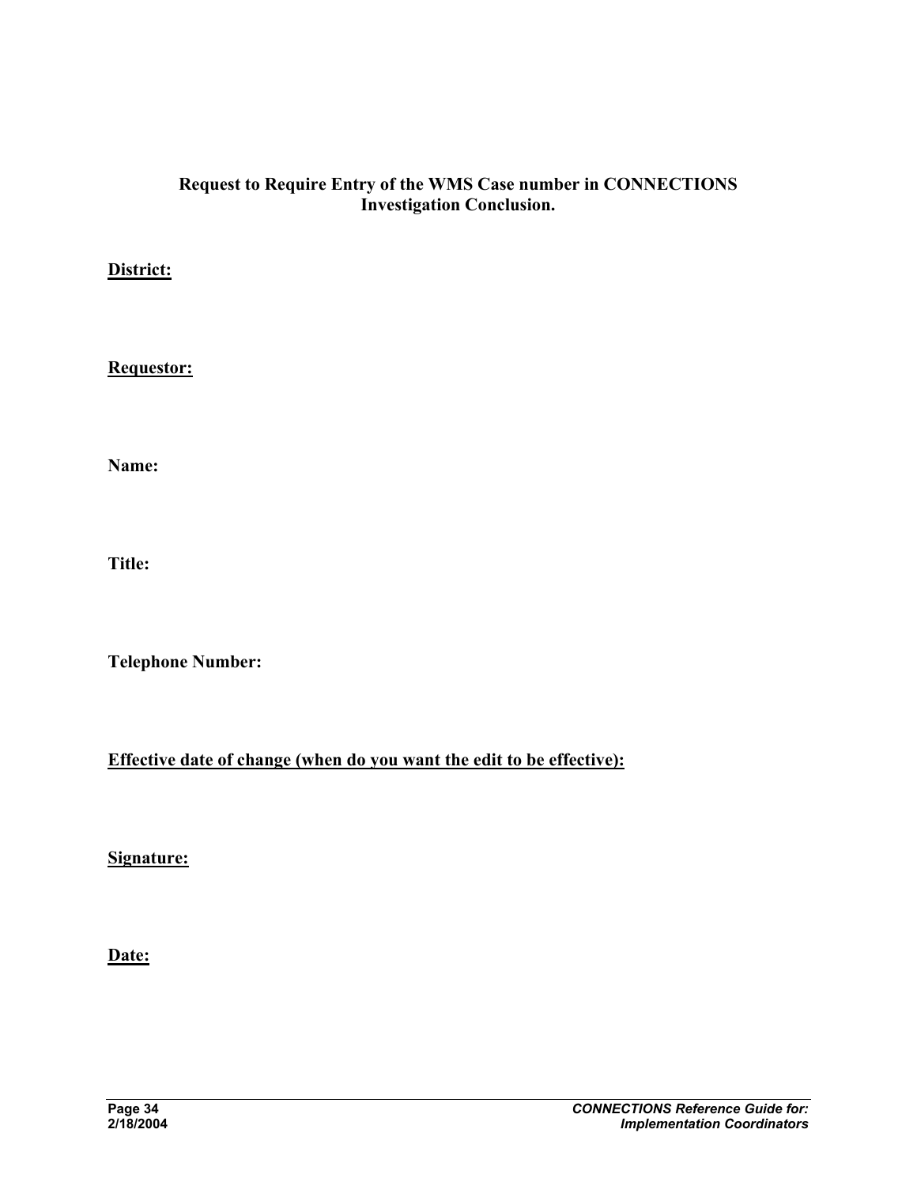**Request to Require Entry of the WMS Case number in CONNECTIONS Investigation Conclusion.**

**District:**

**Requestor:**

**Name:**

**Title:**

**Telephone Number:**

**Effective date of change (when do you want the edit to be effective):**

**Signature:**

**Date:**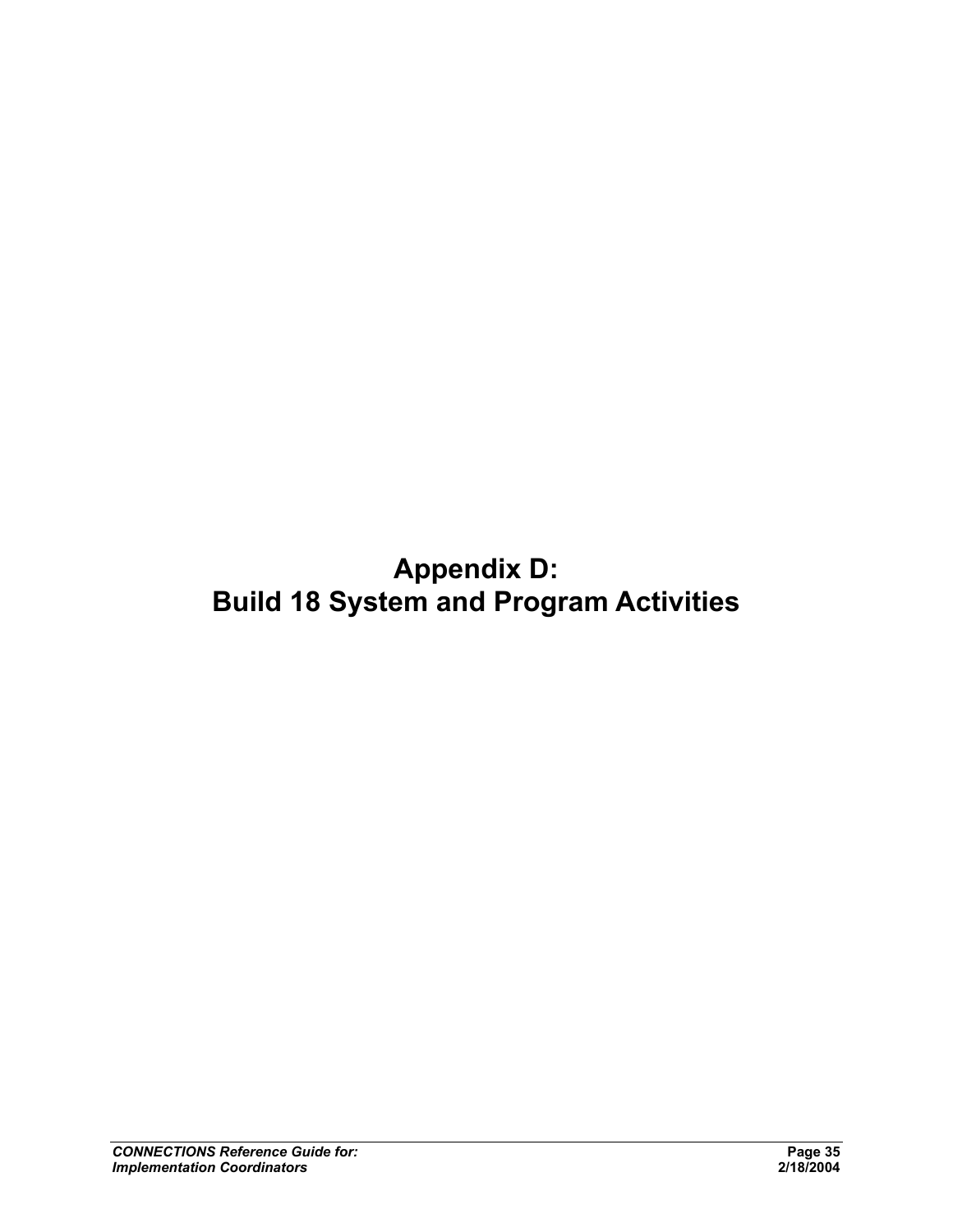# Appendix D:
# Build 18 System and Program Activities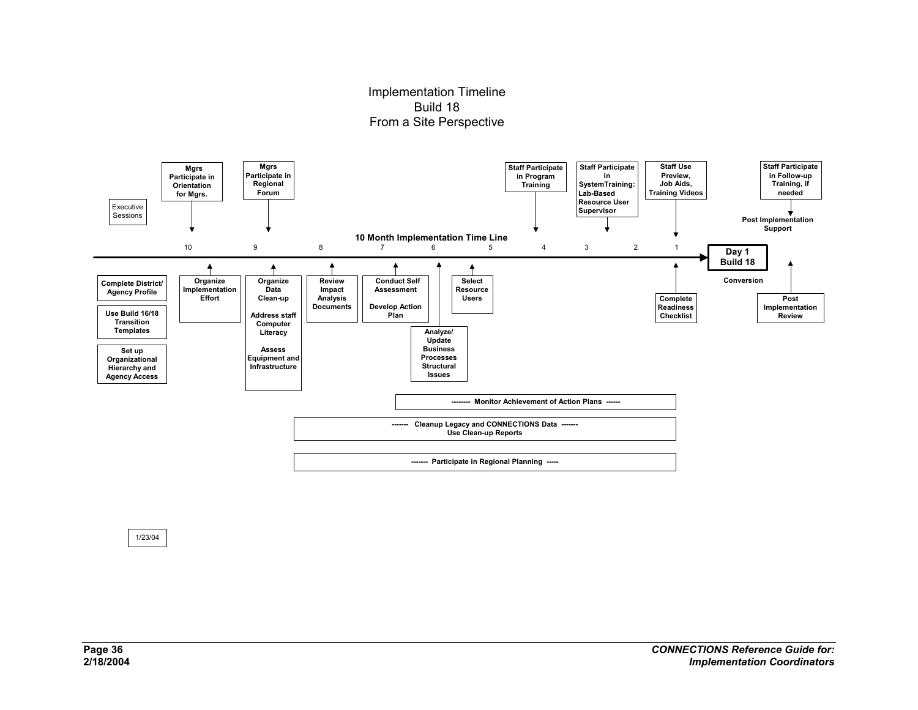# Implementation Timeline
## Build 18
## From a Site Perspective

**10 Month Implementation Time Line**

Executive Sessions

**Above the time line:**

- **Month 10:** Mgrs Participate in Orientation for Mgrs.
- **Month 9:** Mgrs Participate in Regional Forum
- **Month 4:** Staff Participate in Program Training
- **Month 3:** Staff Participate in SystemTraining: Lab-Based Resource User Supervisor
- **Month 1:** Staff Use Preview, Job Aids, Training Videos
- **After Day 1:** Staff Participate in Follow-up Training, if needed — Post Implementation Support

**Time line:** 10 — 9 — 8 — 7 — 6 — 5 — 4 — 3 — 2 — 1 → **Day 1 Build 18**

**Conversion**

**Below the time line:**

- **Before Month 10:**
  - Complete District/ Agency Profile
  - Use Build 16/18 Transition Templates
  - Set up Organizational Hierarchy and Agency Access
- **Month 10:** Organize Implementation Effort
- **Month 9:**
  - Organize Data Clean-up
  - Address staff Computer Literacy
  - Assess Equipment and Infrastructure
- **Month 8:** Review Impact Analysis Documents
- **Month 7:**
  - Conduct Self Assessment
  - Develop Action Plan
- **Month 6:** Analyze/ Update Business Processes Structural Issues
- **Month 5:** Select Resource Users
- **Month 1:** Complete Readiness Checklist
- **After Day 1:** Post Implementation Review

**Ongoing activities:**

- -------- Monitor Achievement of Action Plans ------
- ------- Cleanup Legacy and CONNECTIONS Data ------- Use Clean-up Reports
- ------- Participate in Regional Planning -----

1/23/04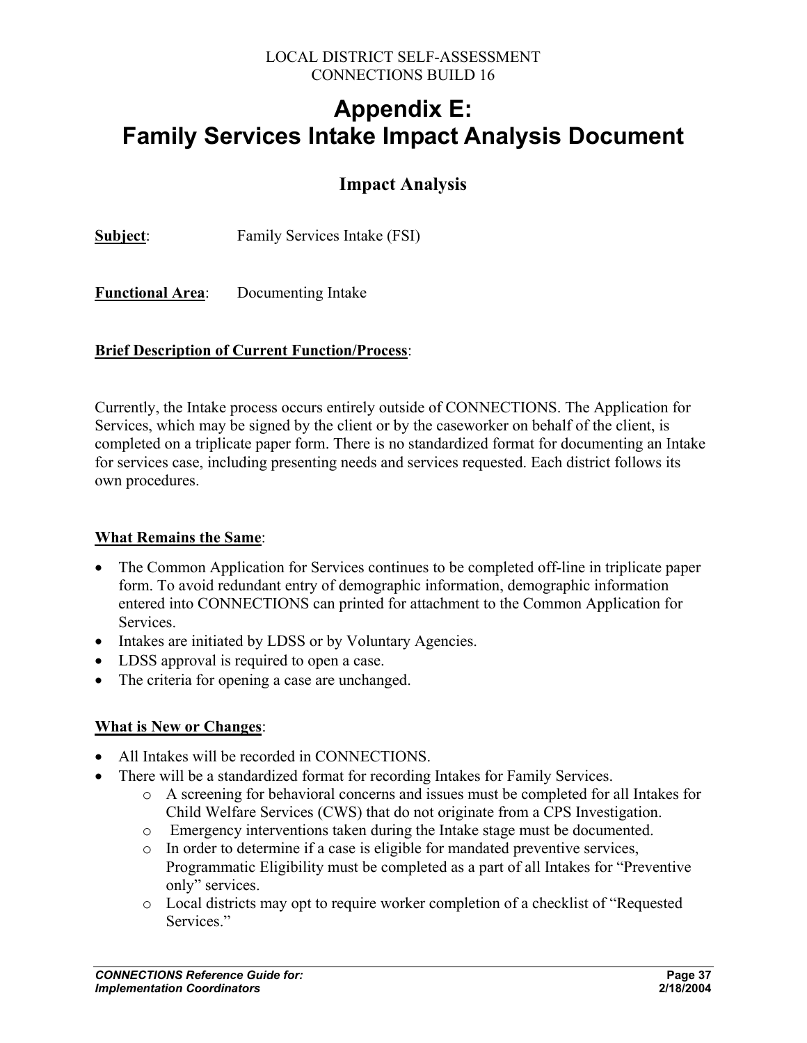# Appendix E: Family Services Intake Impact Analysis Document

## Impact Analysis

**Subject**: Family Services Intake (FSI)

**Functional Area**: Documenting Intake

**Brief Description of Current Function/Process**:

Currently, the Intake process occurs entirely outside of CONNECTIONS. The Application for Services, which may be signed by the client or by the caseworker on behalf of the client, is completed on a triplicate paper form. There is no standardized format for documenting an Intake for services case, including presenting needs and services requested. Each district follows its own procedures.

**What Remains the Same**:

- The Common Application for Services continues to be completed off-line in triplicate paper form. To avoid redundant entry of demographic information, demographic information entered into CONNECTIONS can printed for attachment to the Common Application for Services.
- Intakes are initiated by LDSS or by Voluntary Agencies.
- LDSS approval is required to open a case.
- The criteria for opening a case are unchanged.

**What is New or Changes**:

- All Intakes will be recorded in CONNECTIONS.
- There will be a standardized format for recording Intakes for Family Services.
  - A screening for behavioral concerns and issues must be completed for all Intakes for Child Welfare Services (CWS) that do not originate from a CPS Investigation.
  - Emergency interventions taken during the Intake stage must be documented.
  - In order to determine if a case is eligible for mandated preventive services, Programmatic Eligibility must be completed as a part of all Intakes for "Preventive only" services.
  - Local districts may opt to require worker completion of a checklist of "Requested Services."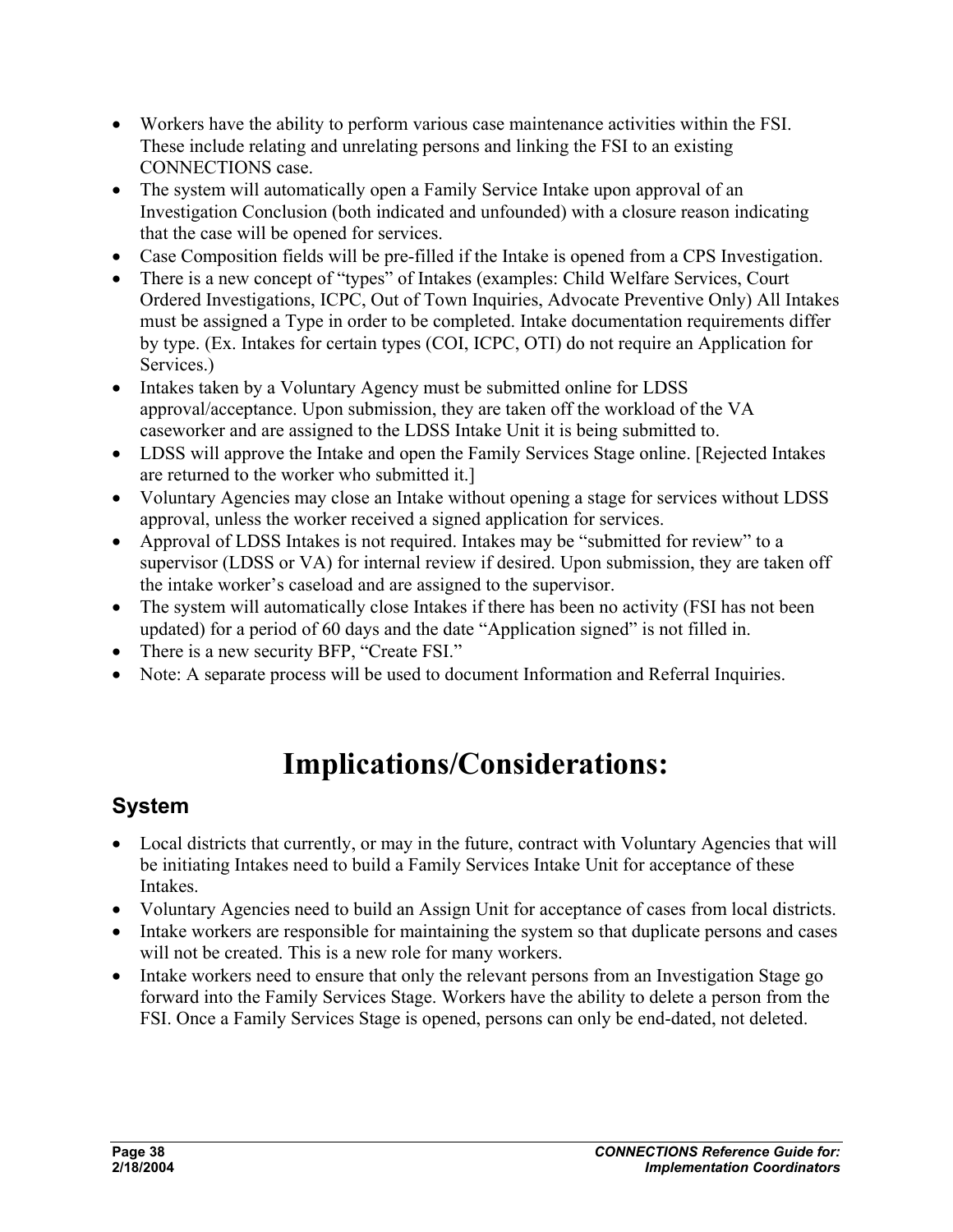- Workers have the ability to perform various case maintenance activities within the FSI. These include relating and unrelating persons and linking the FSI to an existing CONNECTIONS case.
- The system will automatically open a Family Service Intake upon approval of an Investigation Conclusion (both indicated and unfounded) with a closure reason indicating that the case will be opened for services.
- Case Composition fields will be pre-filled if the Intake is opened from a CPS Investigation.
- There is a new concept of "types" of Intakes (examples: Child Welfare Services, Court Ordered Investigations, ICPC, Out of Town Inquiries, Advocate Preventive Only) All Intakes must be assigned a Type in order to be completed. Intake documentation requirements differ by type. (Ex. Intakes for certain types (COI, ICPC, OTI) do not require an Application for Services.)
- Intakes taken by a Voluntary Agency must be submitted online for LDSS approval/acceptance. Upon submission, they are taken off the workload of the VA caseworker and are assigned to the LDSS Intake Unit it is being submitted to.
- LDSS will approve the Intake and open the Family Services Stage online. [Rejected Intakes are returned to the worker who submitted it.]
- Voluntary Agencies may close an Intake without opening a stage for services without LDSS approval, unless the worker received a signed application for services.
- Approval of LDSS Intakes is not required. Intakes may be "submitted for review" to a supervisor (LDSS or VA) for internal review if desired. Upon submission, they are taken off the intake worker's caseload and are assigned to the supervisor.
- The system will automatically close Intakes if there has been no activity (FSI has not been updated) for a period of 60 days and the date "Application signed" is not filled in.
- There is a new security BFP, "Create FSI."
- Note: A separate process will be used to document Information and Referral Inquiries.

# Implications/Considerations:

## System

- Local districts that currently, or may in the future, contract with Voluntary Agencies that will be initiating Intakes need to build a Family Services Intake Unit for acceptance of these Intakes.
- Voluntary Agencies need to build an Assign Unit for acceptance of cases from local districts.
- Intake workers are responsible for maintaining the system so that duplicate persons and cases will not be created. This is a new role for many workers.
- Intake workers need to ensure that only the relevant persons from an Investigation Stage go forward into the Family Services Stage. Workers have the ability to delete a person from the FSI. Once a Family Services Stage is opened, persons can only be end-dated, not deleted.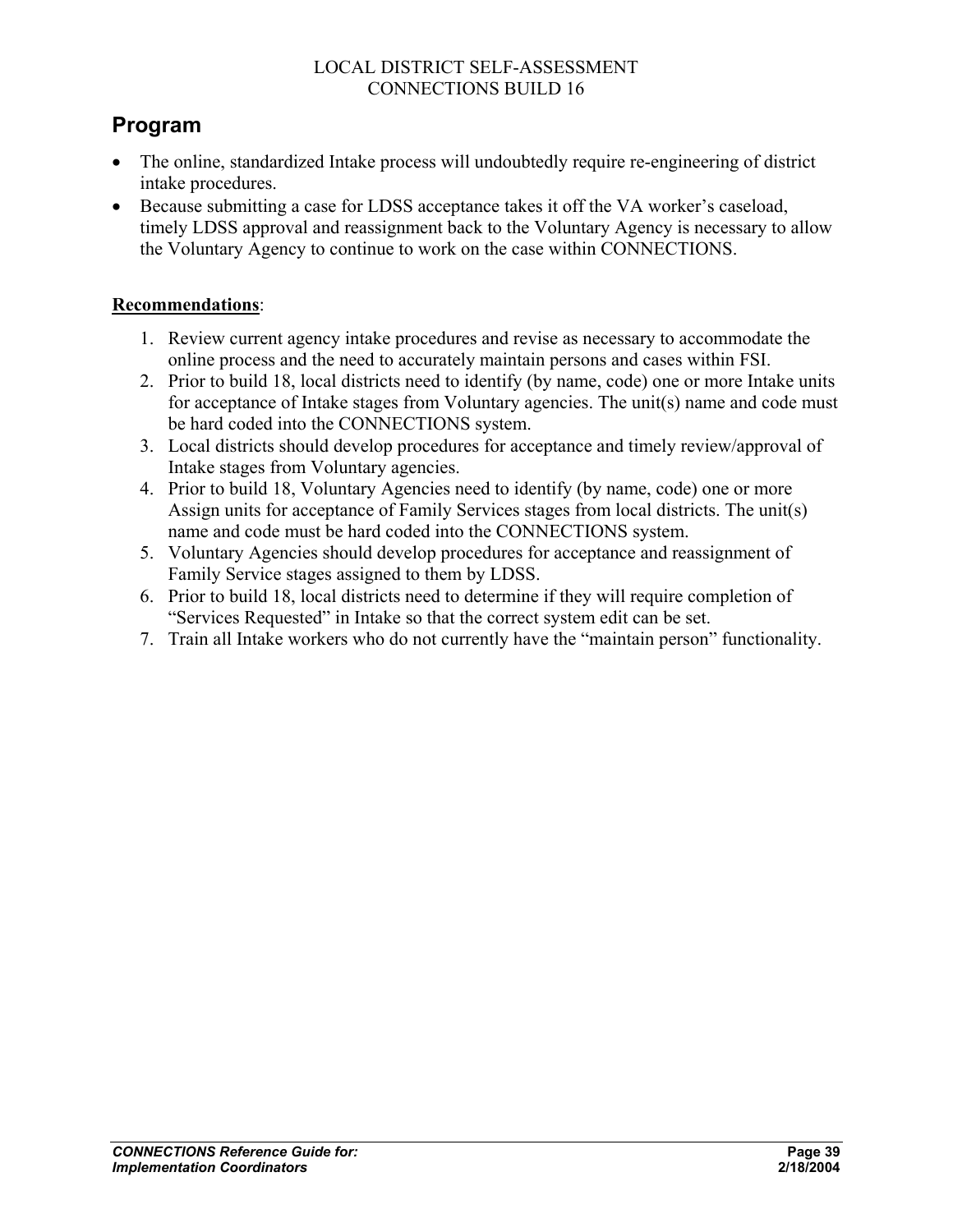## Program

- The online, standardized Intake process will undoubtedly require re-engineering of district intake procedures.
- Because submitting a case for LDSS acceptance takes it off the VA worker's caseload, timely LDSS approval and reassignment back to the Voluntary Agency is necessary to allow the Voluntary Agency to continue to work on the case within CONNECTIONS.

**Recommendations**:

1. Review current agency intake procedures and revise as necessary to accommodate the online process and the need to accurately maintain persons and cases within FSI.
2. Prior to build 18, local districts need to identify (by name, code) one or more Intake units for acceptance of Intake stages from Voluntary agencies. The unit(s) name and code must be hard coded into the CONNECTIONS system.
3. Local districts should develop procedures for acceptance and timely review/approval of Intake stages from Voluntary agencies.
4. Prior to build 18, Voluntary Agencies need to identify (by name, code) one or more Assign units for acceptance of Family Services stages from local districts. The unit(s) name and code must be hard coded into the CONNECTIONS system.
5. Voluntary Agencies should develop procedures for acceptance and reassignment of Family Service stages assigned to them by LDSS.
6. Prior to build 18, local districts need to determine if they will require completion of "Services Requested" in Intake so that the correct system edit can be set.
7. Train all Intake workers who do not currently have the "maintain person" functionality.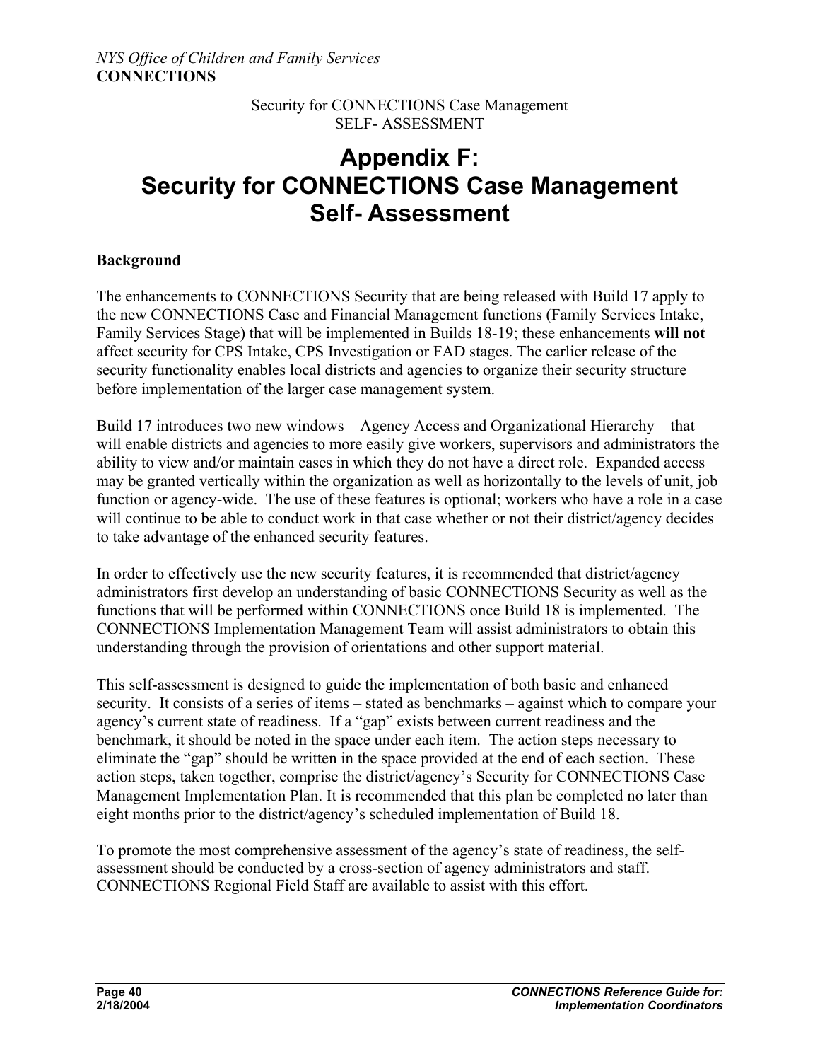Security for CONNECTIONS Case Management
SELF- ASSESSMENT

# Appendix F: Security for CONNECTIONS Case Management Self- Assessment

**Background**

The enhancements to CONNECTIONS Security that are being released with Build 17 apply to the new CONNECTIONS Case and Financial Management functions (Family Services Intake, Family Services Stage) that will be implemented in Builds 18-19; these enhancements **will not** affect security for CPS Intake, CPS Investigation or FAD stages. The earlier release of the security functionality enables local districts and agencies to organize their security structure before implementation of the larger case management system.

Build 17 introduces two new windows – Agency Access and Organizational Hierarchy – that will enable districts and agencies to more easily give workers, supervisors and administrators the ability to view and/or maintain cases in which they do not have a direct role. Expanded access may be granted vertically within the organization as well as horizontally to the levels of unit, job function or agency-wide. The use of these features is optional; workers who have a role in a case will continue to be able to conduct work in that case whether or not their district/agency decides to take advantage of the enhanced security features.

In order to effectively use the new security features, it is recommended that district/agency administrators first develop an understanding of basic CONNECTIONS Security as well as the functions that will be performed within CONNECTIONS once Build 18 is implemented. The CONNECTIONS Implementation Management Team will assist administrators to obtain this understanding through the provision of orientations and other support material.

This self-assessment is designed to guide the implementation of both basic and enhanced security. It consists of a series of items – stated as benchmarks – against which to compare your agency's current state of readiness. If a "gap" exists between current readiness and the benchmark, it should be noted in the space under each item. The action steps necessary to eliminate the "gap" should be written in the space provided at the end of each section. These action steps, taken together, comprise the district/agency's Security for CONNECTIONS Case Management Implementation Plan. It is recommended that this plan be completed no later than eight months prior to the district/agency's scheduled implementation of Build 18.

To promote the most comprehensive assessment of the agency's state of readiness, the self-assessment should be conducted by a cross-section of agency administrators and staff. CONNECTIONS Regional Field Staff are available to assist with this effort.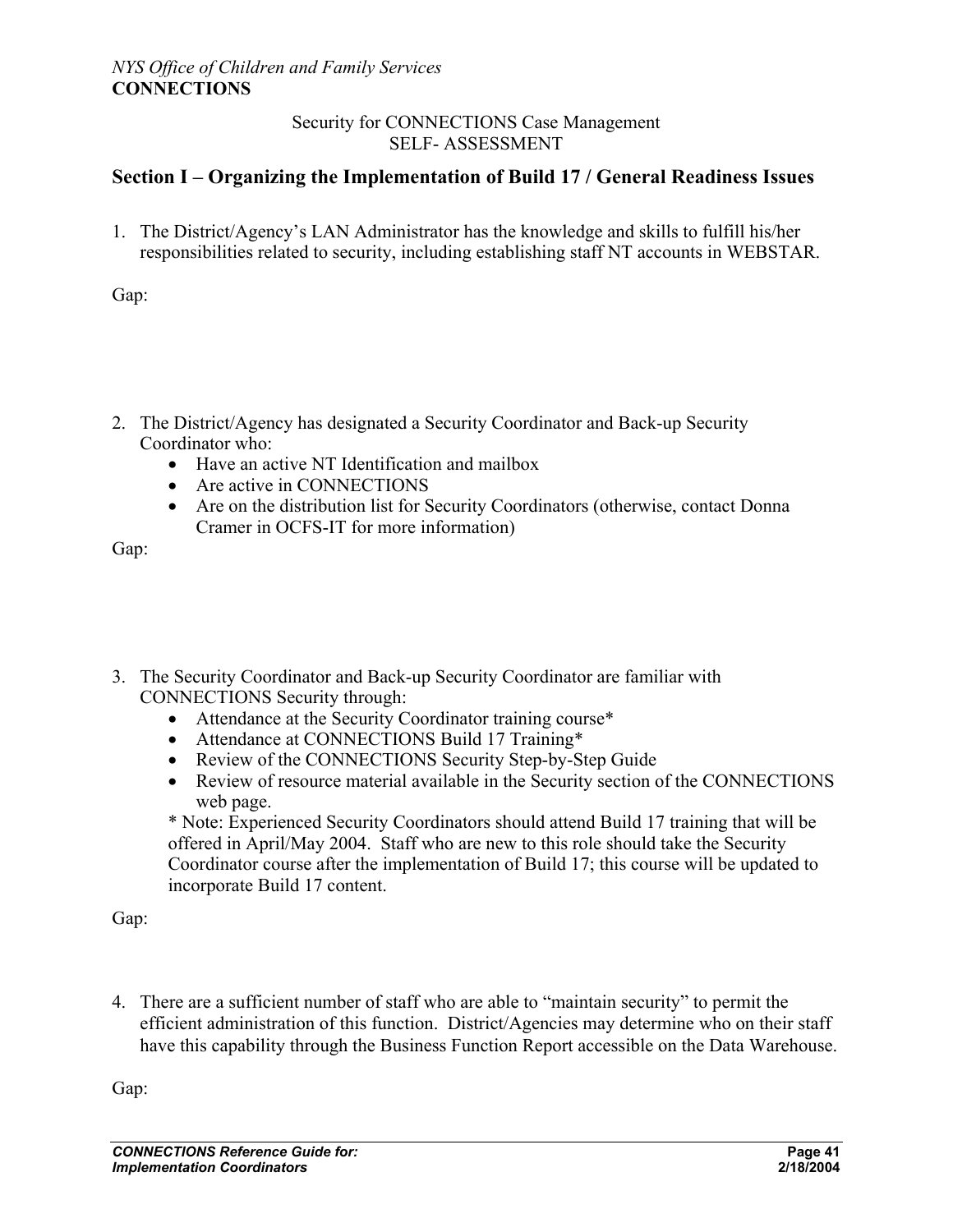Security for CONNECTIONS Case Management
SELF- ASSESSMENT

## Section I – Organizing the Implementation of Build 17 / General Readiness Issues

1. The District/Agency's LAN Administrator has the knowledge and skills to fulfill his/her responsibilities related to security, including establishing staff NT accounts in WEBSTAR.

Gap:

2. The District/Agency has designated a Security Coordinator and Back-up Security Coordinator who:
   - Have an active NT Identification and mailbox
   - Are active in CONNECTIONS
   - Are on the distribution list for Security Coordinators (otherwise, contact Donna Cramer in OCFS-IT for more information)

Gap:

3. The Security Coordinator and Back-up Security Coordinator are familiar with CONNECTIONS Security through:
   - Attendance at the Security Coordinator training course*
   - Attendance at CONNECTIONS Build 17 Training*
   - Review of the CONNECTIONS Security Step-by-Step Guide
   - Review of resource material available in the Security section of the CONNECTIONS web page.

   * Note: Experienced Security Coordinators should attend Build 17 training that will be offered in April/May 2004. Staff who are new to this role should take the Security Coordinator course after the implementation of Build 17; this course will be updated to incorporate Build 17 content.

Gap:

4. There are a sufficient number of staff who are able to "maintain security" to permit the efficient administration of this function. District/Agencies may determine who on their staff have this capability through the Business Function Report accessible on the Data Warehouse.

Gap: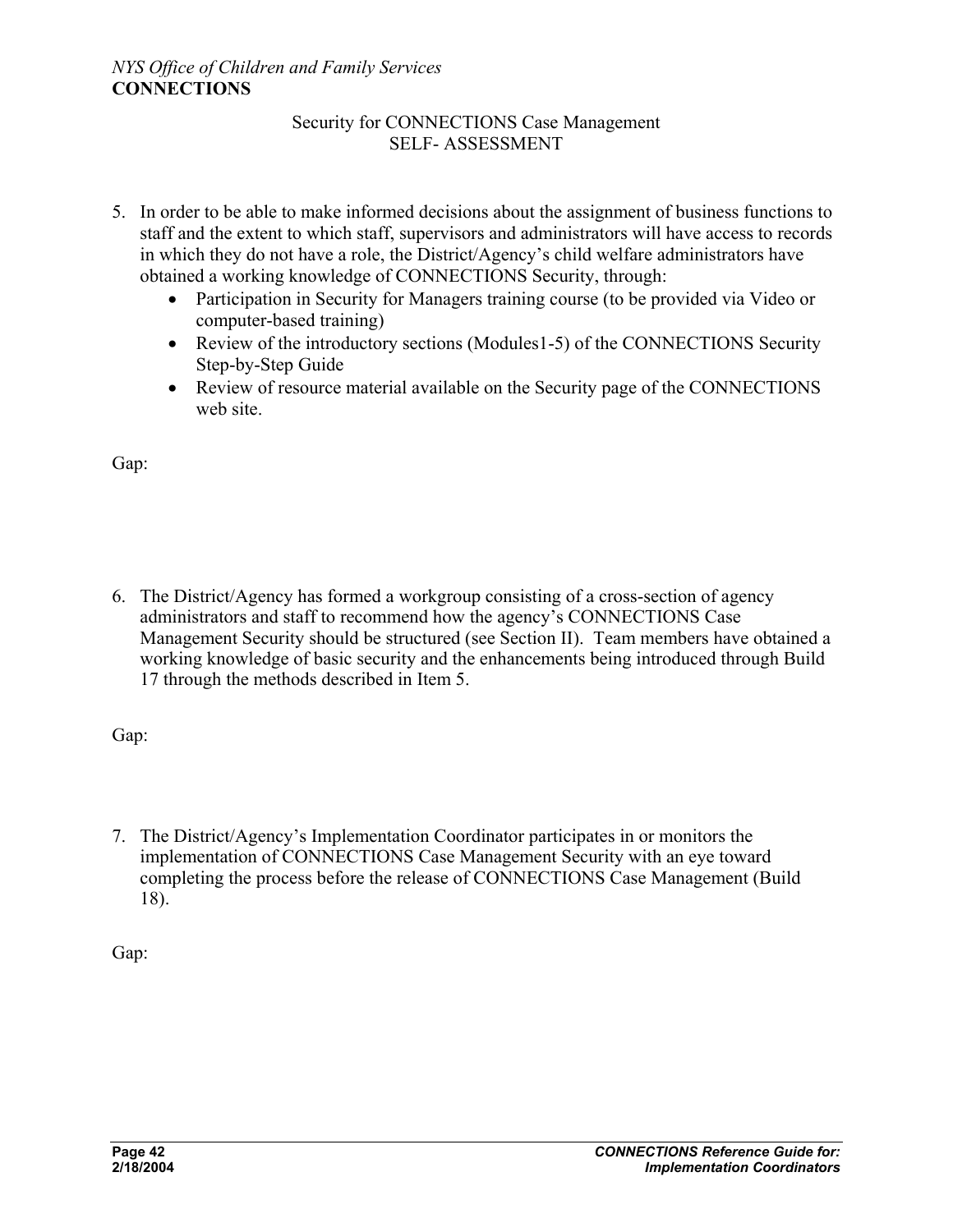Security for CONNECTIONS Case Management
SELF- ASSESSMENT

5. In order to be able to make informed decisions about the assignment of business functions to staff and the extent to which staff, supervisors and administrators will have access to records in which they do not have a role, the District/Agency's child welfare administrators have obtained a working knowledge of CONNECTIONS Security, through:
   - Participation in Security for Managers training course (to be provided via Video or computer-based training)
   - Review of the introductory sections (Modules1-5) of the CONNECTIONS Security Step-by-Step Guide
   - Review of resource material available on the Security page of the CONNECTIONS web site.

Gap:

6. The District/Agency has formed a workgroup consisting of a cross-section of agency administrators and staff to recommend how the agency's CONNECTIONS Case Management Security should be structured (see Section II). Team members have obtained a working knowledge of basic security and the enhancements being introduced through Build 17 through the methods described in Item 5.

Gap:

7. The District/Agency's Implementation Coordinator participates in or monitors the implementation of CONNECTIONS Case Management Security with an eye toward completing the process before the release of CONNECTIONS Case Management (Build 18).

Gap: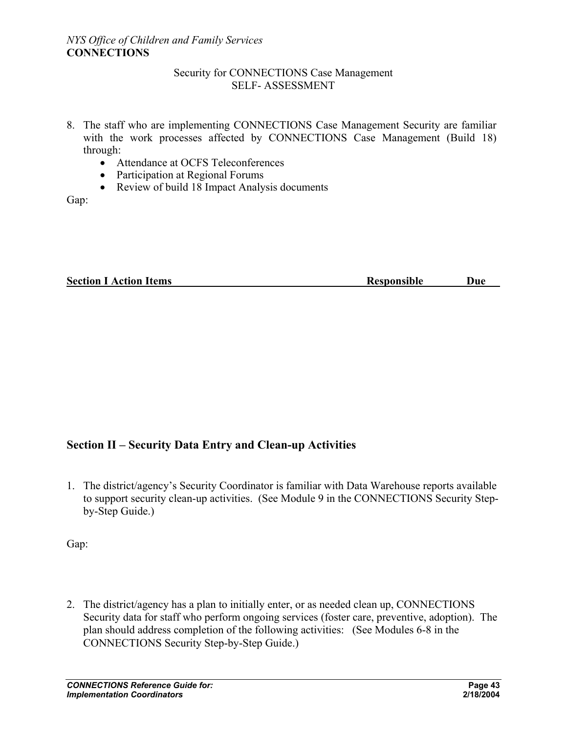Security for CONNECTIONS Case Management
SELF- ASSESSMENT

8. The staff who are implementing CONNECTIONS Case Management Security are familiar with the work processes affected by CONNECTIONS Case Management (Build 18) through:
   - Attendance at OCFS Teleconferences
   - Participation at Regional Forums
   - Review of build 18 Impact Analysis documents

Gap:

| Section I Action Items | Responsible | Due |
|---|---|---|

## Section II – Security Data Entry and Clean-up Activities

1. The district/agency's Security Coordinator is familiar with Data Warehouse reports available to support security clean-up activities. (See Module 9 in the CONNECTIONS Security Step-by-Step Guide.)

Gap:

2. The district/agency has a plan to initially enter, or as needed clean up, CONNECTIONS Security data for staff who perform ongoing services (foster care, preventive, adoption). The plan should address completion of the following activities: (See Modules 6-8 in the CONNECTIONS Security Step-by-Step Guide.)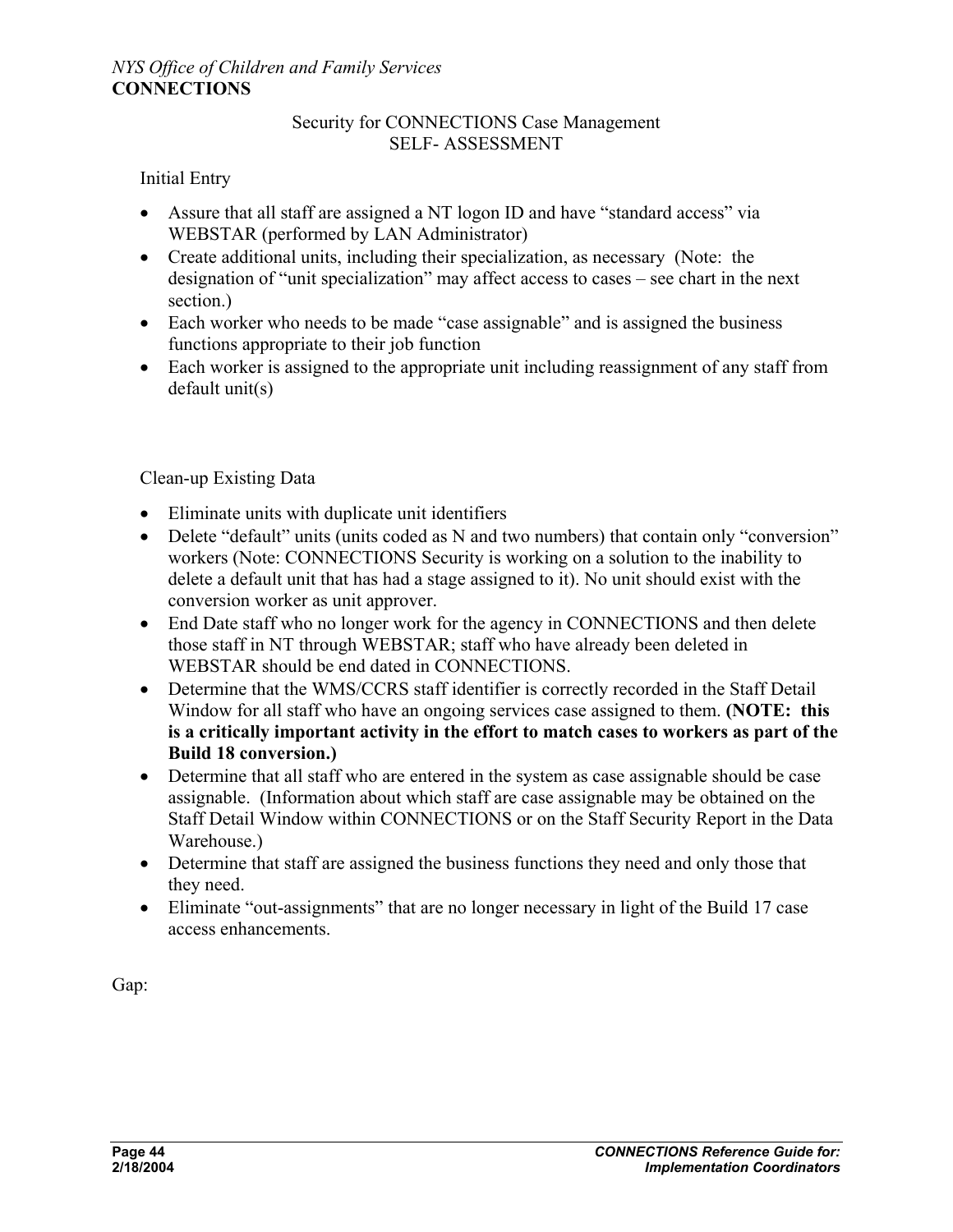Security for CONNECTIONS Case Management
SELF- ASSESSMENT

Initial Entry

- Assure that all staff are assigned a NT logon ID and have “standard access” via WEBSTAR (performed by LAN Administrator)
- Create additional units, including their specialization, as necessary (Note: the designation of “unit specialization” may affect access to cases – see chart in the next section.)
- Each worker who needs to be made “case assignable” and is assigned the business functions appropriate to their job function
- Each worker is assigned to the appropriate unit including reassignment of any staff from default unit(s)

Clean-up Existing Data

- Eliminate units with duplicate unit identifiers
- Delete “default” units (units coded as N and two numbers) that contain only “conversion” workers (Note: CONNECTIONS Security is working on a solution to the inability to delete a default unit that has had a stage assigned to it). No unit should exist with the conversion worker as unit approver.
- End Date staff who no longer work for the agency in CONNECTIONS and then delete those staff in NT through WEBSTAR; staff who have already been deleted in WEBSTAR should be end dated in CONNECTIONS.
- Determine that the WMS/CCRS staff identifier is correctly recorded in the Staff Detail Window for all staff who have an ongoing services case assigned to them. **(NOTE: this is a critically important activity in the effort to match cases to workers as part of the Build 18 conversion.)**
- Determine that all staff who are entered in the system as case assignable should be case assignable. (Information about which staff are case assignable may be obtained on the Staff Detail Window within CONNECTIONS or on the Staff Security Report in the Data Warehouse.)
- Determine that staff are assigned the business functions they need and only those that they need.
- Eliminate “out-assignments” that are no longer necessary in light of the Build 17 case access enhancements.

Gap: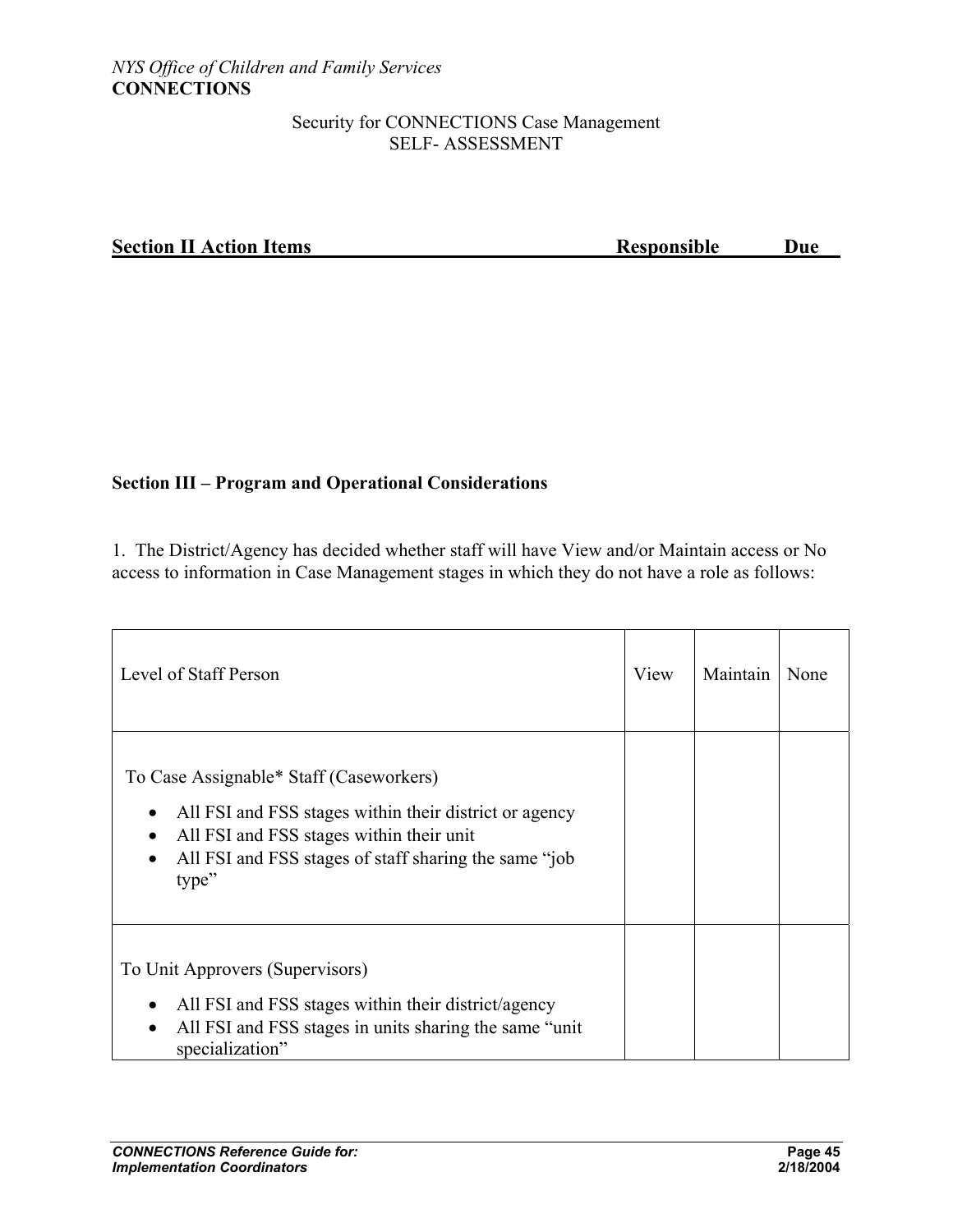Security for CONNECTIONS Case Management
SELF- ASSESSMENT

| Section II Action Items | Responsible | Due |
|---|---|---|

**Section III – Program and Operational Considerations**

1. The District/Agency has decided whether staff will have View and/or Maintain access or No access to information in Case Management stages in which they do not have a role as follows:

| Level of Staff Person | View | Maintain | None |
|---|---|---|---|
| To Case Assignable* Staff (Caseworkers)<br>• All FSI and FSS stages within their district or agency<br>• All FSI and FSS stages within their unit<br>• All FSI and FSS stages of staff sharing the same "job type" | | | |
| To Unit Approvers (Supervisors)<br>• All FSI and FSS stages within their district/agency<br>• All FSI and FSS stages in units sharing the same "unit specialization" | | | |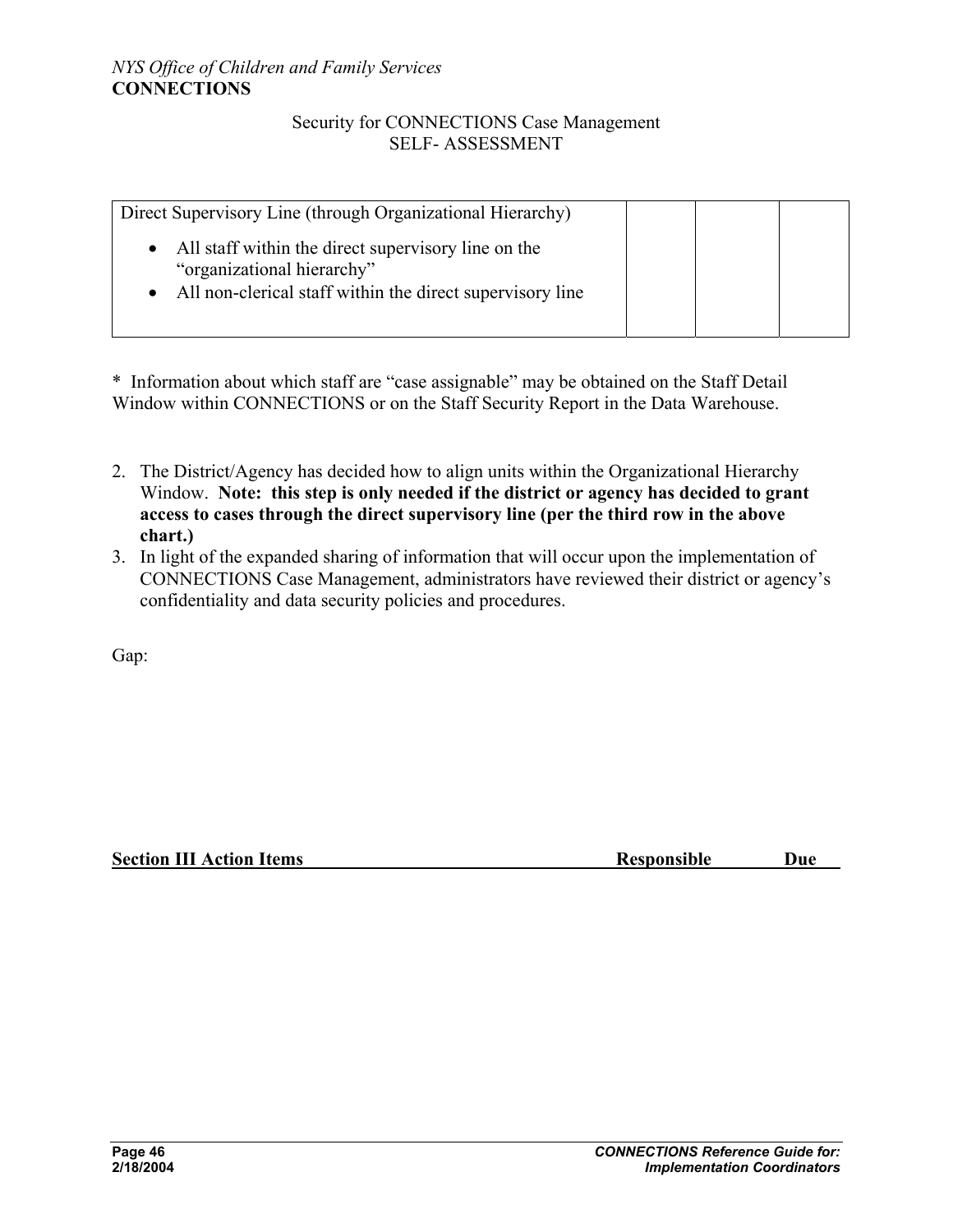Security for CONNECTIONS Case Management
SELF- ASSESSMENT

| Direct Supervisory Line (through Organizational Hierarchy)<br>• All staff within the direct supervisory line on the "organizational hierarchy"<br>• All non-clerical staff within the direct supervisory line | | | |
|---|---|---|---|

* Information about which staff are "case assignable" may be obtained on the Staff Detail Window within CONNECTIONS or on the Staff Security Report in the Data Warehouse.

2. The District/Agency has decided how to align units within the Organizational Hierarchy Window. **Note: this step is only needed if the district or agency has decided to grant access to cases through the direct supervisory line (per the third row in the above chart.)**
3. In light of the expanded sharing of information that will occur upon the implementation of CONNECTIONS Case Management, administrators have reviewed their district or agency's confidentiality and data security policies and procedures.

Gap:

**Section III Action Items** **Responsible** **Due**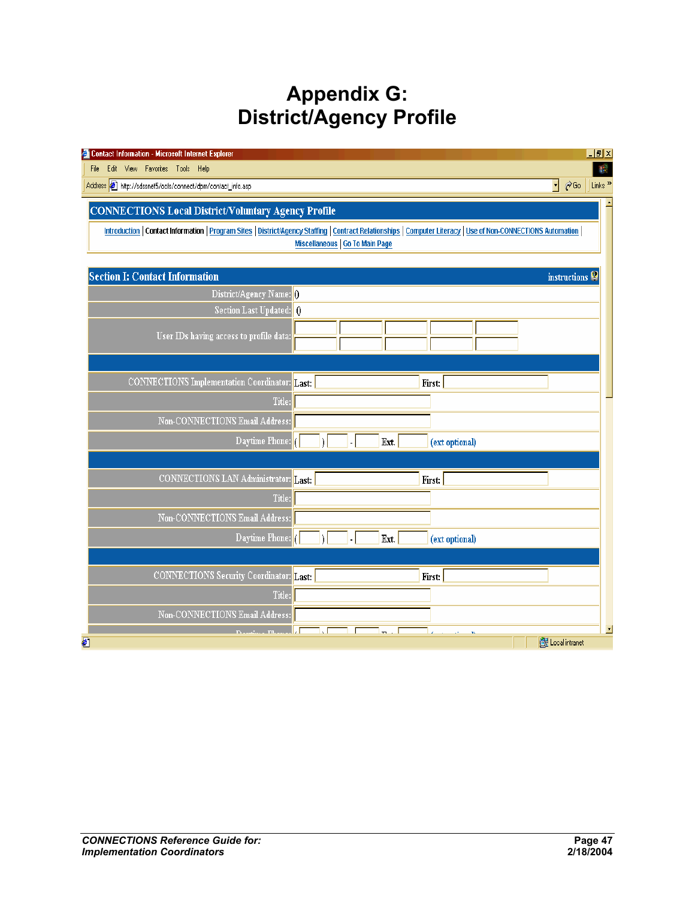# Appendix G:
# District/Agency Profile

Contact Information - Microsoft Internet Explorer

File Edit View Favorites Tools Help

Address http://sdssnet5/ocfs/connect/dpm/contact_info.asp

## CONNECTIONS Local District/Voluntary Agency Profile

Introduction | Contact Information | Program Sites | District/Agency Staffing | Contract Relationships | Computer Literacy | Use of Non-CONNECTIONS Automation | Miscellaneous | Go To Main Page

### Section I: Contact Information

instructions

| | |
|---|---|
| District/Agency Name: | () |
| Section Last Updated: | () |
| User IDs having access to profile data: | |
| | |
| CONNECTIONS Implementation Coordinator: | Last: First: |
| Title: | |
| Non-CONNECTIONS Email Address: | |
| Daytime Phone: | ( ) - Ext. (ext optional) |
| | |
| CONNECTIONS LAN Administrator: | Last: First: |
| Title: | |
| Non-CONNECTIONS Email Address: | |
| Daytime Phone: | ( ) - Ext. (ext optional) |
| | |
| CONNECTIONS Security Coordinator: | Last: First: |
| Title: | |
| Non-CONNECTIONS Email Address: | |

Local intranet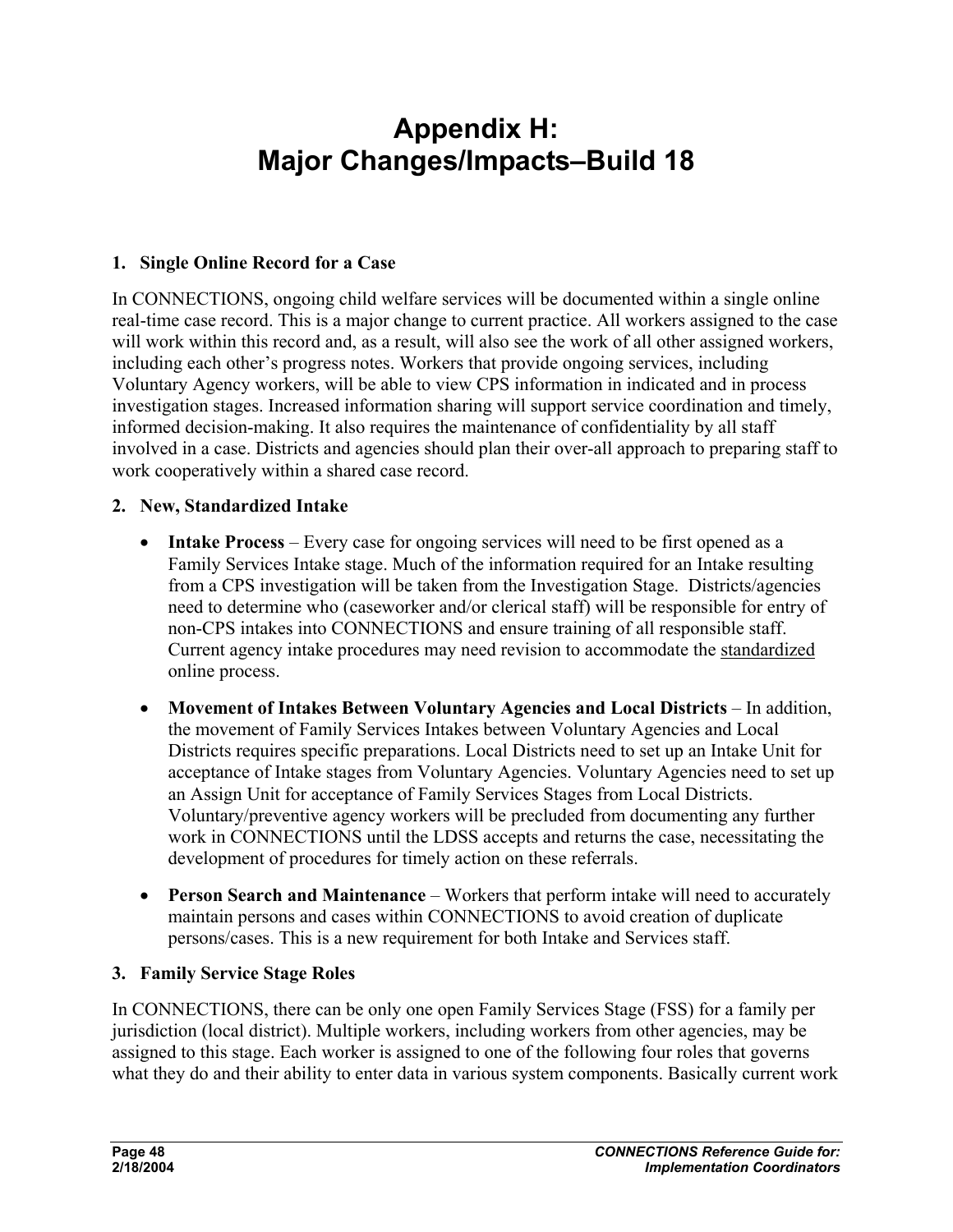# Appendix H: Major Changes/Impacts–Build 18

## 1. Single Online Record for a Case

In CONNECTIONS, ongoing child welfare services will be documented within a single online real-time case record. This is a major change to current practice. All workers assigned to the case will work within this record and, as a result, will also see the work of all other assigned workers, including each other's progress notes. Workers that provide ongoing services, including Voluntary Agency workers, will be able to view CPS information in indicated and in process investigation stages. Increased information sharing will support service coordination and timely, informed decision-making. It also requires the maintenance of confidentiality by all staff involved in a case. Districts and agencies should plan their over-all approach to preparing staff to work cooperatively within a shared case record.

## 2. New, Standardized Intake

- **Intake Process** – Every case for ongoing services will need to be first opened as a Family Services Intake stage. Much of the information required for an Intake resulting from a CPS investigation will be taken from the Investigation Stage. Districts/agencies need to determine who (caseworker and/or clerical staff) will be responsible for entry of non-CPS intakes into CONNECTIONS and ensure training of all responsible staff. Current agency intake procedures may need revision to accommodate the <u>standardized</u> online process.
- **Movement of Intakes Between Voluntary Agencies and Local Districts** – In addition, the movement of Family Services Intakes between Voluntary Agencies and Local Districts requires specific preparations. Local Districts need to set up an Intake Unit for acceptance of Intake stages from Voluntary Agencies. Voluntary Agencies need to set up an Assign Unit for acceptance of Family Services Stages from Local Districts. Voluntary/preventive agency workers will be precluded from documenting any further work in CONNECTIONS until the LDSS accepts and returns the case, necessitating the development of procedures for timely action on these referrals.
- **Person Search and Maintenance** – Workers that perform intake will need to accurately maintain persons and cases within CONNECTIONS to avoid creation of duplicate persons/cases. This is a new requirement for both Intake and Services staff.

## 3. Family Service Stage Roles

In CONNECTIONS, there can be only one open Family Services Stage (FSS) for a family per jurisdiction (local district). Multiple workers, including workers from other agencies, may be assigned to this stage. Each worker is assigned to one of the following four roles that governs what they do and their ability to enter data in various system components. Basically current work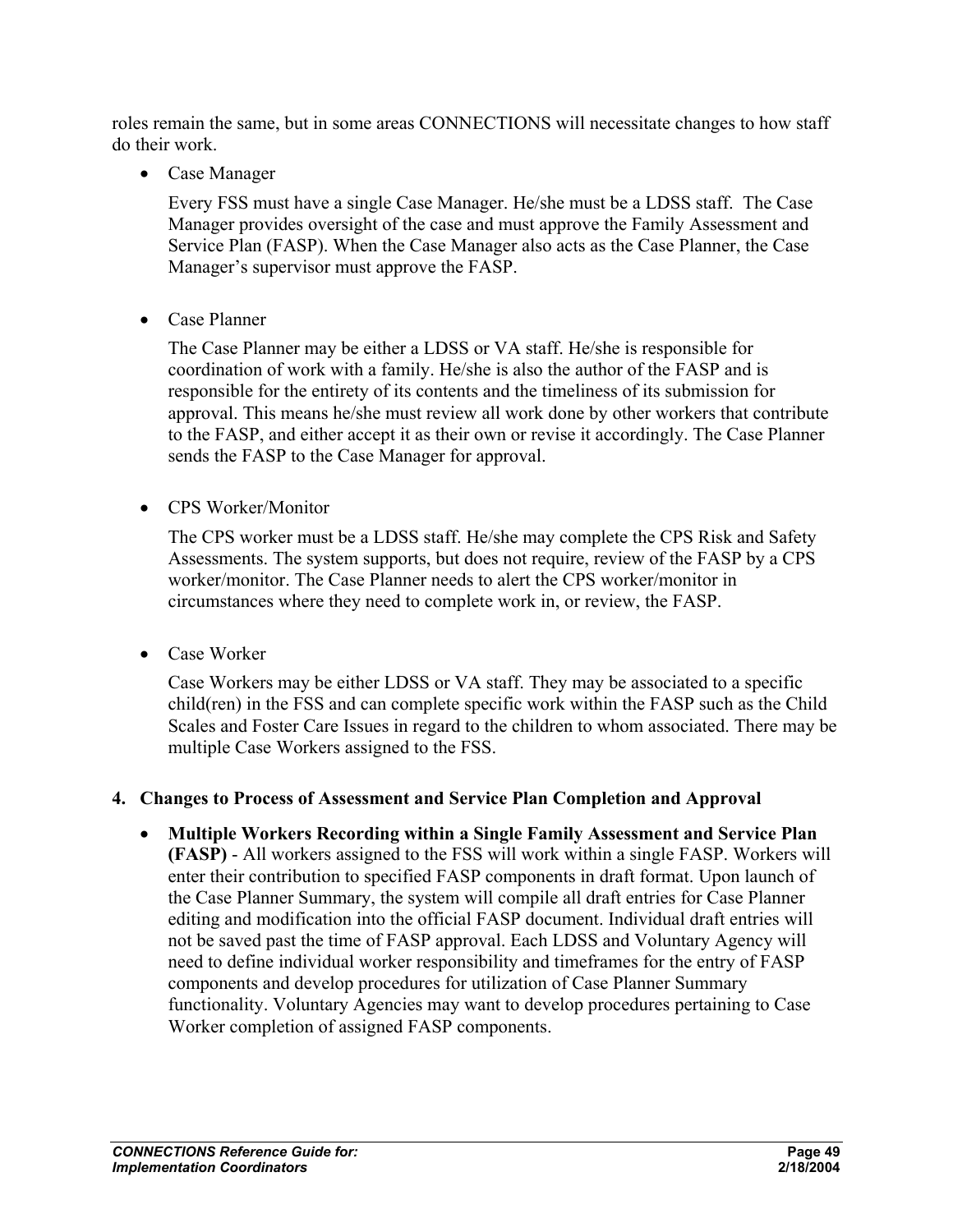roles remain the same, but in some areas CONNECTIONS will necessitate changes to how staff do their work.

- Case Manager

  Every FSS must have a single Case Manager. He/she must be a LDSS staff. The Case Manager provides oversight of the case and must approve the Family Assessment and Service Plan (FASP). When the Case Manager also acts as the Case Planner, the Case Manager's supervisor must approve the FASP.

- Case Planner

  The Case Planner may be either a LDSS or VA staff. He/she is responsible for coordination of work with a family. He/she is also the author of the FASP and is responsible for the entirety of its contents and the timeliness of its submission for approval. This means he/she must review all work done by other workers that contribute to the FASP, and either accept it as their own or revise it accordingly. The Case Planner sends the FASP to the Case Manager for approval.

- CPS Worker/Monitor

  The CPS worker must be a LDSS staff. He/she may complete the CPS Risk and Safety Assessments. The system supports, but does not require, review of the FASP by a CPS worker/monitor. The Case Planner needs to alert the CPS worker/monitor in circumstances where they need to complete work in, or review, the FASP.

- Case Worker

  Case Workers may be either LDSS or VA staff. They may be associated to a specific child(ren) in the FSS and can complete specific work within the FASP such as the Child Scales and Foster Care Issues in regard to the children to whom associated. There may be multiple Case Workers assigned to the FSS.

**4. Changes to Process of Assessment and Service Plan Completion and Approval**

- **Multiple Workers Recording within a Single Family Assessment and Service Plan (FASP)** - All workers assigned to the FSS will work within a single FASP. Workers will enter their contribution to specified FASP components in draft format. Upon launch of the Case Planner Summary, the system will compile all draft entries for Case Planner editing and modification into the official FASP document. Individual draft entries will not be saved past the time of FASP approval. Each LDSS and Voluntary Agency will need to define individual worker responsibility and timeframes for the entry of FASP components and develop procedures for utilization of Case Planner Summary functionality. Voluntary Agencies may want to develop procedures pertaining to Case Worker completion of assigned FASP components.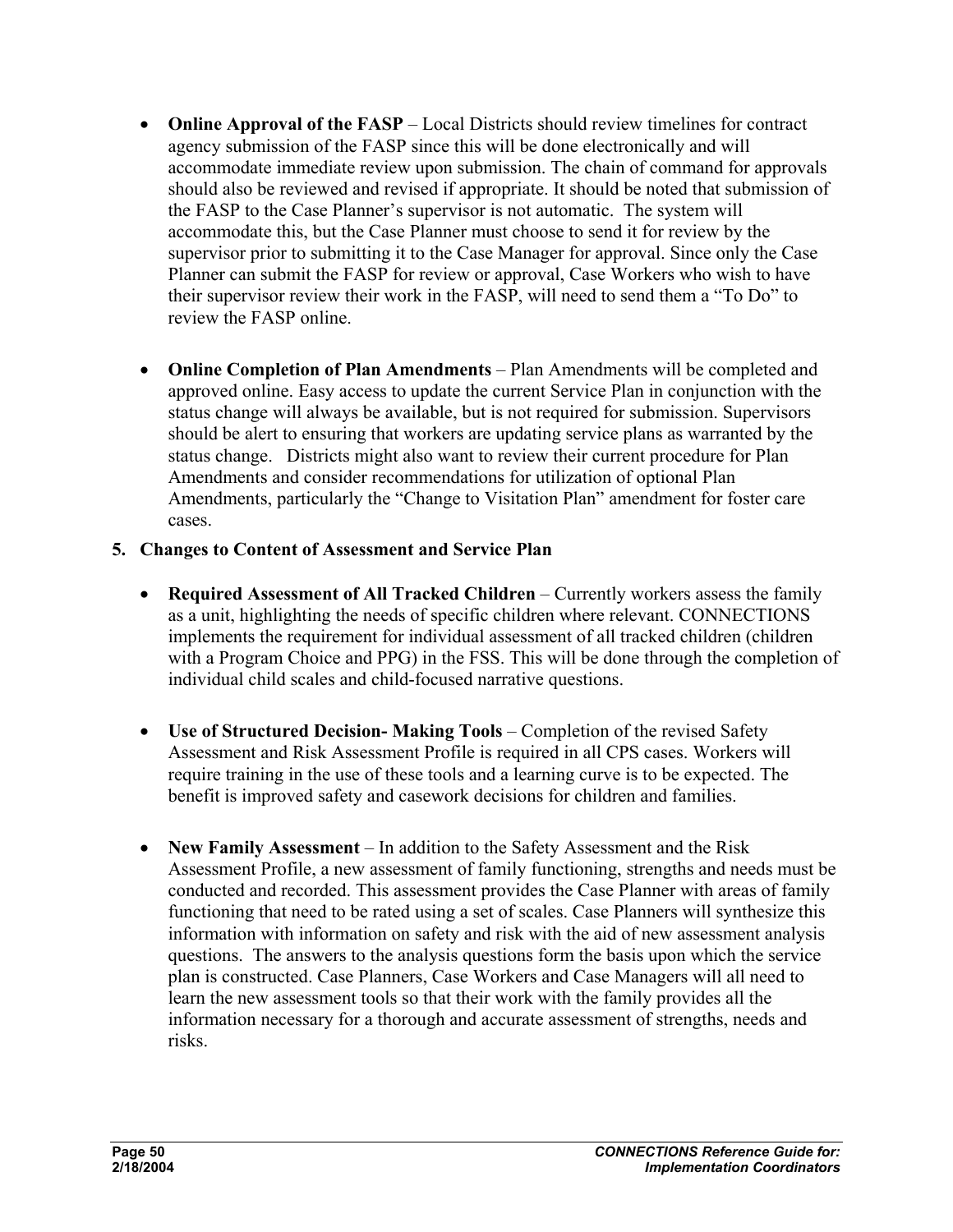- **Online Approval of the FASP** – Local Districts should review timelines for contract agency submission of the FASP since this will be done electronically and will accommodate immediate review upon submission. The chain of command for approvals should also be reviewed and revised if appropriate. It should be noted that submission of the FASP to the Case Planner's supervisor is not automatic. The system will accommodate this, but the Case Planner must choose to send it for review by the supervisor prior to submitting it to the Case Manager for approval. Since only the Case Planner can submit the FASP for review or approval, Case Workers who wish to have their supervisor review their work in the FASP, will need to send them a "To Do" to review the FASP online.

- **Online Completion of Plan Amendments** – Plan Amendments will be completed and approved online. Easy access to update the current Service Plan in conjunction with the status change will always be available, but is not required for submission. Supervisors should be alert to ensuring that workers are updating service plans as warranted by the status change. Districts might also want to review their current procedure for Plan Amendments and consider recommendations for utilization of optional Plan Amendments, particularly the "Change to Visitation Plan" amendment for foster care cases.

**5. Changes to Content of Assessment and Service Plan**

- **Required Assessment of All Tracked Children** – Currently workers assess the family as a unit, highlighting the needs of specific children where relevant. CONNECTIONS implements the requirement for individual assessment of all tracked children (children with a Program Choice and PPG) in the FSS. This will be done through the completion of individual child scales and child-focused narrative questions.

- **Use of Structured Decision- Making Tools** – Completion of the revised Safety Assessment and Risk Assessment Profile is required in all CPS cases. Workers will require training in the use of these tools and a learning curve is to be expected. The benefit is improved safety and casework decisions for children and families.

- **New Family Assessment** – In addition to the Safety Assessment and the Risk Assessment Profile, a new assessment of family functioning, strengths and needs must be conducted and recorded. This assessment provides the Case Planner with areas of family functioning that need to be rated using a set of scales. Case Planners will synthesize this information with information on safety and risk with the aid of new assessment analysis questions. The answers to the analysis questions form the basis upon which the service plan is constructed. Case Planners, Case Workers and Case Managers will all need to learn the new assessment tools so that their work with the family provides all the information necessary for a thorough and accurate assessment of strengths, needs and risks.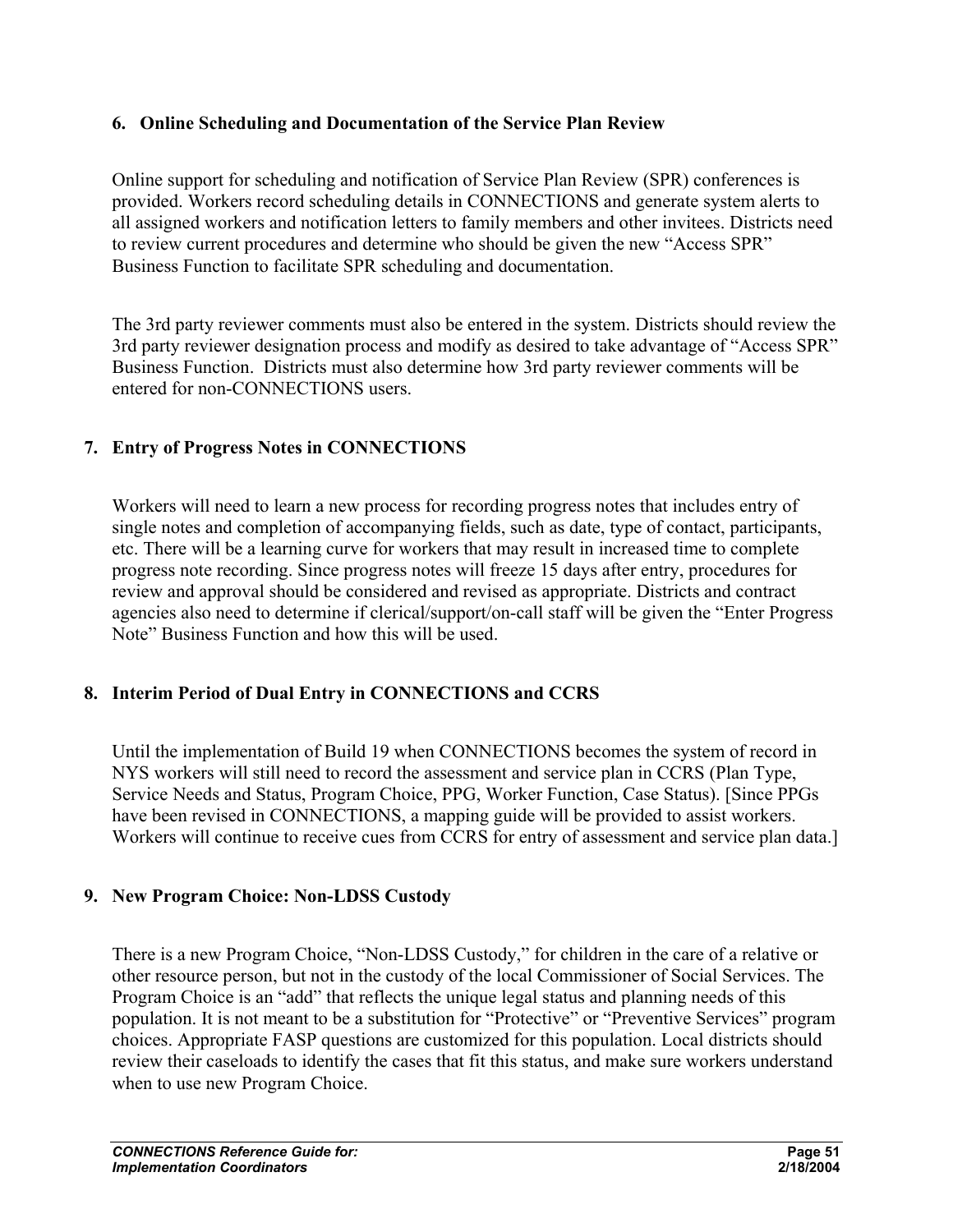## 6. Online Scheduling and Documentation of the Service Plan Review

Online support for scheduling and notification of Service Plan Review (SPR) conferences is provided. Workers record scheduling details in CONNECTIONS and generate system alerts to all assigned workers and notification letters to family members and other invitees. Districts need to review current procedures and determine who should be given the new "Access SPR" Business Function to facilitate SPR scheduling and documentation.

The 3rd party reviewer comments must also be entered in the system. Districts should review the 3rd party reviewer designation process and modify as desired to take advantage of "Access SPR" Business Function. Districts must also determine how 3rd party reviewer comments will be entered for non-CONNECTIONS users.

## 7. Entry of Progress Notes in CONNECTIONS

Workers will need to learn a new process for recording progress notes that includes entry of single notes and completion of accompanying fields, such as date, type of contact, participants, etc. There will be a learning curve for workers that may result in increased time to complete progress note recording. Since progress notes will freeze 15 days after entry, procedures for review and approval should be considered and revised as appropriate. Districts and contract agencies also need to determine if clerical/support/on-call staff will be given the "Enter Progress Note" Business Function and how this will be used.

## 8. Interim Period of Dual Entry in CONNECTIONS and CCRS

Until the implementation of Build 19 when CONNECTIONS becomes the system of record in NYS workers will still need to record the assessment and service plan in CCRS (Plan Type, Service Needs and Status, Program Choice, PPG, Worker Function, Case Status). [Since PPGs have been revised in CONNECTIONS, a mapping guide will be provided to assist workers. Workers will continue to receive cues from CCRS for entry of assessment and service plan data.]

## 9. New Program Choice: Non-LDSS Custody

There is a new Program Choice, "Non-LDSS Custody," for children in the care of a relative or other resource person, but not in the custody of the local Commissioner of Social Services. The Program Choice is an "add" that reflects the unique legal status and planning needs of this population. It is not meant to be a substitution for "Protective" or "Preventive Services" program choices. Appropriate FASP questions are customized for this population. Local districts should review their caseloads to identify the cases that fit this status, and make sure workers understand when to use new Program Choice.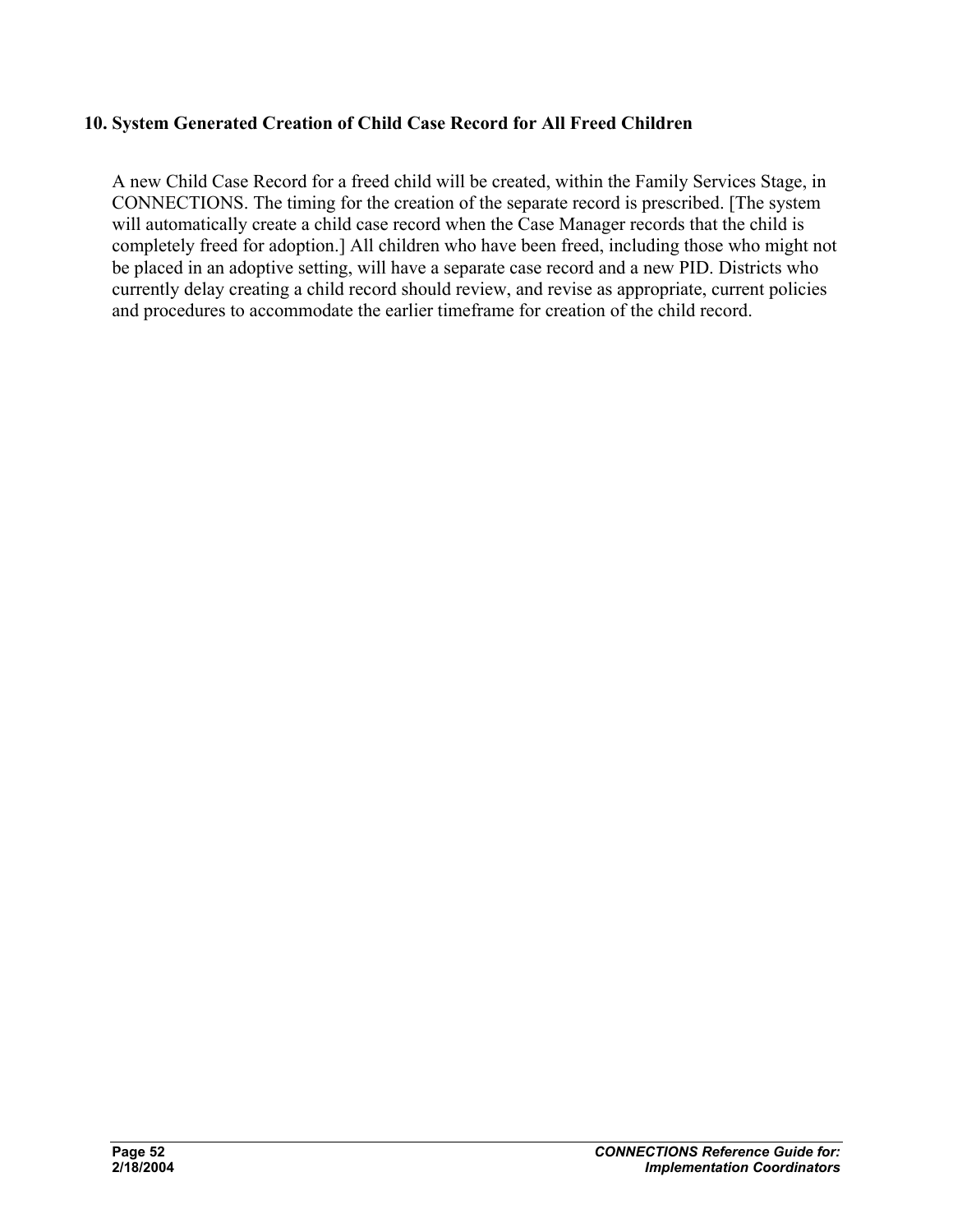## 10. System Generated Creation of Child Case Record for All Freed Children

A new Child Case Record for a freed child will be created, within the Family Services Stage, in CONNECTIONS. The timing for the creation of the separate record is prescribed. [The system will automatically create a child case record when the Case Manager records that the child is completely freed for adoption.] All children who have been freed, including those who might not be placed in an adoptive setting, will have a separate case record and a new PID. Districts who currently delay creating a child record should review, and revise as appropriate, current policies and procedures to accommodate the earlier timeframe for creation of the child record.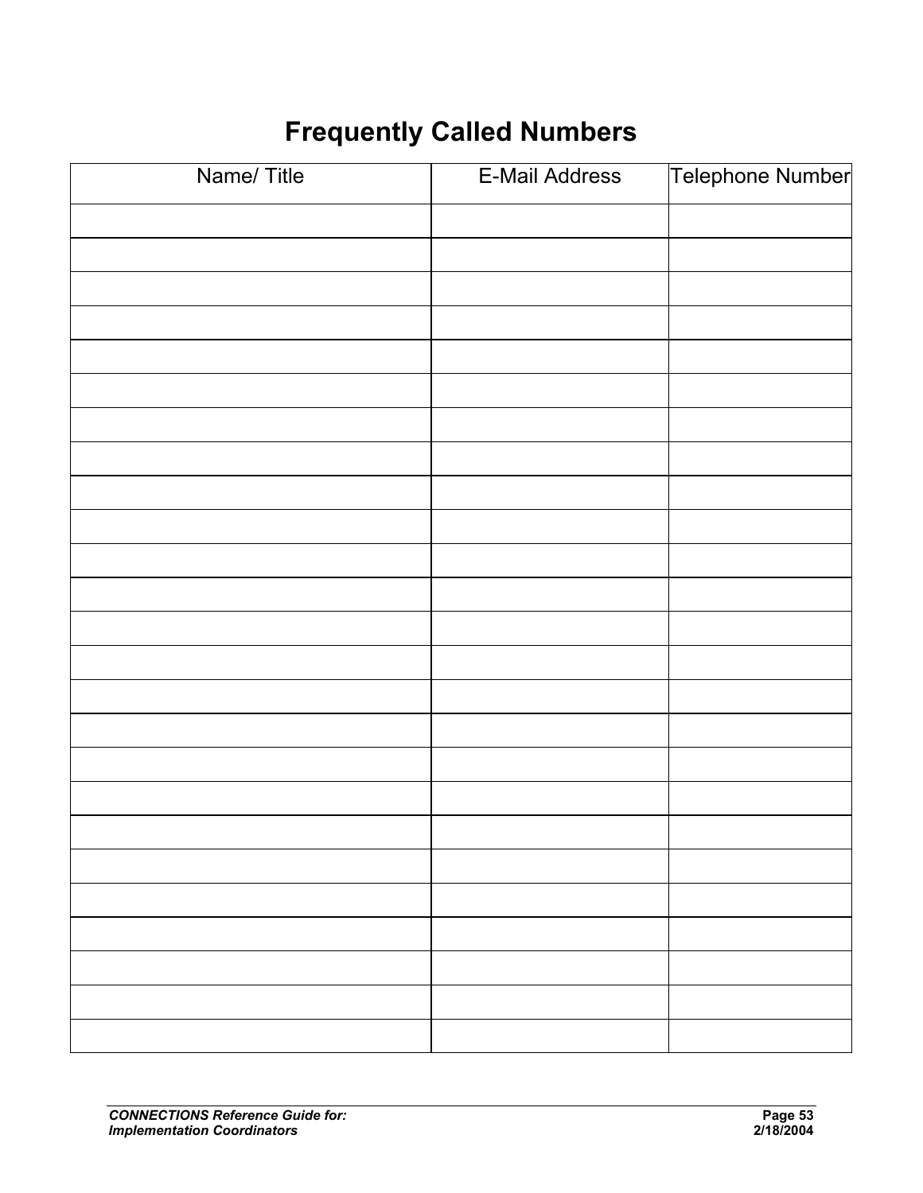# Frequently Called Numbers

| Name/ Title | E-Mail Address | Telephone Number |
| --- | --- | --- |
| | | |
| | | |
| | | |
| | | |
| | | |
| | | |
| | | |
| | | |
| | | |
| | | |
| | | |
| | | |
| | | |
| | | |
| | | |
| | | |
| | | |
| | | |
| | | |
| | | |
| | | |
| | | |
| | | |
| | | |
| | | |
| | | |